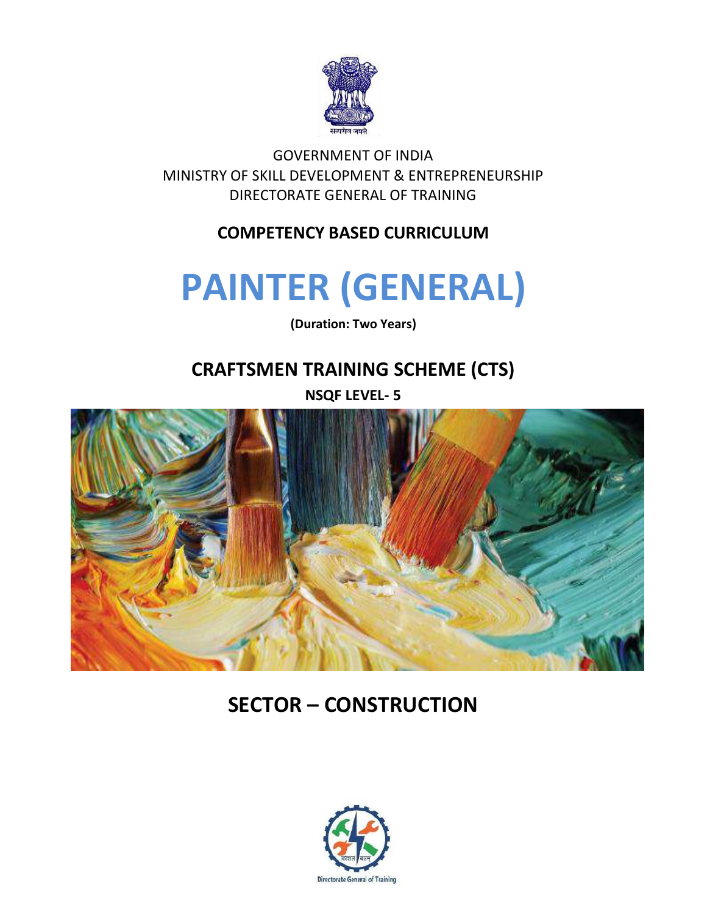सत्यमेव जयते

GOVERNMENT OF INDIA
MINISTRY OF SKILL DEVELOPMENT & ENTREPRENEURSHIP
DIRECTORATE GENERAL OF TRAINING

**COMPETENCY BASED CURRICULUM**

# PAINTER (GENERAL)

**(Duration: Two Years)**

## CRAFTSMEN TRAINING SCHEME (CTS)

**NSQF LEVEL- 5**

## SECTOR – CONSTRUCTION

कौशल बलम

Directorate General of Training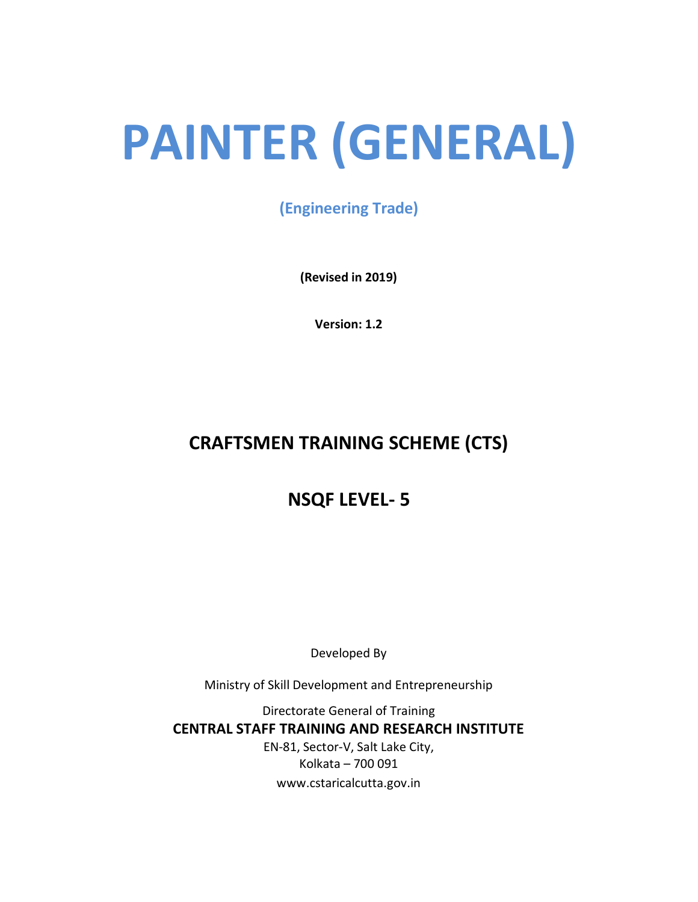# PAINTER (GENERAL)

**(Engineering Trade)**

**(Revised in 2019)**

**Version: 1.2**

## CRAFTSMEN TRAINING SCHEME (CTS)

## NSQF LEVEL- 5

Developed By

Ministry of Skill Development and Entrepreneurship

Directorate General of Training

**CENTRAL STAFF TRAINING AND RESEARCH INSTITUTE**

EN-81, Sector-V, Salt Lake City,

Kolkata – 700 091

www.cstaricalcutta.gov.in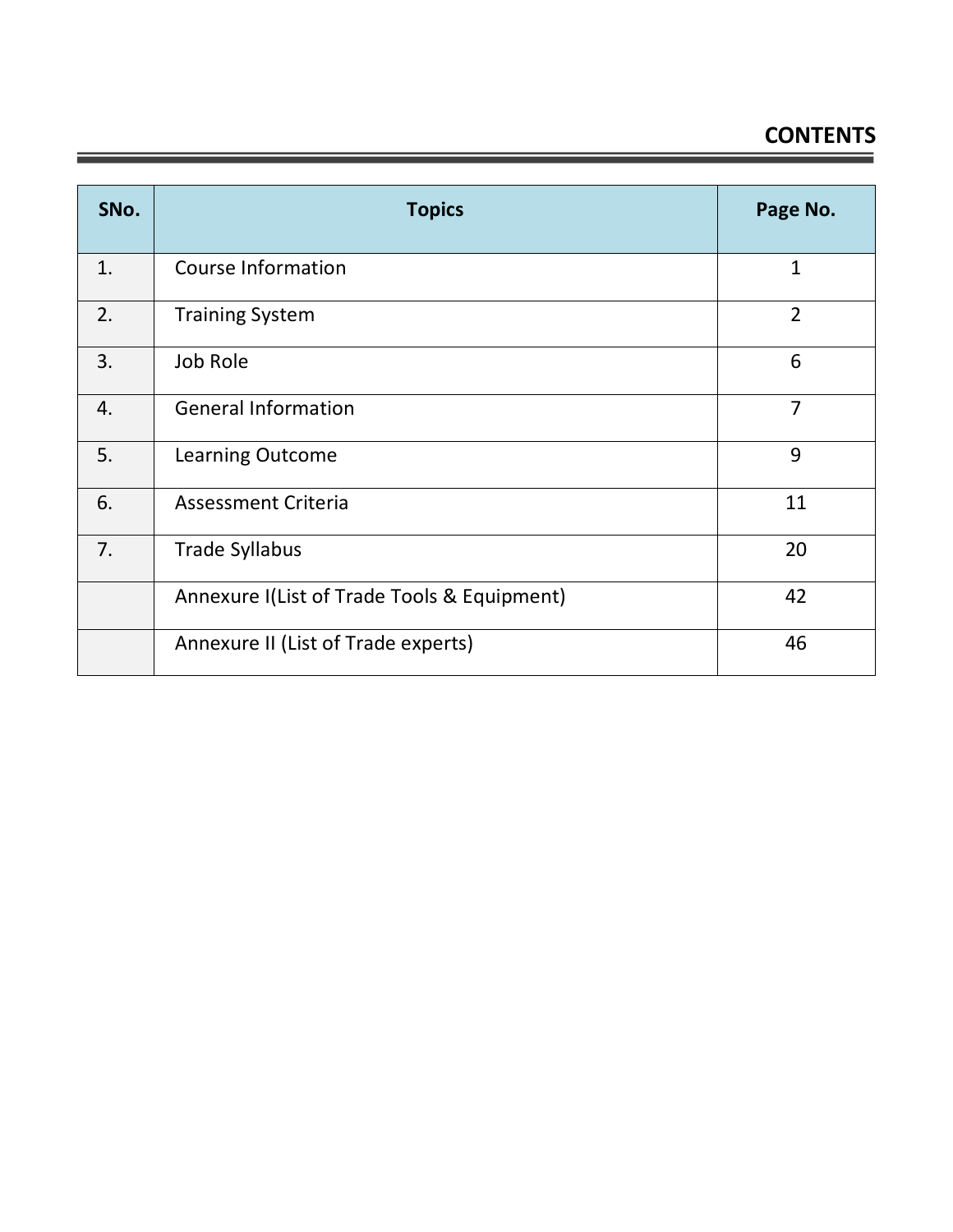# CONTENTS

| SNo. | Topics | Page No. |
|---|---|---|
| 1. | Course Information | 1 |
| 2. | Training System | 2 |
| 3. | Job Role | 6 |
| 4. | General Information | 7 |
| 5. | Learning Outcome | 9 |
| 6. | Assessment Criteria | 11 |
| 7. | Trade Syllabus | 20 |
| | Annexure I(List of Trade Tools & Equipment) | 42 |
| | Annexure II (List of Trade experts) | 46 |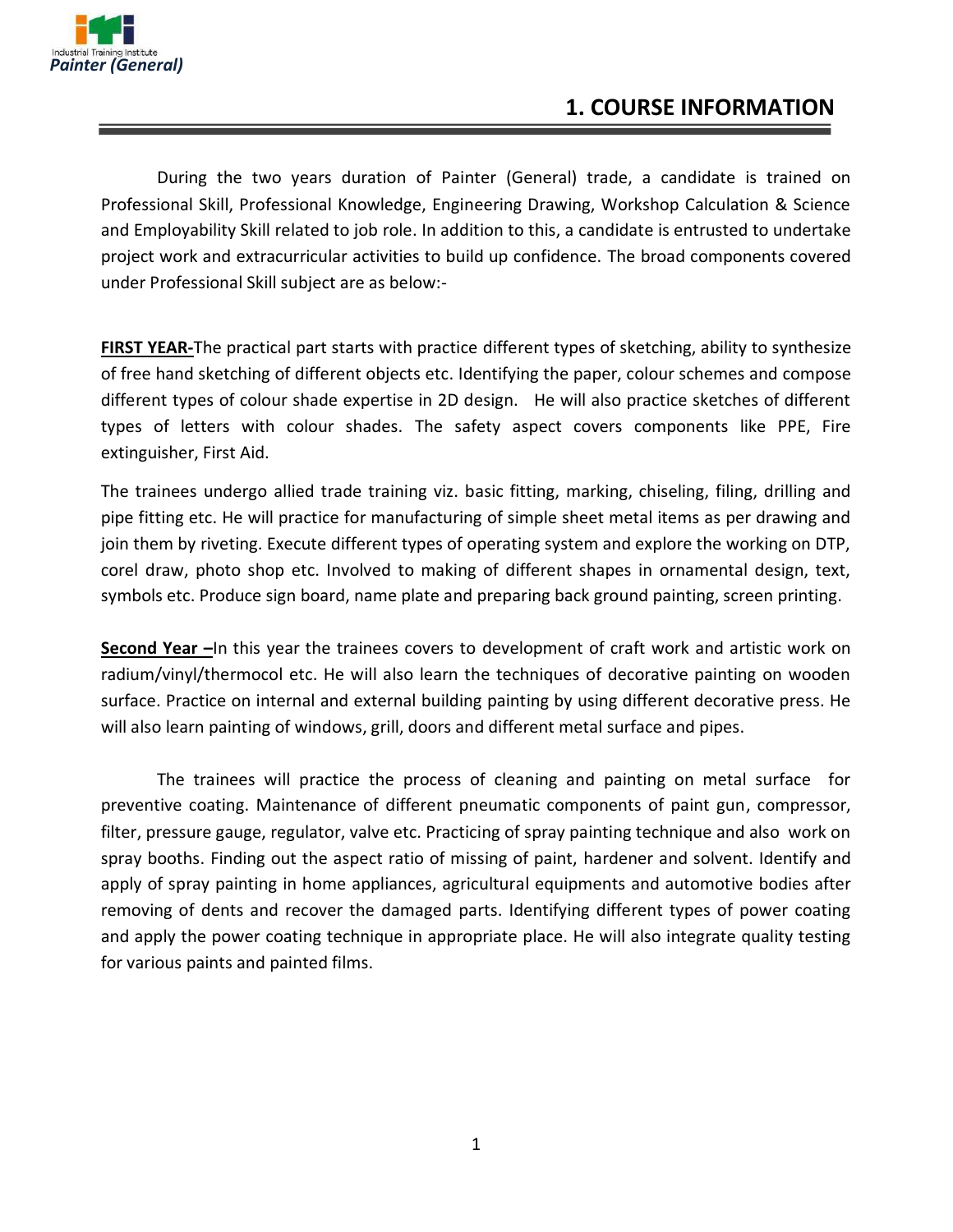# 1. COURSE INFORMATION

During the two years duration of Painter (General) trade, a candidate is trained on Professional Skill, Professional Knowledge, Engineering Drawing, Workshop Calculation & Science and Employability Skill related to job role. In addition to this, a candidate is entrusted to undertake project work and extracurricular activities to build up confidence. The broad components covered under Professional Skill subject are as below:-

**FIRST YEAR-**The practical part starts with practice different types of sketching, ability to synthesize of free hand sketching of different objects etc. Identifying the paper, colour schemes and compose different types of colour shade expertise in 2D design. He will also practice sketches of different types of letters with colour shades. The safety aspect covers components like PPE, Fire extinguisher, First Aid.

The trainees undergo allied trade training viz. basic fitting, marking, chiseling, filing, drilling and pipe fitting etc. He will practice for manufacturing of simple sheet metal items as per drawing and join them by riveting. Execute different types of operating system and explore the working on DTP, corel draw, photo shop etc. Involved to making of different shapes in ornamental design, text, symbols etc. Produce sign board, name plate and preparing back ground painting, screen printing.

**Second Year –**In this year the trainees covers to development of craft work and artistic work on radium/vinyl/thermocol etc. He will also learn the techniques of decorative painting on wooden surface. Practice on internal and external building painting by using different decorative press. He will also learn painting of windows, grill, doors and different metal surface and pipes.

The trainees will practice the process of cleaning and painting on metal surface for preventive coating. Maintenance of different pneumatic components of paint gun, compressor, filter, pressure gauge, regulator, valve etc. Practicing of spray painting technique and also work on spray booths. Finding out the aspect ratio of missing of paint, hardener and solvent. Identify and apply of spray painting in home appliances, agricultural equipments and automotive bodies after removing of dents and recover the damaged parts. Identifying different types of power coating and apply the power coating technique in appropriate place. He will also integrate quality testing for various paints and painted films.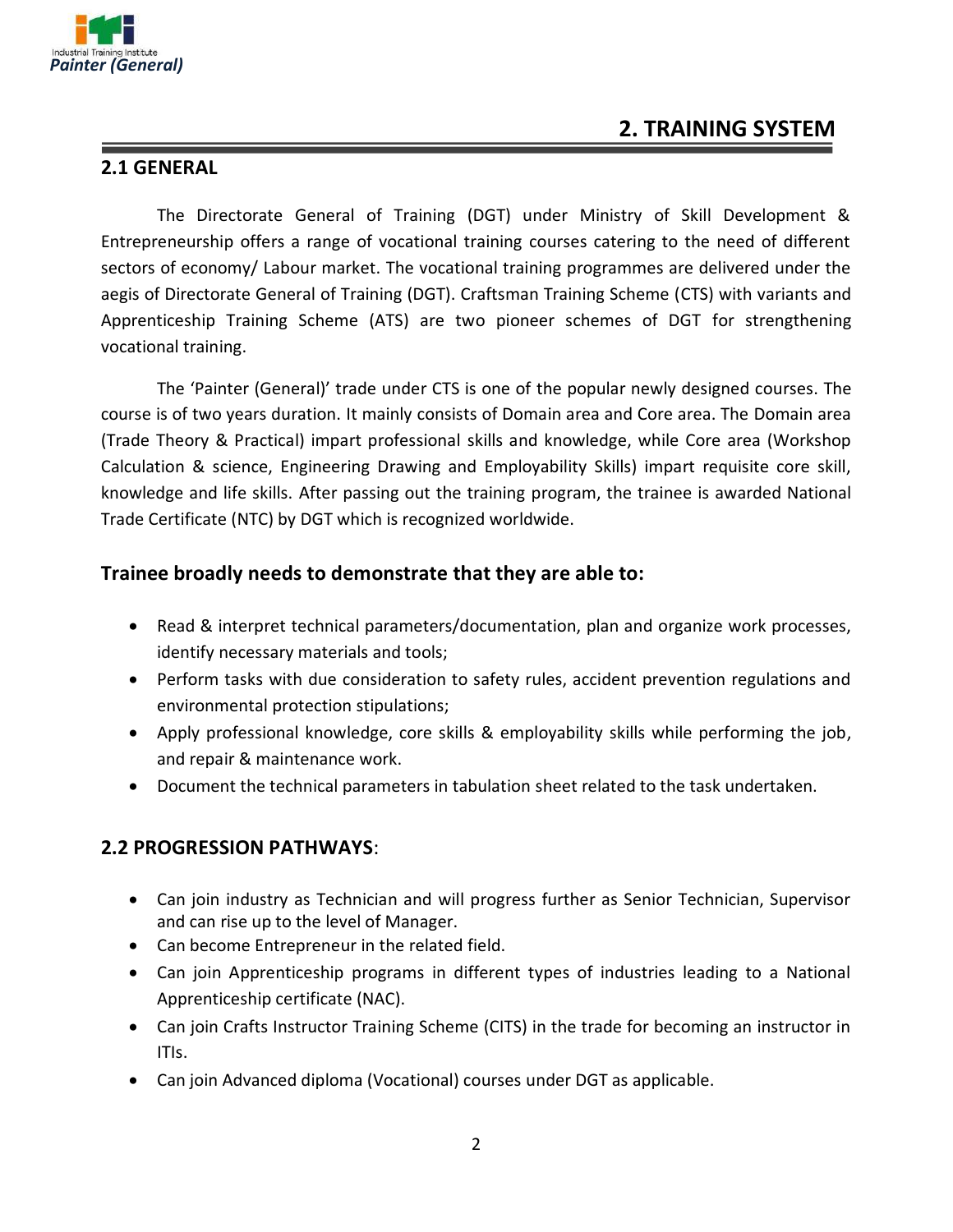# 2. TRAINING SYSTEM

## 2.1 GENERAL

The Directorate General of Training (DGT) under Ministry of Skill Development & Entrepreneurship offers a range of vocational training courses catering to the need of different sectors of economy/ Labour market. The vocational training programmes are delivered under the aegis of Directorate General of Training (DGT). Craftsman Training Scheme (CTS) with variants and Apprenticeship Training Scheme (ATS) are two pioneer schemes of DGT for strengthening vocational training.

The 'Painter (General)' trade under CTS is one of the popular newly designed courses. The course is of two years duration. It mainly consists of Domain area and Core area. The Domain area (Trade Theory & Practical) impart professional skills and knowledge, while Core area (Workshop Calculation & science, Engineering Drawing and Employability Skills) impart requisite core skill, knowledge and life skills. After passing out the training program, the trainee is awarded National Trade Certificate (NTC) by DGT which is recognized worldwide.

### Trainee broadly needs to demonstrate that they are able to:

- Read & interpret technical parameters/documentation, plan and organize work processes, identify necessary materials and tools;
- Perform tasks with due consideration to safety rules, accident prevention regulations and environmental protection stipulations;
- Apply professional knowledge, core skills & employability skills while performing the job, and repair & maintenance work.
- Document the technical parameters in tabulation sheet related to the task undertaken.

## 2.2 PROGRESSION PATHWAYS:

- Can join industry as Technician and will progress further as Senior Technician, Supervisor and can rise up to the level of Manager.
- Can become Entrepreneur in the related field.
- Can join Apprenticeship programs in different types of industries leading to a National Apprenticeship certificate (NAC).
- Can join Crafts Instructor Training Scheme (CITS) in the trade for becoming an instructor in ITIs.
- Can join Advanced diploma (Vocational) courses under DGT as applicable.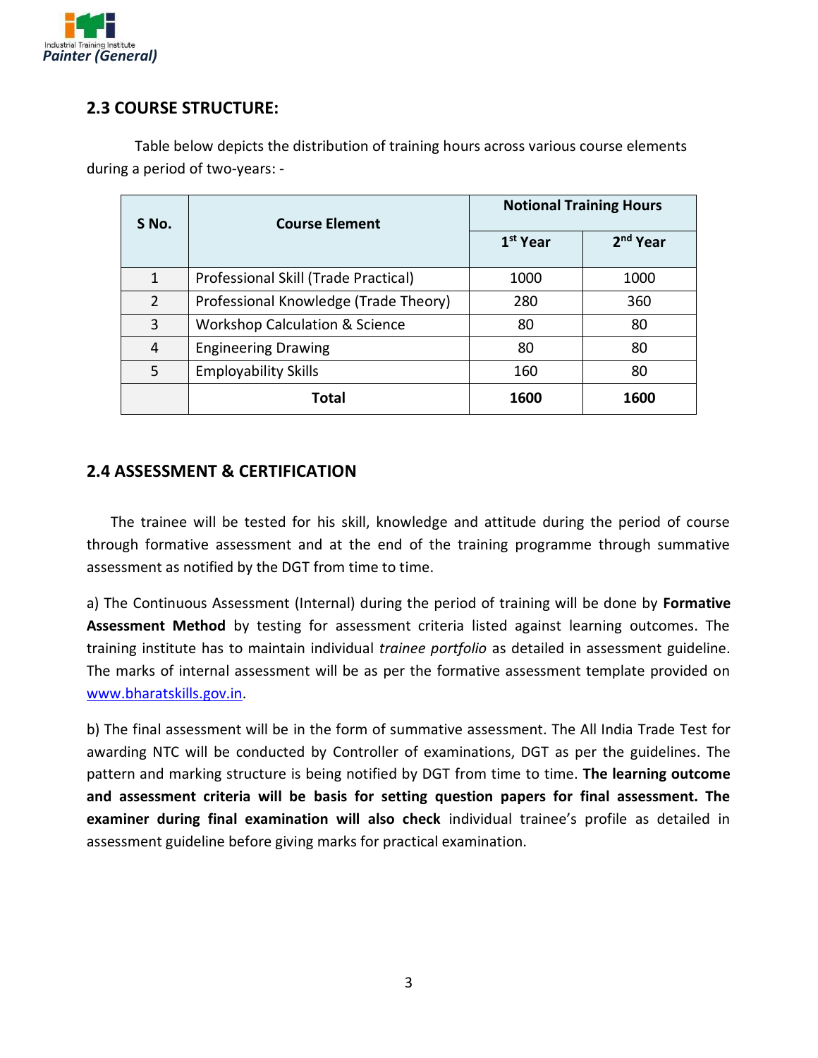## 2.3 COURSE STRUCTURE:

Table below depicts the distribution of training hours across various course elements during a period of two-years: -

| S No. | Course Element | Notional Training Hours | |
|---|---|---|---|
| | | 1st Year | 2nd Year |
| 1 | Professional Skill (Trade Practical) | 1000 | 1000 |
| 2 | Professional Knowledge (Trade Theory) | 280 | 360 |
| 3 | Workshop Calculation & Science | 80 | 80 |
| 4 | Engineering Drawing | 80 | 80 |
| 5 | Employability Skills | 160 | 80 |
| | **Total** | **1600** | **1600** |

## 2.4 ASSESSMENT & CERTIFICATION

The trainee will be tested for his skill, knowledge and attitude during the period of course through formative assessment and at the end of the training programme through summative assessment as notified by the DGT from time to time.

a) The Continuous Assessment (Internal) during the period of training will be done by **Formative Assessment Method** by testing for assessment criteria listed against learning outcomes. The training institute has to maintain individual *trainee portfolio* as detailed in assessment guideline. The marks of internal assessment will be as per the formative assessment template provided on www.bharatskills.gov.in.

b) The final assessment will be in the form of summative assessment. The All India Trade Test for awarding NTC will be conducted by Controller of examinations, DGT as per the guidelines. The pattern and marking structure is being notified by DGT from time to time. **The learning outcome and assessment criteria will be basis for setting question papers for final assessment. The examiner during final examination will also check** individual trainee's profile as detailed in assessment guideline before giving marks for practical examination.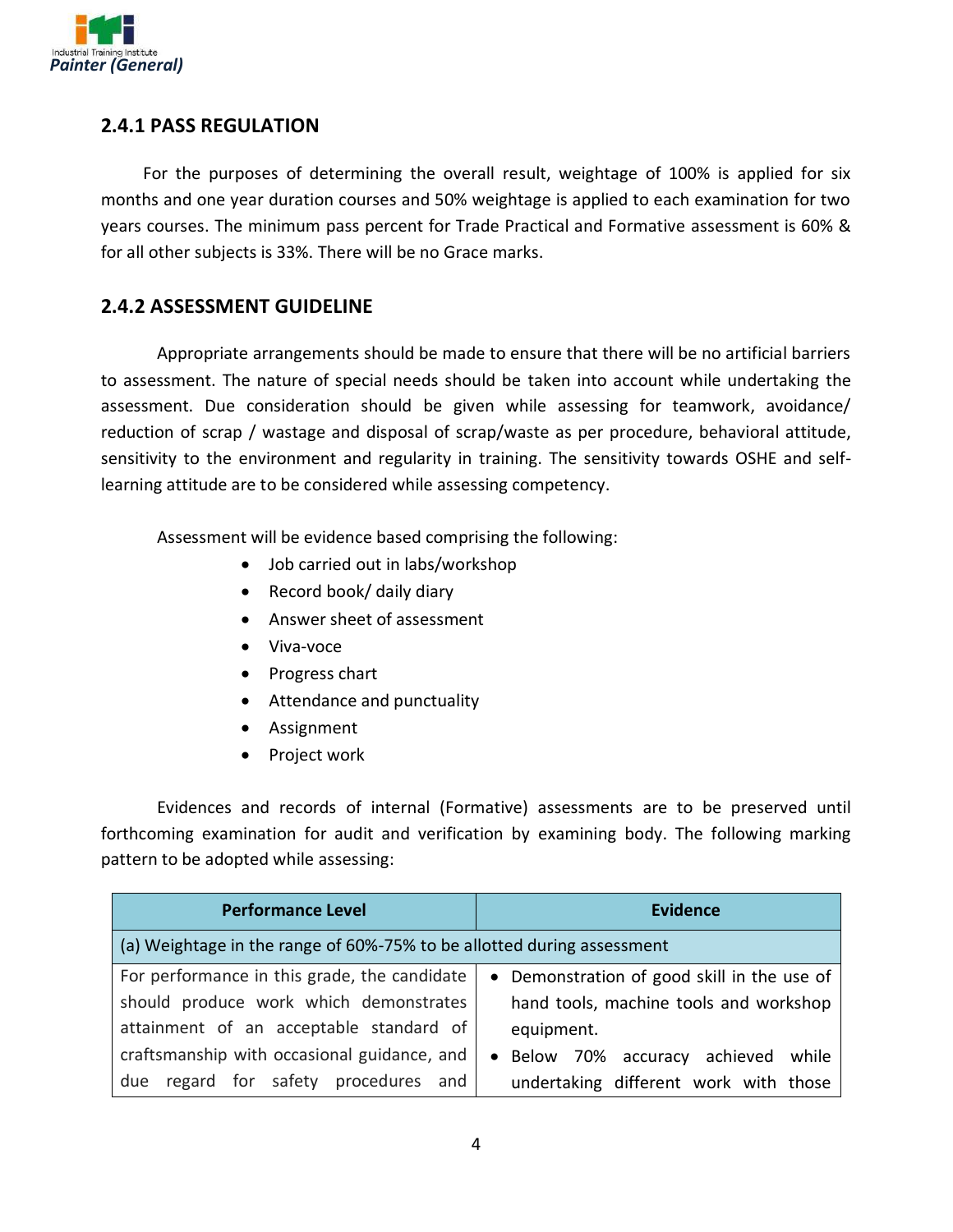### 2.4.1 PASS REGULATION

For the purposes of determining the overall result, weightage of 100% is applied for six months and one year duration courses and 50% weightage is applied to each examination for two years courses. The minimum pass percent for Trade Practical and Formative assessment is 60% & for all other subjects is 33%. There will be no Grace marks.

### 2.4.2 ASSESSMENT GUIDELINE

Appropriate arrangements should be made to ensure that there will be no artificial barriers to assessment. The nature of special needs should be taken into account while undertaking the assessment. Due consideration should be given while assessing for teamwork, avoidance/ reduction of scrap / wastage and disposal of scrap/waste as per procedure, behavioral attitude, sensitivity to the environment and regularity in training. The sensitivity towards OSHE and self-learning attitude are to be considered while assessing competency.

Assessment will be evidence based comprising the following:

- Job carried out in labs/workshop
- Record book/ daily diary
- Answer sheet of assessment
- Viva-voce
- Progress chart
- Attendance and punctuality
- Assignment
- Project work

Evidences and records of internal (Formative) assessments are to be preserved until forthcoming examination for audit and verification by examining body. The following marking pattern to be adopted while assessing:

| Performance Level | Evidence |
|---|---|
| (a) Weightage in the range of 60%-75% to be allotted during assessment | |
| For performance in this grade, the candidate should produce work which demonstrates attainment of an acceptable standard of craftsmanship with occasional guidance, and due regard for safety procedures and | • Demonstration of good skill in the use of hand tools, machine tools and workshop equipment.<br>• Below 70% accuracy achieved while undertaking different work with those |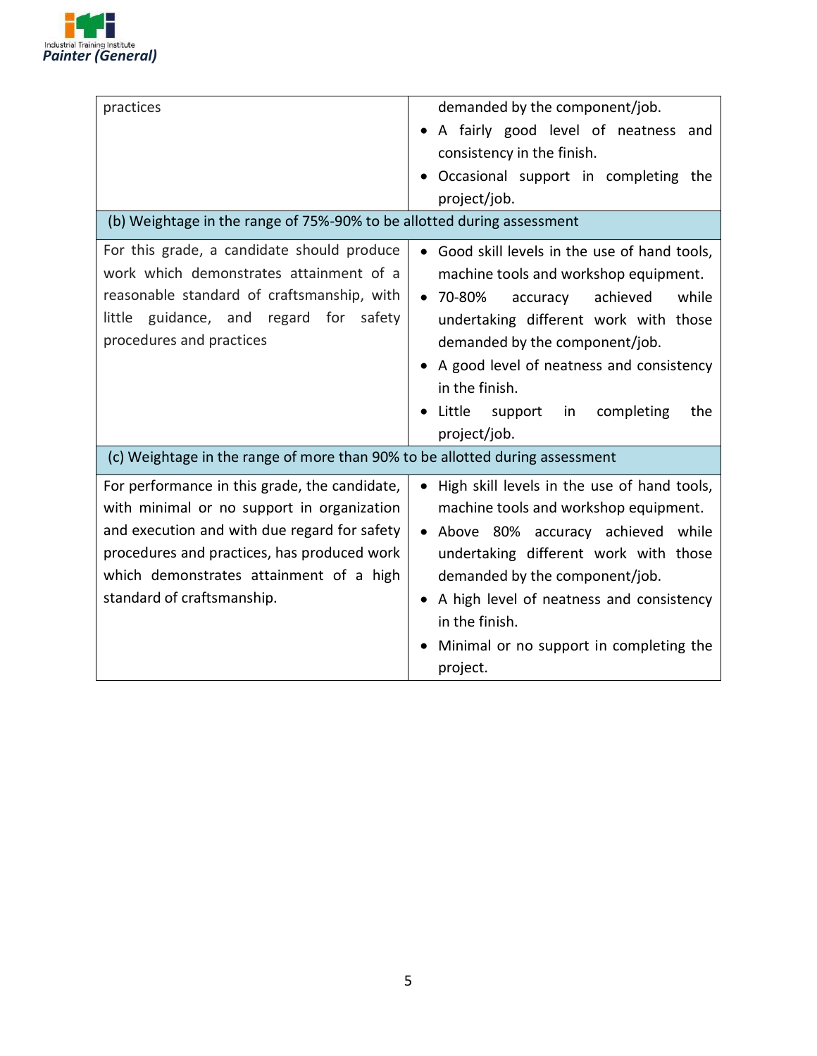| | |
|---|---|
| practices | demanded by the component/job.<br>• A fairly good level of neatness and consistency in the finish.<br>• Occasional support in completing the project/job. |
| (b) Weightage in the range of 75%-90% to be allotted during assessment | |
| For this grade, a candidate should produce work which demonstrates attainment of a reasonable standard of craftsmanship, with little guidance, and regard for safety procedures and practices | • Good skill levels in the use of hand tools, machine tools and workshop equipment.<br>• 70-80% accuracy achieved while undertaking different work with those demanded by the component/job.<br>• A good level of neatness and consistency in the finish.<br>• Little support in completing the project/job. |
| (c) Weightage in the range of more than 90% to be allotted during assessment | |
| For performance in this grade, the candidate, with minimal or no support in organization and execution and with due regard for safety procedures and practices, has produced work which demonstrates attainment of a high standard of craftsmanship. | • High skill levels in the use of hand tools, machine tools and workshop equipment.<br>• Above 80% accuracy achieved while undertaking different work with those demanded by the component/job.<br>• A high level of neatness and consistency in the finish.<br>• Minimal or no support in completing the project. |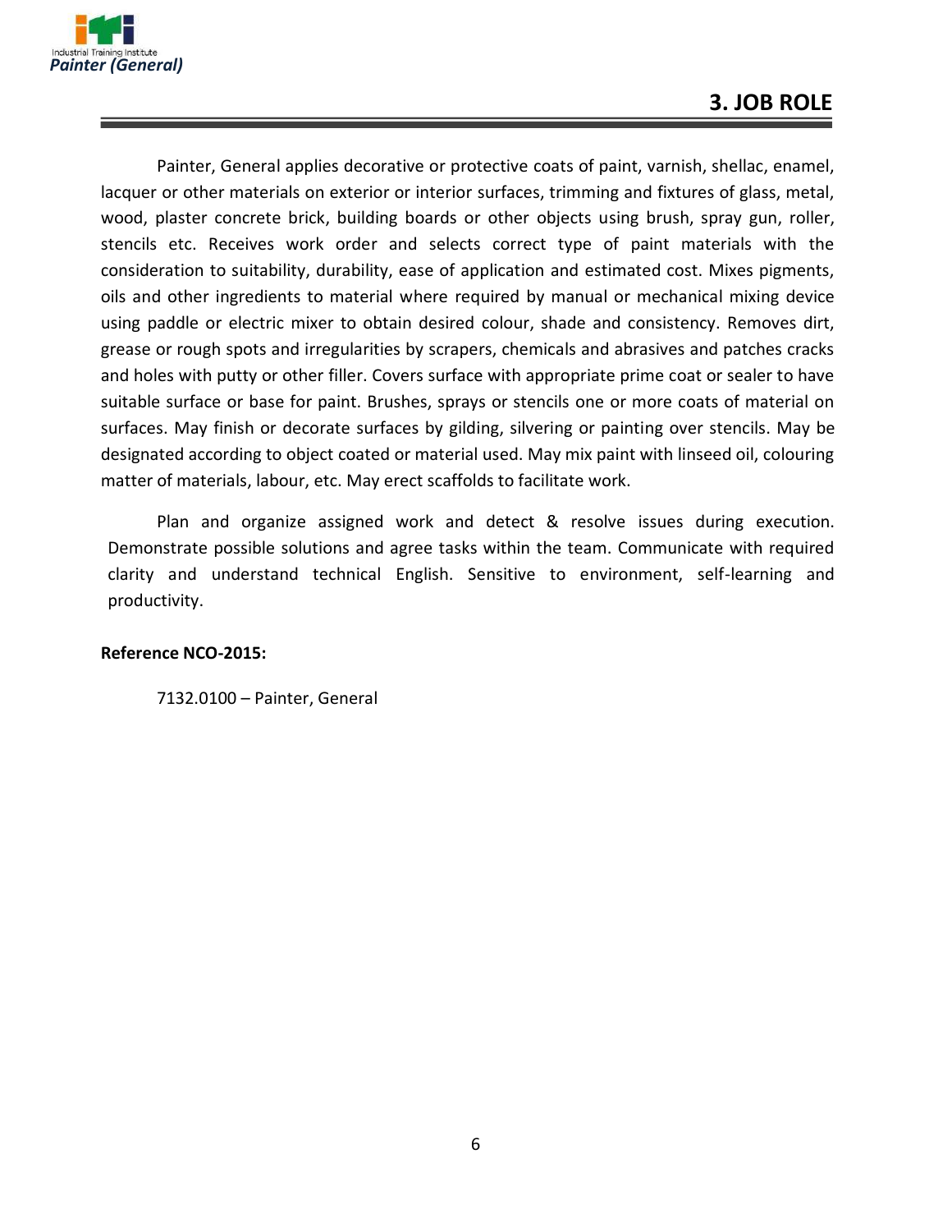# 3. JOB ROLE

Painter, General applies decorative or protective coats of paint, varnish, shellac, enamel, lacquer or other materials on exterior or interior surfaces, trimming and fixtures of glass, metal, wood, plaster concrete brick, building boards or other objects using brush, spray gun, roller, stencils etc. Receives work order and selects correct type of paint materials with the consideration to suitability, durability, ease of application and estimated cost. Mixes pigments, oils and other ingredients to material where required by manual or mechanical mixing device using paddle or electric mixer to obtain desired colour, shade and consistency. Removes dirt, grease or rough spots and irregularities by scrapers, chemicals and abrasives and patches cracks and holes with putty or other filler. Covers surface with appropriate prime coat or sealer to have suitable surface or base for paint. Brushes, sprays or stencils one or more coats of material on surfaces. May finish or decorate surfaces by gilding, silvering or painting over stencils. May be designated according to object coated or material used. May mix paint with linseed oil, colouring matter of materials, labour, etc. May erect scaffolds to facilitate work.

Plan and organize assigned work and detect & resolve issues during execution. Demonstrate possible solutions and agree tasks within the team. Communicate with required clarity and understand technical English. Sensitive to environment, self-learning and productivity.

**Reference NCO-2015:**

7132.0100 – Painter, General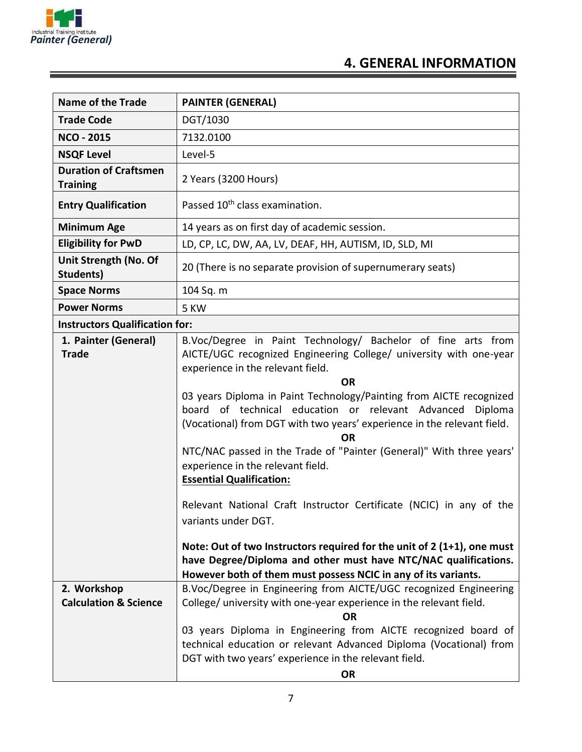# 4. GENERAL INFORMATION

| Name of the Trade | PAINTER (GENERAL) |
|---|---|
| Trade Code | DGT/1030 |
| NCO - 2015 | 7132.0100 |
| NSQF Level | Level-5 |
| Duration of Craftsmen Training | 2 Years (3200 Hours) |
| Entry Qualification | Passed 10th class examination. |
| Minimum Age | 14 years as on first day of academic session. |
| Eligibility for PwD | LD, CP, LC, DW, AA, LV, DEAF, HH, AUTISM, ID, SLD, MI |
| Unit Strength (No. Of Students) | 20 (There is no separate provision of supernumerary seats) |
| Space Norms | 104 Sq. m |
| Power Norms | 5 KW |
| **Instructors Qualification for:** | |
| 1. Painter (General) Trade | B.Voc/Degree in Paint Technology/ Bachelor of fine arts from AICTE/UGC recognized Engineering College/ university with one-year experience in the relevant field.<br>**OR**<br>03 years Diploma in Paint Technology/Painting from AICTE recognized board of technical education or relevant Advanced Diploma (Vocational) from DGT with two years' experience in the relevant field.<br>**OR**<br>NTC/NAC passed in the Trade of "Painter (General)" With three years' experience in the relevant field.<br>**Essential Qualification:**<br>Relevant National Craft Instructor Certificate (NCIC) in any of the variants under DGT.<br>**Note: Out of two Instructors required for the unit of 2 (1+1), one must have Degree/Diploma and other must have NTC/NAC qualifications. However both of them must possess NCIC in any of its variants.** |
| 2. Workshop Calculation & Science | B.Voc/Degree in Engineering from AICTE/UGC recognized Engineering College/ university with one-year experience in the relevant field.<br>**OR**<br>03 years Diploma in Engineering from AICTE recognized board of technical education or relevant Advanced Diploma (Vocational) from DGT with two years' experience in the relevant field.<br>**OR** |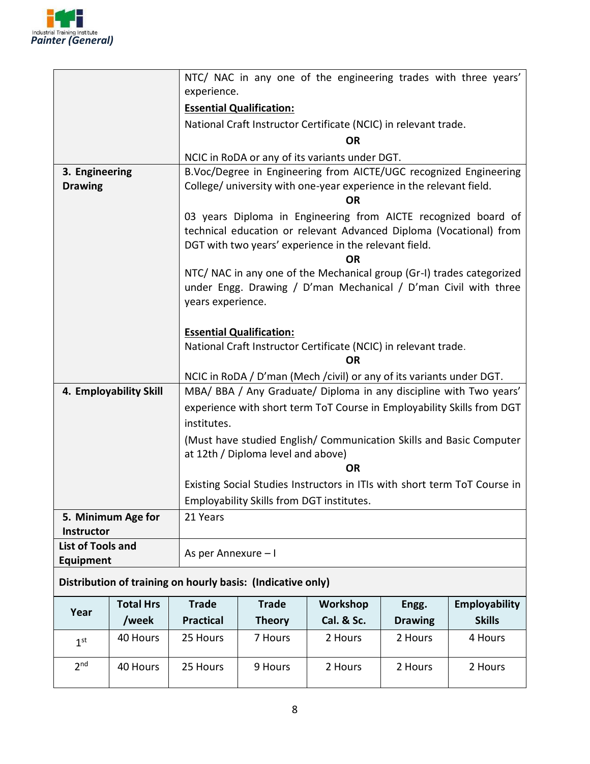| | |
|---|---|
| | NTC/ NAC in any one of the engineering trades with three years' experience.<br>**Essential Qualification:**<br>National Craft Instructor Certificate (NCIC) in relevant trade.<br>**OR**<br>NCIC in RoDA or any of its variants under DGT. |
| **3. Engineering Drawing** | B.Voc/Degree in Engineering from AICTE/UGC recognized Engineering College/ university with one-year experience in the relevant field.<br>**OR**<br>03 years Diploma in Engineering from AICTE recognized board of technical education or relevant Advanced Diploma (Vocational) from DGT with two years' experience in the relevant field.<br>**OR**<br>NTC/ NAC in any one of the Mechanical group (Gr-I) trades categorized under Engg. Drawing / D'man Mechanical / D'man Civil with three years experience.<br>**Essential Qualification:**<br>National Craft Instructor Certificate (NCIC) in relevant trade.<br>**OR**<br>NCIC in RoDA / D'man (Mech /civil) or any of its variants under DGT. |
| **4. Employability Skill** | MBA/ BBA / Any Graduate/ Diploma in any discipline with Two years' experience with short term ToT Course in Employability Skills from DGT institutes.<br>(Must have studied English/ Communication Skills and Basic Computer at 12th / Diploma level and above)<br>**OR**<br>Existing Social Studies Instructors in ITIs with short term ToT Course in Employability Skills from DGT institutes. |
| **5. Minimum Age for Instructor** | 21 Years |
| **List of Tools and Equipment** | As per Annexure – I |

**Distribution of training on hourly basis: (Indicative only)**

| Year | Total Hrs /week | Trade Practical | Trade Theory | Workshop Cal. & Sc. | Engg. Drawing | Employability Skills |
|---|---|---|---|---|---|---|
| 1st | 40 Hours | 25 Hours | 7 Hours | 2 Hours | 2 Hours | 4 Hours |
| 2nd | 40 Hours | 25 Hours | 9 Hours | 2 Hours | 2 Hours | 2 Hours |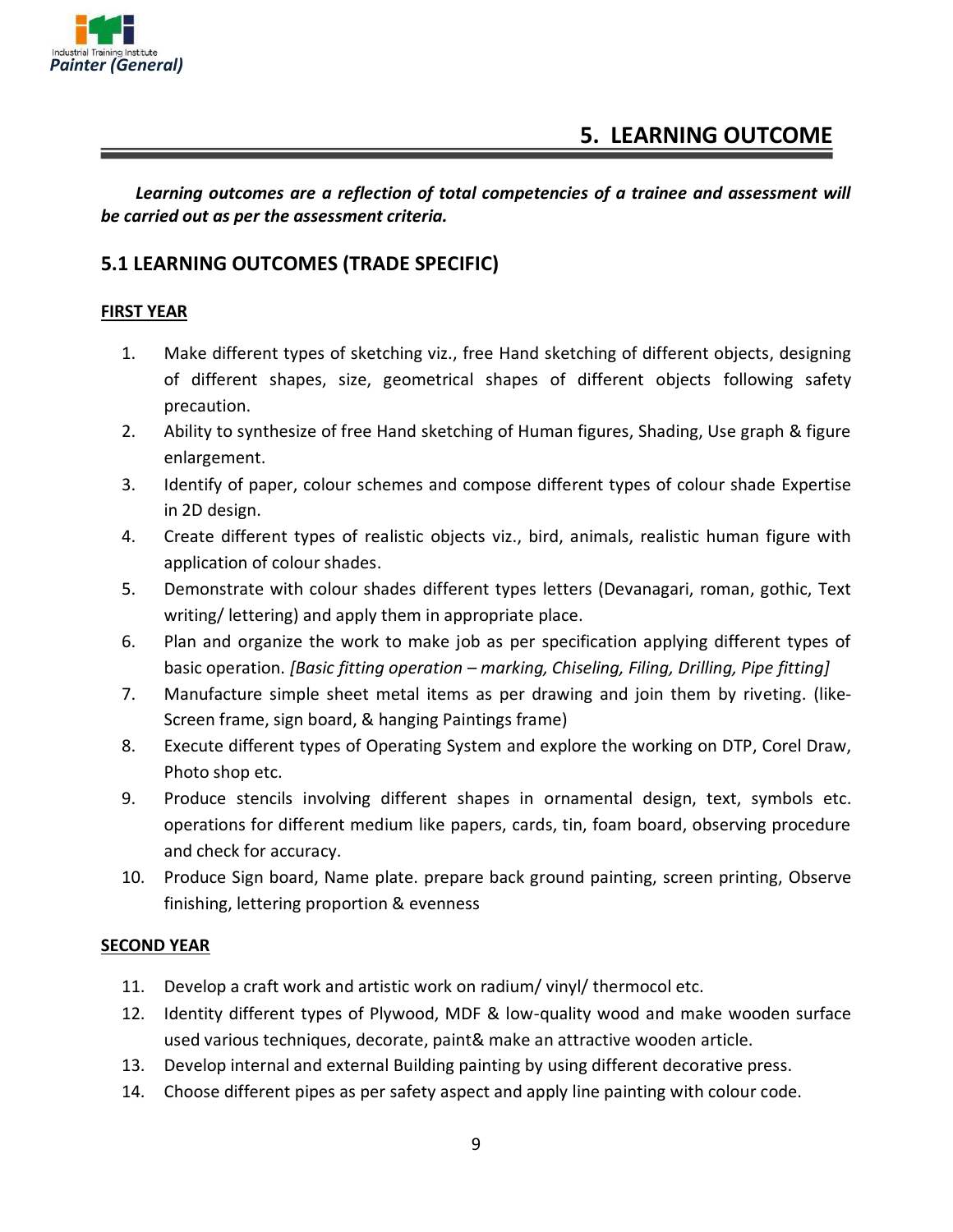# 5. LEARNING OUTCOME

***Learning outcomes are a reflection of total competencies of a trainee and assessment will be carried out as per the assessment criteria.***

## 5.1 LEARNING OUTCOMES (TRADE SPECIFIC)

**FIRST YEAR**

1. Make different types of sketching viz., free Hand sketching of different objects, designing of different shapes, size, geometrical shapes of different objects following safety precaution.
2. Ability to synthesize of free Hand sketching of Human figures, Shading, Use graph & figure enlargement.
3. Identify of paper, colour schemes and compose different types of colour shade Expertise in 2D design.
4. Create different types of realistic objects viz., bird, animals, realistic human figure with application of colour shades.
5. Demonstrate with colour shades different types letters (Devanagari, roman, gothic, Text writing/ lettering) and apply them in appropriate place.
6. Plan and organize the work to make job as per specification applying different types of basic operation. *[Basic fitting operation – marking, Chiseling, Filing, Drilling, Pipe fitting]*
7. Manufacture simple sheet metal items as per drawing and join them by riveting. (like-Screen frame, sign board, & hanging Paintings frame)
8. Execute different types of Operating System and explore the working on DTP, Corel Draw, Photo shop etc.
9. Produce stencils involving different shapes in ornamental design, text, symbols etc. operations for different medium like papers, cards, tin, foam board, observing procedure and check for accuracy.
10. Produce Sign board, Name plate. prepare back ground painting, screen printing, Observe finishing, lettering proportion & evenness

**SECOND YEAR**

11. Develop a craft work and artistic work on radium/ vinyl/ thermocol etc.
12. Identity different types of Plywood, MDF & low-quality wood and make wooden surface used various techniques, decorate, paint& make an attractive wooden article.
13. Develop internal and external Building painting by using different decorative press.
14. Choose different pipes as per safety aspect and apply line painting with colour code.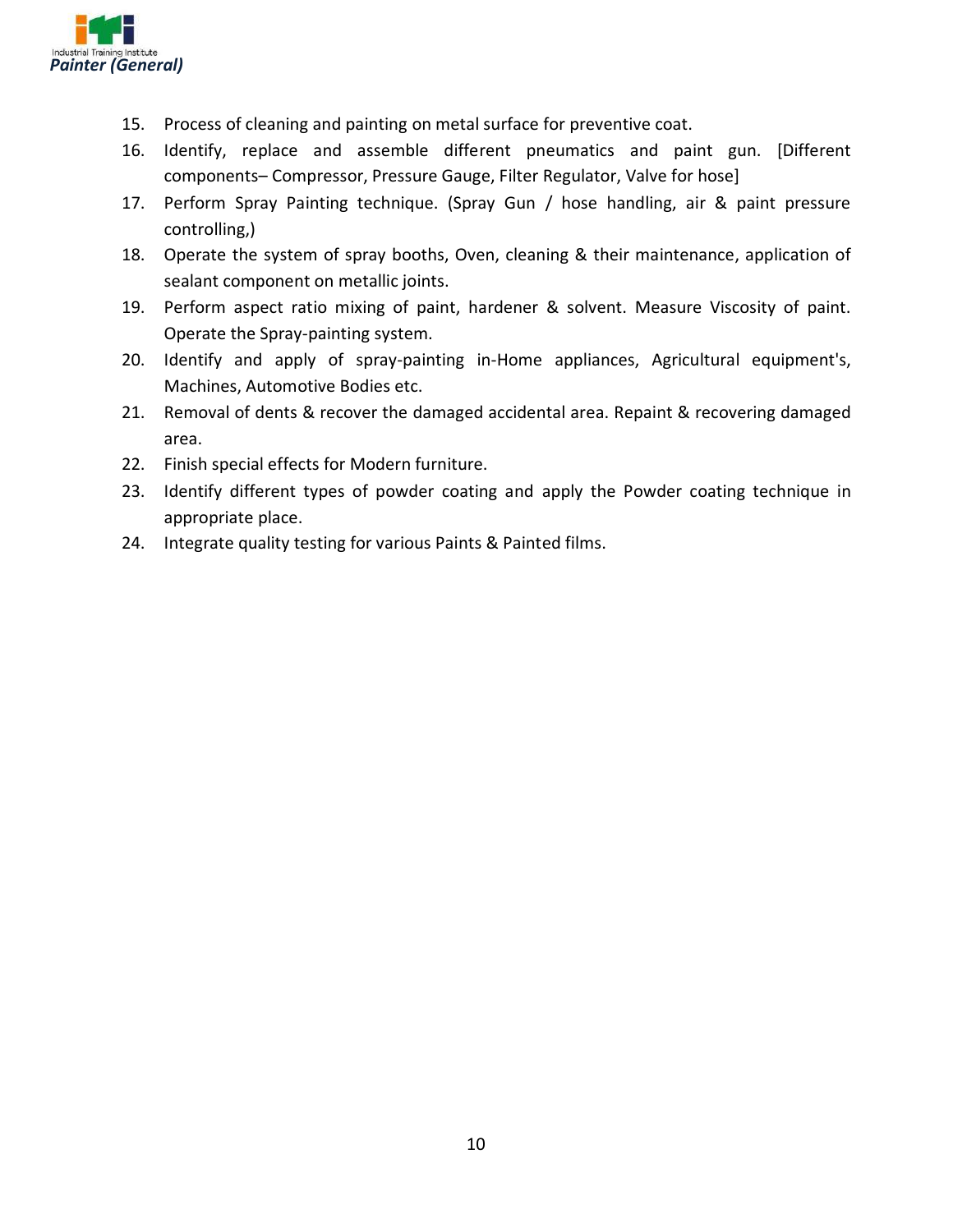15. Process of cleaning and painting on metal surface for preventive coat.
16. Identify, replace and assemble different pneumatics and paint gun. [Different components– Compressor, Pressure Gauge, Filter Regulator, Valve for hose]
17. Perform Spray Painting technique. (Spray Gun / hose handling, air & paint pressure controlling,)
18. Operate the system of spray booths, Oven, cleaning & their maintenance, application of sealant component on metallic joints.
19. Perform aspect ratio mixing of paint, hardener & solvent. Measure Viscosity of paint. Operate the Spray-painting system.
20. Identify and apply of spray-painting in-Home appliances, Agricultural equipment's, Machines, Automotive Bodies etc.
21. Removal of dents & recover the damaged accidental area. Repaint & recovering damaged area.
22. Finish special effects for Modern furniture.
23. Identify different types of powder coating and apply the Powder coating technique in appropriate place.
24. Integrate quality testing for various Paints & Painted films.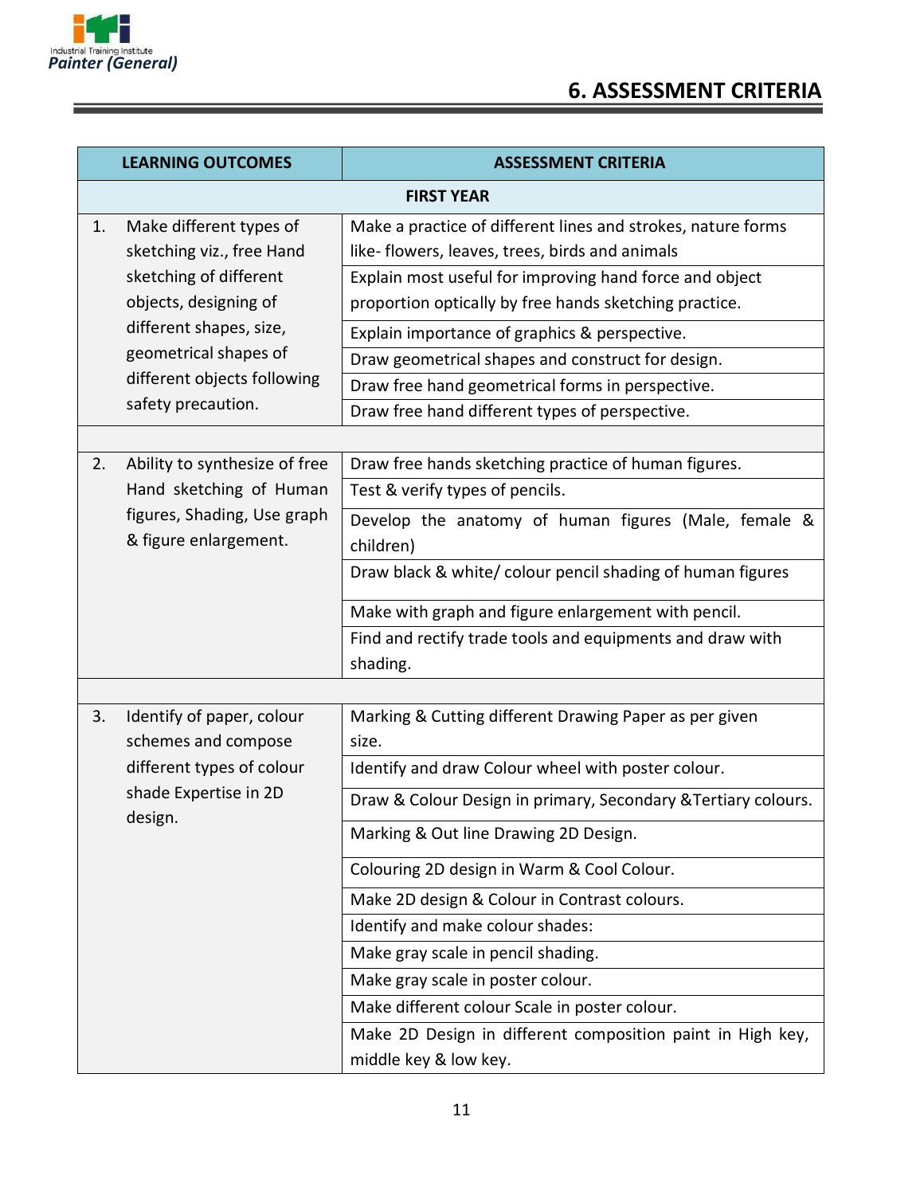## 6. ASSESSMENT CRITERIA

| LEARNING OUTCOMES | ASSESSMENT CRITERIA |
|---|---|
| **FIRST YEAR** | |
| 1. Make different types of sketching viz., free Hand sketching of different objects, designing of different shapes, size, geometrical shapes of different objects following safety precaution. | Make a practice of different lines and strokes, nature forms like- flowers, leaves, trees, birds and animals |
| | Explain most useful for improving hand force and object proportion optically by free hands sketching practice. |
| | Explain importance of graphics & perspective. |
| | Draw geometrical shapes and construct for design. |
| | Draw free hand geometrical forms in perspective. |
| | Draw free hand different types of perspective. |
| | |
| 2. Ability to synthesize of free Hand sketching of Human figures, Shading, Use graph & figure enlargement. | Draw free hands sketching practice of human figures. |
| | Test & verify types of pencils. |
| | Develop the anatomy of human figures (Male, female & children) |
| | Draw black & white/ colour pencil shading of human figures |
| | Make with graph and figure enlargement with pencil. |
| | Find and rectify trade tools and equipments and draw with shading. |
| | |
| 3. Identify of paper, colour schemes and compose different types of colour shade Expertise in 2D design. | Marking & Cutting different Drawing Paper as per given size. |
| | Identify and draw Colour wheel with poster colour. |
| | Draw & Colour Design in primary, Secondary &Tertiary colours. |
| | Marking & Out line Drawing 2D Design. |
| | Colouring 2D design in Warm & Cool Colour. |
| | Make 2D design & Colour in Contrast colours. |
| | Identify and make colour shades: |
| | Make gray scale in pencil shading. |
| | Make gray scale in poster colour. |
| | Make different colour Scale in poster colour. |
| | Make 2D Design in different composition paint in High key, middle key & low key. |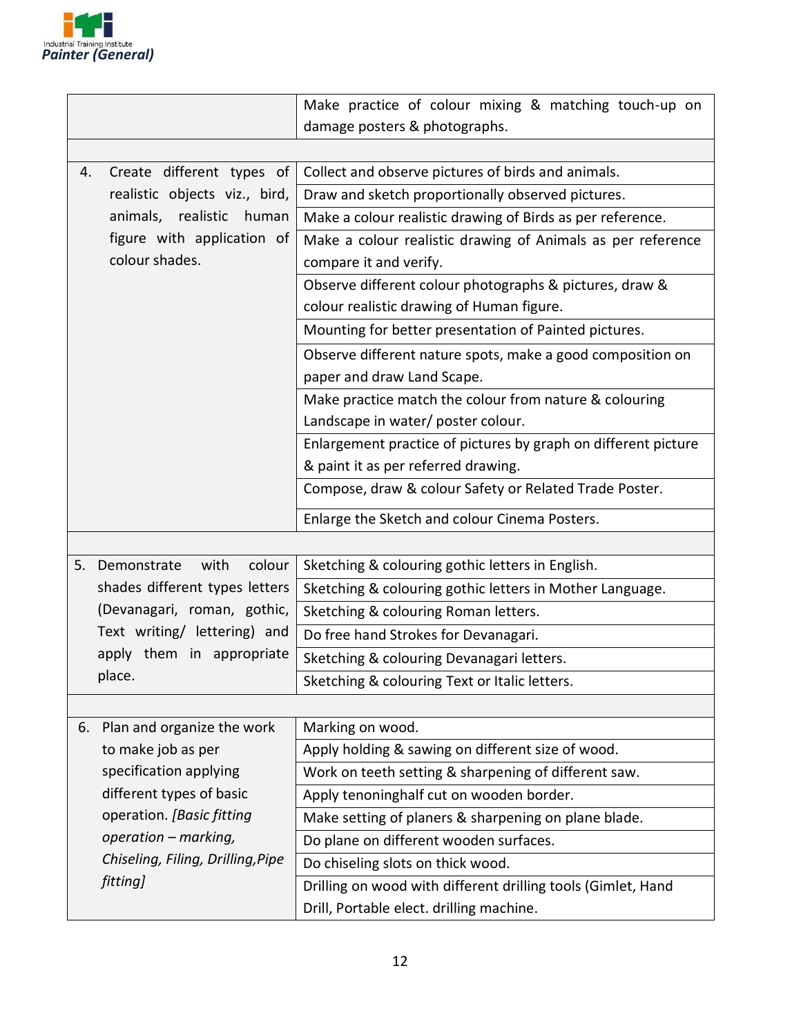| | |
|---|---|
| | Make practice of colour mixing & matching touch-up on damage posters & photographs. |
| | |
| 4. Create different types of realistic objects viz., bird, animals, realistic human figure with application of colour shades. | Collect and observe pictures of birds and animals. |
| | Draw and sketch proportionally observed pictures. |
| | Make a colour realistic drawing of Birds as per reference. |
| | Make a colour realistic drawing of Animals as per reference compare it and verify. |
| | Observe different colour photographs & pictures, draw & colour realistic drawing of Human figure. |
| | Mounting for better presentation of Painted pictures. |
| | Observe different nature spots, make a good composition on paper and draw Land Scape. |
| | Make practice match the colour from nature & colouring Landscape in water/ poster colour. |
| | Enlargement practice of pictures by graph on different picture & paint it as per referred drawing. |
| | Compose, draw & colour Safety or Related Trade Poster. |
| | Enlarge the Sketch and colour Cinema Posters. |
| | |
| 5. Demonstrate with colour shades different types letters (Devanagari, roman, gothic, Text writing/ lettering) and apply them in appropriate place. | Sketching & colouring gothic letters in English. |
| | Sketching & colouring gothic letters in Mother Language. |
| | Sketching & colouring Roman letters. |
| | Do free hand Strokes for Devanagari. |
| | Sketching & colouring Devanagari letters. |
| | Sketching & colouring Text or Italic letters. |
| | |
| 6. Plan and organize the work to make job as per specification applying different types of basic operation. *[Basic fitting operation – marking, Chiseling, Filing, Drilling,Pipe fitting]* | Marking on wood. |
| | Apply holding & sawing on different size of wood. |
| | Work on teeth setting & sharpening of different saw. |
| | Apply tenoninghalf cut on wooden border. |
| | Make setting of planers & sharpening on plane blade. |
| | Do plane on different wooden surfaces. |
| | Do chiseling slots on thick wood. |
| | Drilling on wood with different drilling tools (Gimlet, Hand Drill, Portable elect. drilling machine. |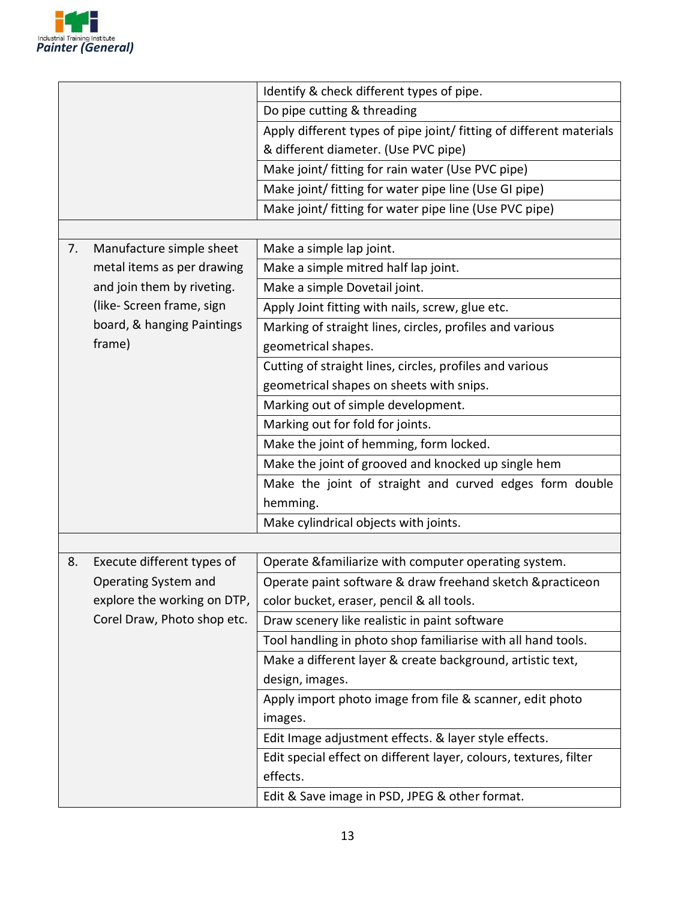| | |
|---|---|
| | Identify & check different types of pipe. |
| | Do pipe cutting & threading |
| | Apply different types of pipe joint/ fitting of different materials & different diameter. (Use PVC pipe) |
| | Make joint/ fitting for rain water (Use PVC pipe) |
| | Make joint/ fitting for water pipe line (Use GI pipe) |
| | Make joint/ fitting for water pipe line (Use PVC pipe) |
| | |
| 7. Manufacture simple sheet metal items as per drawing and join them by riveting. (like- Screen frame, sign board, & hanging Paintings frame) | Make a simple lap joint. |
| | Make a simple mitred half lap joint. |
| | Make a simple Dovetail joint. |
| | Apply Joint fitting with nails, screw, glue etc. |
| | Marking of straight lines, circles, profiles and various geometrical shapes. |
| | Cutting of straight lines, circles, profiles and various geometrical shapes on sheets with snips. |
| | Marking out of simple development. |
| | Marking out for fold for joints. |
| | Make the joint of hemming, form locked. |
| | Make the joint of grooved and knocked up single hem |
| | Make the joint of straight and curved edges form double hemming. |
| | Make cylindrical objects with joints. |
| | |
| 8. Execute different types of Operating System and explore the working on DTP, Corel Draw, Photo shop etc. | Operate &familiarize with computer operating system. |
| | Operate paint software & draw freehand sketch &practiceon color bucket, eraser, pencil & all tools. |
| | Draw scenery like realistic in paint software |
| | Tool handling in photo shop familiarise with all hand tools. |
| | Make a different layer & create background, artistic text, design, images. |
| | Apply import photo image from file & scanner, edit photo images. |
| | Edit Image adjustment effects. & layer style effects. |
| | Edit special effect on different layer, colours, textures, filter effects. |
| | Edit & Save image in PSD, JPEG & other format. |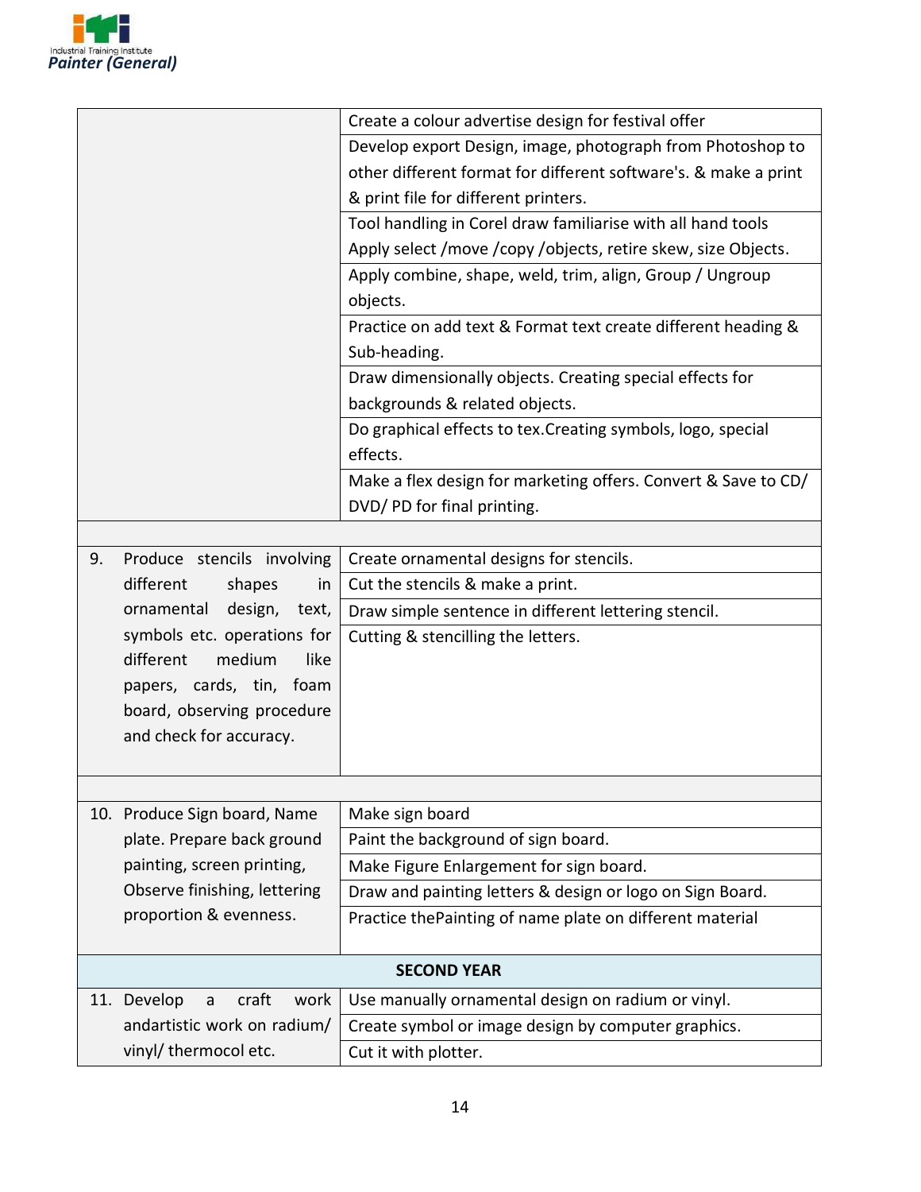| | |
|---|---|
| | Create a colour advertise design for festival offer |
| | Develop export Design, image, photograph from Photoshop to other different format for different software's. & make a print & print file for different printers. |
| | Tool handling in Corel draw familiarise with all hand tools Apply select /move /copy /objects, retire skew, size Objects. |
| | Apply combine, shape, weld, trim, align, Group / Ungroup objects. |
| | Practice on add text & Format text create different heading & Sub-heading. |
| | Draw dimensionally objects. Creating special effects for backgrounds & related objects. |
| | Do graphical effects to tex.Creating symbols, logo, special effects. |
| | Make a flex design for marketing offers. Convert & Save to CD/ DVD/ PD for final printing. |
| | |
| 9. Produce stencils involving different shapes in ornamental design, text, symbols etc. operations for different medium like papers, cards, tin, foam board, observing procedure and check for accuracy. | Create ornamental designs for stencils. |
| | Cut the stencils & make a print. |
| | Draw simple sentence in different lettering stencil. |
| | Cutting & stencilling the letters. |
| | |
| 10. Produce Sign board, Name plate. Prepare back ground painting, screen printing, Observe finishing, lettering proportion & evenness. | Make sign board |
| | Paint the background of sign board. |
| | Make Figure Enlargement for sign board. |
| | Draw and painting letters & design or logo on Sign Board. |
| | Practice thePainting of name plate on different material |
| **SECOND YEAR** | |
| 11. Develop a craft work andartistic work on radium/ vinyl/ thermocol etc. | Use manually ornamental design on radium or vinyl. |
| | Create symbol or image design by computer graphics. |
| | Cut it with plotter. |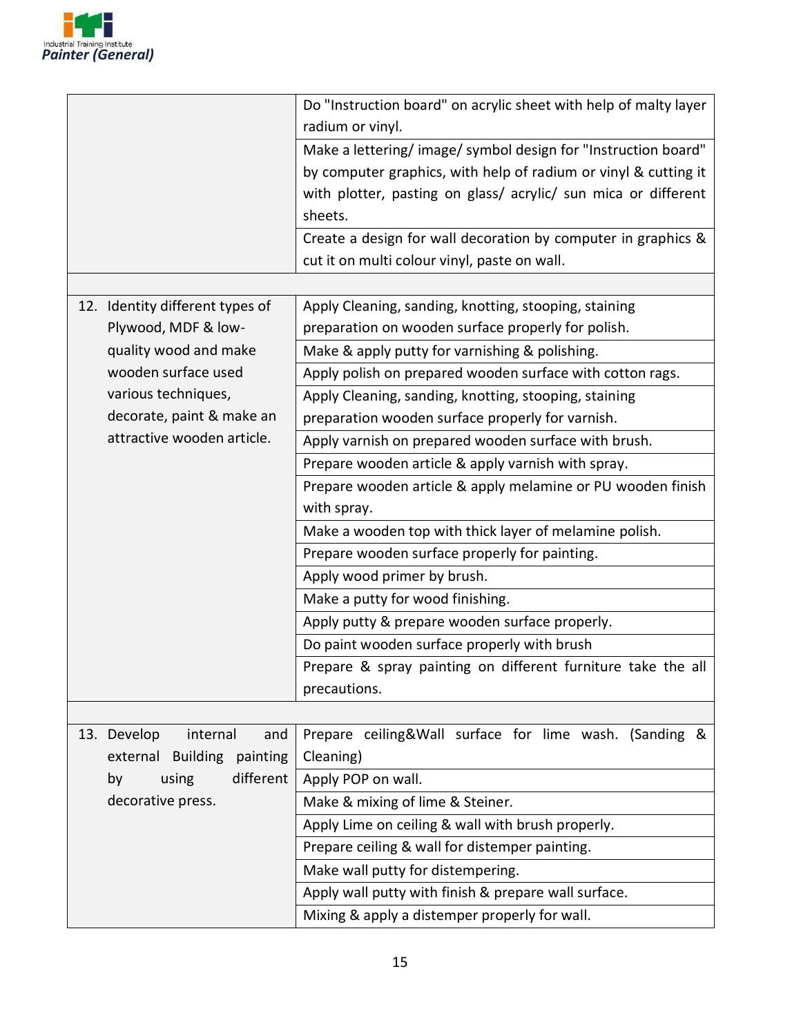| | |
|---|---|
| | Do "Instruction board" on acrylic sheet with help of malty layer radium or vinyl. |
| | Make a lettering/ image/ symbol design for "Instruction board" by computer graphics, with help of radium or vinyl & cutting it with plotter, pasting on glass/ acrylic/ sun mica or different sheets. |
| | Create a design for wall decoration by computer in graphics & cut it on multi colour vinyl, paste on wall. |
| | |
| 12. Identity different types of Plywood, MDF & low-quality wood and make wooden surface used various techniques, decorate, paint & make an attractive wooden article. | Apply Cleaning, sanding, knotting, stooping, staining preparation on wooden surface properly for polish. |
| | Make & apply putty for varnishing & polishing. |
| | Apply polish on prepared wooden surface with cotton rags. |
| | Apply Cleaning, sanding, knotting, stooping, staining preparation wooden surface properly for varnish. |
| | Apply varnish on prepared wooden surface with brush. |
| | Prepare wooden article & apply varnish with spray. |
| | Prepare wooden article & apply melamine or PU wooden finish with spray. |
| | Make a wooden top with thick layer of melamine polish. |
| | Prepare wooden surface properly for painting. |
| | Apply wood primer by brush. |
| | Make a putty for wood finishing. |
| | Apply putty & prepare wooden surface properly. |
| | Do paint wooden surface properly with brush |
| | Prepare & spray painting on different furniture take the all precautions. |
| | |
| 13. Develop internal and external Building painting by using different decorative press. | Prepare ceiling&Wall surface for lime wash. (Sanding & Cleaning) |
| | Apply POP on wall. |
| | Make & mixing of lime & Steiner. |
| | Apply Lime on ceiling & wall with brush properly. |
| | Prepare ceiling & wall for distemper painting. |
| | Make wall putty for distempering. |
| | Apply wall putty with finish & prepare wall surface. |
| | Mixing & apply a distemper properly for wall. |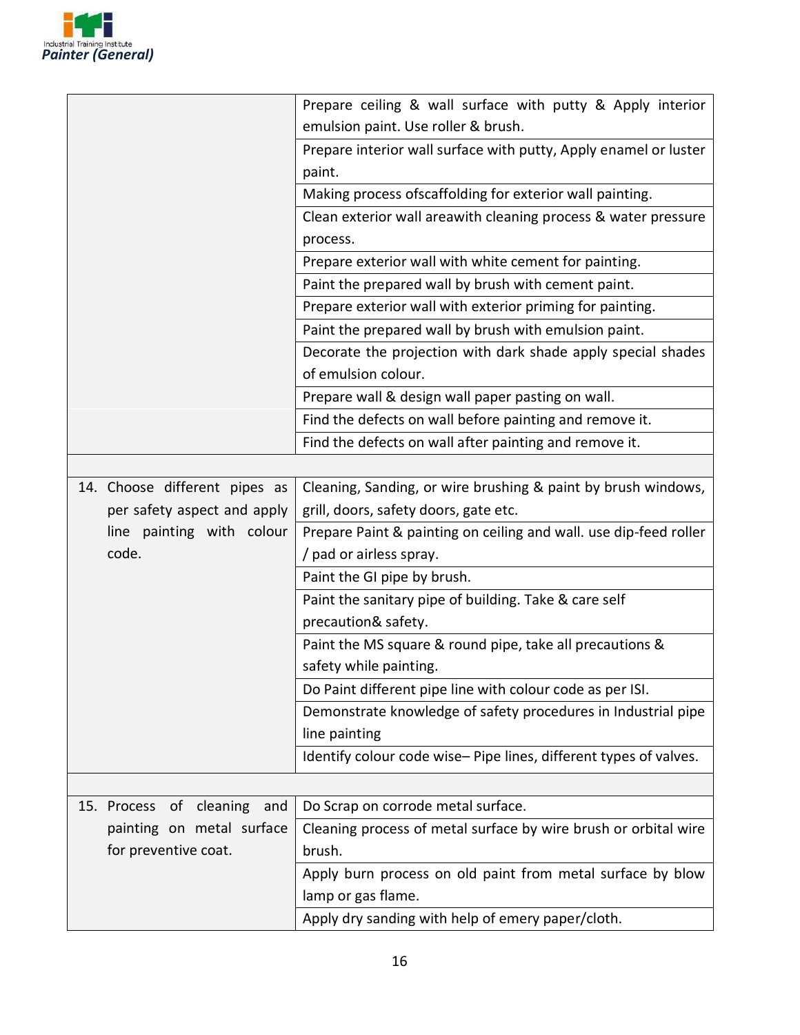| | |
|---|---|
| | Prepare ceiling & wall surface with putty & Apply interior emulsion paint. Use roller & brush. |
| | Prepare interior wall surface with putty, Apply enamel or luster paint. |
| | Making process ofscaffolding for exterior wall painting. |
| | Clean exterior wall areawith cleaning process & water pressure process. |
| | Prepare exterior wall with white cement for painting. |
| | Paint the prepared wall by brush with cement paint. |
| | Prepare exterior wall with exterior priming for painting. |
| | Paint the prepared wall by brush with emulsion paint. |
| | Decorate the projection with dark shade apply special shades of emulsion colour. |
| | Prepare wall & design wall paper pasting on wall. |
| | Find the defects on wall before painting and remove it. |
| | Find the defects on wall after painting and remove it. |
| | |
| 14. Choose different pipes as per safety aspect and apply line painting with colour code. | Cleaning, Sanding, or wire brushing & paint by brush windows, grill, doors, safety doors, gate etc. |
| | Prepare Paint & painting on ceiling and wall. use dip-feed roller / pad or airless spray. |
| | Paint the GI pipe by brush. |
| | Paint the sanitary pipe of building. Take & care self precaution& safety. |
| | Paint the MS square & round pipe, take all precautions & safety while painting. |
| | Do Paint different pipe line with colour code as per ISI. |
| | Demonstrate knowledge of safety procedures in Industrial pipe line painting |
| | Identify colour code wise– Pipe lines, different types of valves. |
| | |
| 15. Process of cleaning and painting on metal surface for preventive coat. | Do Scrap on corrode metal surface. |
| | Cleaning process of metal surface by wire brush or orbital wire brush. |
| | Apply burn process on old paint from metal surface by blow lamp or gas flame. |
| | Apply dry sanding with help of emery paper/cloth. |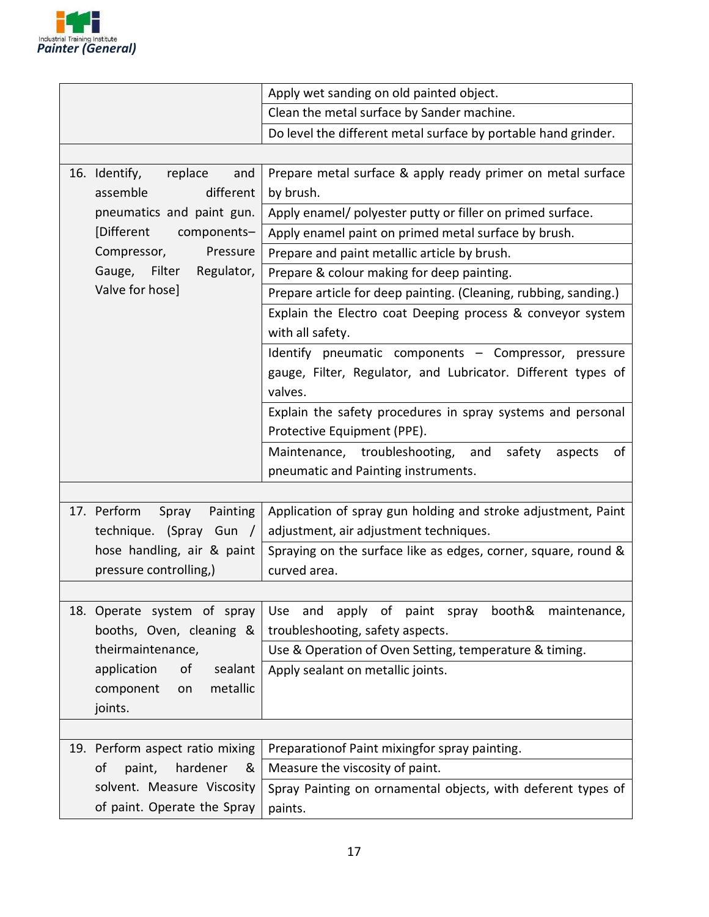| | |
|---|---|
| | Apply wet sanding on old painted object. |
| | Clean the metal surface by Sander machine. |
| | Do level the different metal surface by portable hand grinder. |
| | |
| 16. Identify, replace and assemble different pneumatics and paint gun. [Different components– Compressor, Pressure Gauge, Filter Regulator, Valve for hose] | Prepare metal surface & apply ready primer on metal surface by brush. |
| | Apply enamel/ polyester putty or filler on primed surface. |
| | Apply enamel paint on primed metal surface by brush. |
| | Prepare and paint metallic article by brush. |
| | Prepare & colour making for deep painting. |
| | Prepare article for deep painting. (Cleaning, rubbing, sanding.) |
| | Explain the Electro coat Deeping process & conveyor system with all safety. |
| | Identify pneumatic components – Compressor, pressure gauge, Filter, Regulator, and Lubricator. Different types of valves. |
| | Explain the safety procedures in spray systems and personal Protective Equipment (PPE). |
| | Maintenance, troubleshooting, and safety aspects of pneumatic and Painting instruments. |
| | |
| 17. Perform Spray Painting technique. (Spray Gun / hose handling, air & paint pressure controlling,) | Application of spray gun holding and stroke adjustment, Paint adjustment, air adjustment techniques. |
| | Spraying on the surface like as edges, corner, square, round & curved area. |
| | |
| 18. Operate system of spray booths, Oven, cleaning & theirmaintenance, application of sealant component on metallic joints. | Use and apply of paint spray booth& maintenance, troubleshooting, safety aspects. |
| | Use & Operation of Oven Setting, temperature & timing. |
| | Apply sealant on metallic joints. |
| | |
| 19. Perform aspect ratio mixing of paint, hardener & solvent. Measure Viscosity of paint. Operate the Spray | Preparationof Paint mixingfor spray painting. |
| | Measure the viscosity of paint. |
| | Spray Painting on ornamental objects, with deferent types of paints. |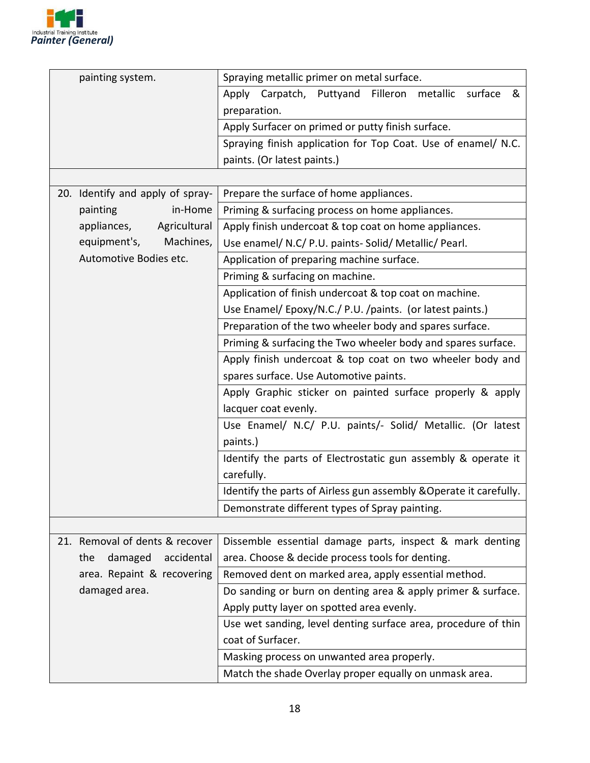| | |
|---|---|
| painting system. | Spraying metallic primer on metal surface. |
| | Apply Carpatch, Puttyand Filleron metallic surface & preparation. |
| | Apply Surfacer on primed or putty finish surface. |
| | Spraying finish application for Top Coat. Use of enamel/ N.C. paints. (Or latest paints.) |
| | |
| 20. Identify and apply of spray-painting in-Home appliances, Agricultural equipment's, Machines, Automotive Bodies etc. | Prepare the surface of home appliances. |
| | Priming & surfacing process on home appliances. |
| | Apply finish undercoat & top coat on home appliances. Use enamel/ N.C/ P.U. paints- Solid/ Metallic/ Pearl. |
| | Application of preparing machine surface. |
| | Priming & surfacing on machine. |
| | Application of finish undercoat & top coat on machine. Use Enamel/ Epoxy/N.C./ P.U. /paints. (or latest paints.) |
| | Preparation of the two wheeler body and spares surface. |
| | Priming & surfacing the Two wheeler body and spares surface. |
| | Apply finish undercoat & top coat on two wheeler body and spares surface. Use Automotive paints. |
| | Apply Graphic sticker on painted surface properly & apply lacquer coat evenly. |
| | Use Enamel/ N.C/ P.U. paints/- Solid/ Metallic. (Or latest paints.) |
| | Identify the parts of Electrostatic gun assembly & operate it carefully. |
| | Identify the parts of Airless gun assembly &Operate it carefully. |
| | Demonstrate different types of Spray painting. |
| | |
| 21. Removal of dents & recover the damaged accidental area. Repaint & recovering damaged area. | Dissemble essential damage parts, inspect & mark denting area. Choose & decide process tools for denting. |
| | Removed dent on marked area, apply essential method. |
| | Do sanding or burn on denting area & apply primer & surface. Apply putty layer on spotted area evenly. |
| | Use wet sanding, level denting surface area, procedure of thin coat of Surfacer. |
| | Masking process on unwanted area properly. |
| | Match the shade Overlay proper equally on unmask area. |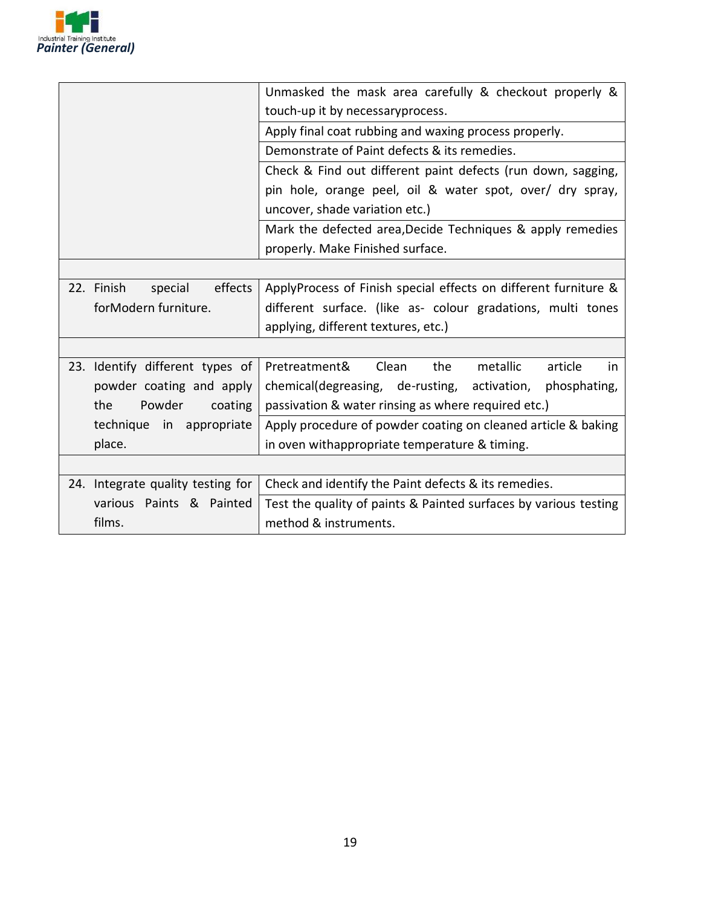| | |
|---|---|
| | Unmasked the mask area carefully & checkout properly & touch-up it by necessaryprocess. |
| | Apply final coat rubbing and waxing process properly. |
| | Demonstrate of Paint defects & its remedies. |
| | Check & Find out different paint defects (run down, sagging, pin hole, orange peel, oil & water spot, over/ dry spray, uncover, shade variation etc.) |
| | Mark the defected area,Decide Techniques & apply remedies properly. Make Finished surface. |
| | |
| 22. Finish special effects forModern furniture. | ApplyProcess of Finish special effects on different furniture & different surface. (like as- colour gradations, multi tones applying, different textures, etc.) |
| | |
| 23. Identify different types of powder coating and apply the Powder coating technique in appropriate place. | Pretreatment& Clean the metallic article in chemical(degreasing, de-rusting, activation, phosphating, passivation & water rinsing as where required etc.) |
| | Apply procedure of powder coating on cleaned article & baking in oven withappropriate temperature & timing. |
| | |
| 24. Integrate quality testing for various Paints & Painted films. | Check and identify the Paint defects & its remedies. |
| | Test the quality of paints & Painted surfaces by various testing method & instruments. |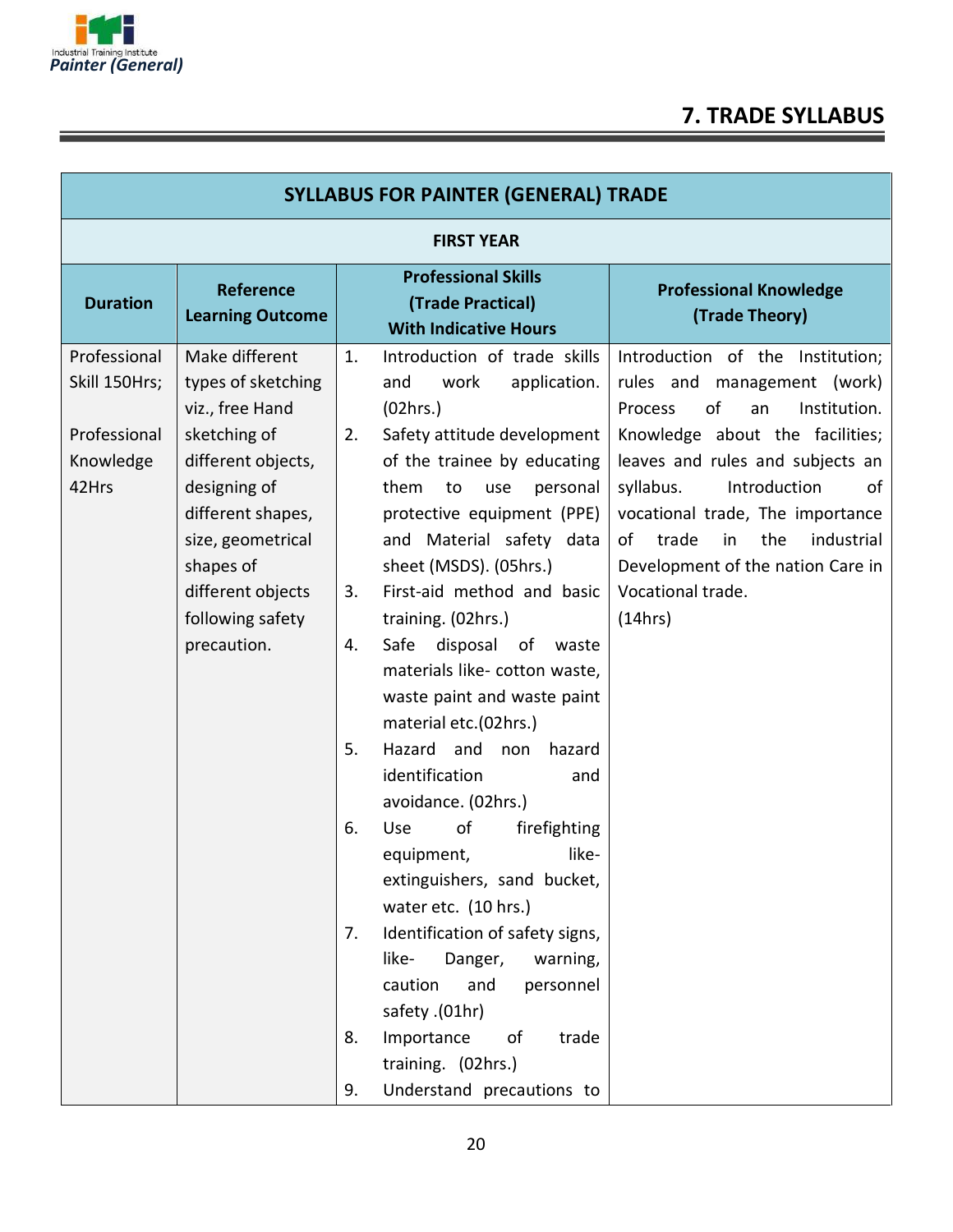# 7. TRADE SYLLABUS

| SYLLABUS FOR PAINTER (GENERAL) TRADE | | | |
|---|---|---|---|
| **FIRST YEAR** | | | |
| **Duration** | **Reference Learning Outcome** | **Professional Skills (Trade Practical) With Indicative Hours** | **Professional Knowledge (Trade Theory)** |
| Professional Skill 150Hrs; <br><br> Professional Knowledge 42Hrs | Make different types of sketching viz., free Hand sketching of different objects, designing of different shapes, size, geometrical shapes of different objects following safety precaution. | 1. Introduction of trade skills and work application. (02hrs.) <br> 2. Safety attitude development of the trainee by educating them to use personal protective equipment (PPE) and Material safety data sheet (MSDS). (05hrs.) <br> 3. First-aid method and basic training. (02hrs.) <br> 4. Safe disposal of waste materials like- cotton waste, waste paint and waste paint material etc.(02hrs.) <br> 5. Hazard and non hazard identification and avoidance. (02hrs.) <br> 6. Use of firefighting equipment, like- extinguishers, sand bucket, water etc. (10 hrs.) <br> 7. Identification of safety signs, like- Danger, warning, caution and personnel safety .(01hr) <br> 8. Importance of trade training. (02hrs.) <br> 9. Understand precautions to | Introduction of the Institution; rules and management (work) Process of an Institution. Knowledge about the facilities; leaves and rules and subjects an syllabus. Introduction of vocational trade, The importance of trade in the industrial Development of the nation Care in Vocational trade. <br> (14hrs) |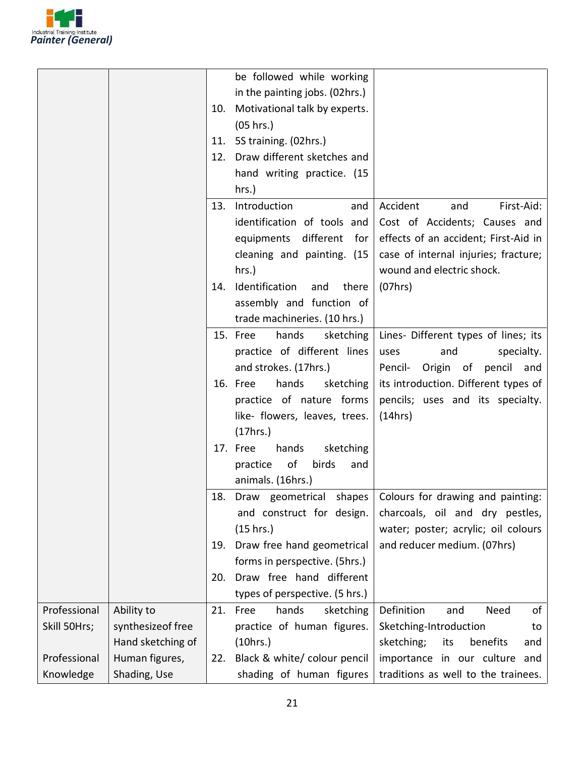| | | | |
|---|---|---|---|
| | | be followed while working in the painting jobs. (02hrs.)<br>10. Motivational talk by experts. (05 hrs.)<br>11. 5S training. (02hrs.)<br>12. Draw different sketches and hand writing practice. (15 hrs.) | |
| | | 13. Introduction and identification of tools and equipments different for cleaning and painting. (15 hrs.)<br>14. Identification and there assembly and function of trade machineries. (10 hrs.) | Accident and First-Aid: Cost of Accidents; Causes and effects of an accident; First-Aid in case of internal injuries; fracture; wound and electric shock. (07hrs) |
| | | 15. Free hands sketching practice of different lines and strokes. (17hrs.)<br>16. Free hands sketching practice of nature forms like- flowers, leaves, trees. (17hrs.)<br>17. Free hands sketching practice of birds and animals. (16hrs.) | Lines- Different types of lines; its uses and specialty. Pencil- Origin of pencil and its introduction. Different types of pencils; uses and its specialty. (14hrs) |
| | | 18. Draw geometrical shapes and construct for design. (15 hrs.)<br>19. Draw free hand geometrical forms in perspective. (5hrs.)<br>20. Draw free hand different types of perspective. (5 hrs.) | Colours for drawing and painting: charcoals, oil and dry pestles, water; poster; acrylic; oil colours and reducer medium. (07hrs) |
| Professional Skill 50Hrs;<br><br>Professional Knowledge | Ability to synthesizeof free Hand sketching of Human figures, Shading, Use | 21. Free hands sketching practice of human figures. (10hrs.)<br>22. Black & white/ colour pencil shading of human figures | Definition and Need of Sketching-Introduction to sketching; its benefits and importance in our culture and traditions as well to the trainees. |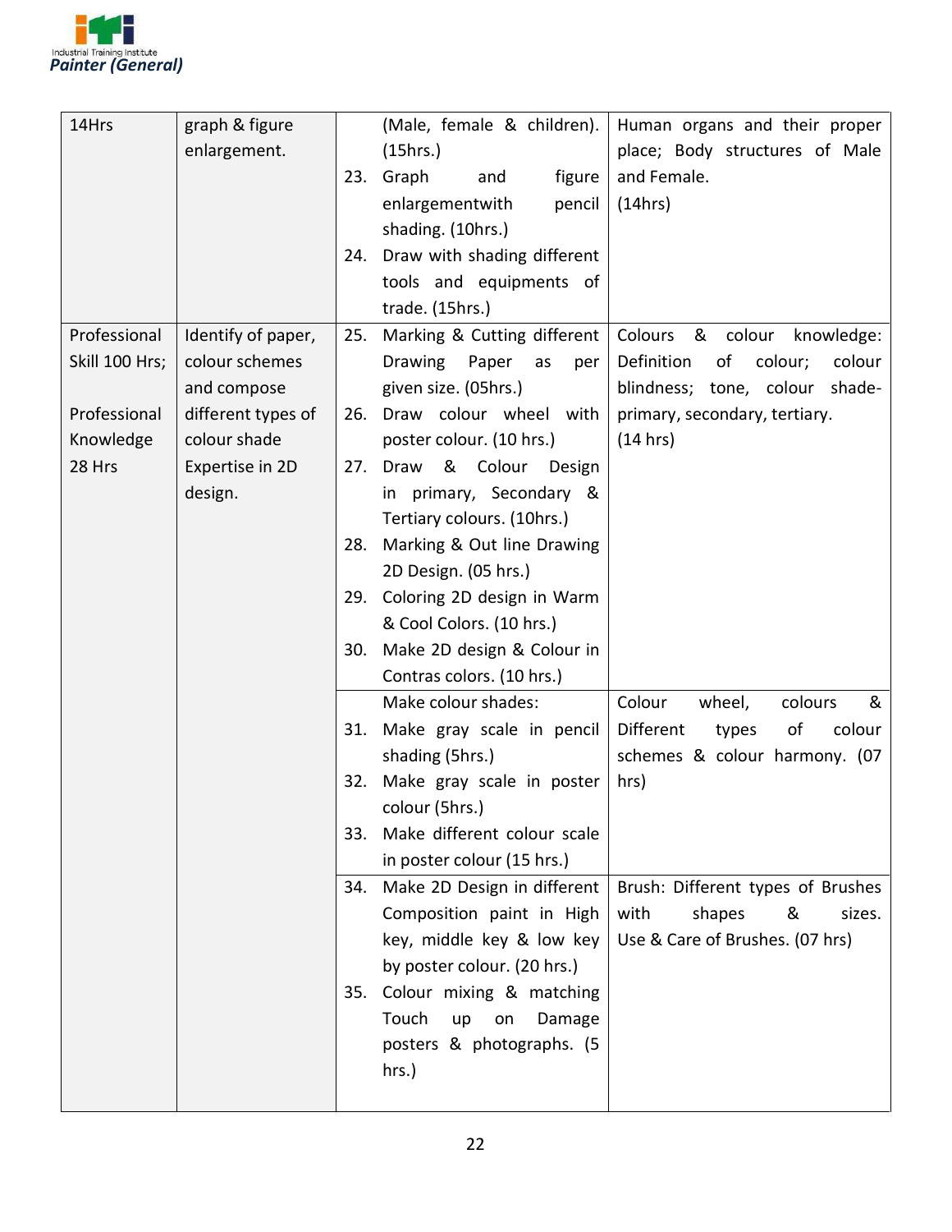| | | | |
|---|---|---|---|
| 14Hrs | graph & figure enlargement. | (Male, female & children). (15hrs.)<br>23. Graph and figure enlargementwith pencil shading. (10hrs.)<br>24. Draw with shading different tools and equipments of trade. (15hrs.) | Human organs and their proper place; Body structures of Male and Female.<br>(14hrs) |
| Professional Skill 100 Hrs;<br><br>Professional Knowledge 28 Hrs | Identify of paper, colour schemes and compose different types of colour shade Expertise in 2D design. | 25. Marking & Cutting different Drawing Paper as per given size. (05hrs.)<br>26. Draw colour wheel with poster colour. (10 hrs.)<br>27. Draw & Colour Design in primary, Secondary & Tertiary colours. (10hrs.)<br>28. Marking & Out line Drawing 2D Design. (05 hrs.)<br>29. Coloring 2D design in Warm & Cool Colors. (10 hrs.)<br>30. Make 2D design & Colour in Contras colors. (10 hrs.) | Colours & colour knowledge: Definition of colour; colour blindness; tone, colour shade-primary, secondary, tertiary.<br>(14 hrs) |
| | | Make colour shades:<br>31. Make gray scale in pencil shading (5hrs.)<br>32. Make gray scale in poster colour (5hrs.)<br>33. Make different colour scale in poster colour (15 hrs.) | Colour wheel, colours & Different types of colour schemes & colour harmony. (07 hrs) |
| | | 34. Make 2D Design in different Composition paint in High key, middle key & low key by poster colour. (20 hrs.)<br>35. Colour mixing & matching Touch up on Damage posters & photographs. (5 hrs.) | Brush: Different types of Brushes with shapes & sizes. Use & Care of Brushes. (07 hrs) |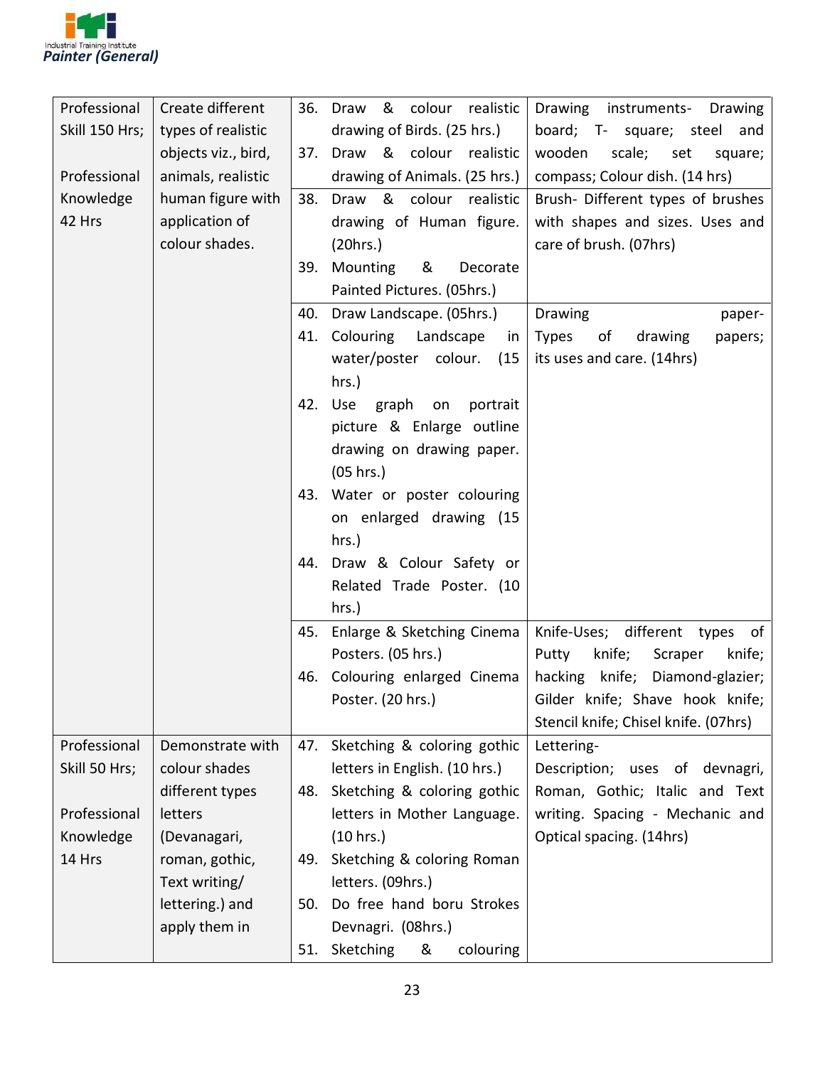| | | | |
|---|---|---|---|
| Professional Skill 150 Hrs; <br><br> Professional Knowledge 42 Hrs | Create different types of realistic objects viz., bird, animals, realistic human figure with application of colour shades. | 36. Draw & colour realistic drawing of Birds. (25 hrs.)<br>37. Draw & colour realistic drawing of Animals. (25 hrs.) | Drawing instruments- Drawing board; T- square; steel and wooden scale; set square; compass; Colour dish. (14 hrs) |
| | | 38. Draw & colour realistic drawing of Human figure. (20hrs.)<br>39. Mounting & Decorate Painted Pictures. (05hrs.) | Brush- Different types of brushes with shapes and sizes. Uses and care of brush. (07hrs) |
| | | 40. Draw Landscape. (05hrs.)<br>41. Colouring Landscape in water/poster colour. (15 hrs.)<br>42. Use graph on portrait picture & Enlarge outline drawing on drawing paper. (05 hrs.)<br>43. Water or poster colouring on enlarged drawing (15 hrs.)<br>44. Draw & Colour Safety or Related Trade Poster. (10 hrs.) | Drawing paper- Types of drawing papers; its uses and care. (14hrs) |
| | | 45. Enlarge & Sketching Cinema Posters. (05 hrs.)<br>46. Colouring enlarged Cinema Poster. (20 hrs.) | Knife-Uses; different types of Putty knife; Scraper knife; hacking knife; Diamond-glazier; Gilder knife; Shave hook knife; Stencil knife; Chisel knife. (07hrs) |
| Professional Skill 50 Hrs; <br><br> Professional Knowledge 14 Hrs | Demonstrate with colour shades different types letters (Devanagari, roman, gothic, Text writing/ lettering.) and apply them in | 47. Sketching & coloring gothic letters in English. (10 hrs.)<br>48. Sketching & coloring gothic letters in Mother Language. (10 hrs.)<br>49. Sketching & coloring Roman letters. (09hrs.)<br>50. Do free hand boru Strokes Devnagri. (08hrs.)<br>51. Sketching & colouring | Lettering-<br>Description; uses of devnagri, Roman, Gothic; Italic and Text writing. Spacing - Mechanic and Optical spacing. (14hrs) |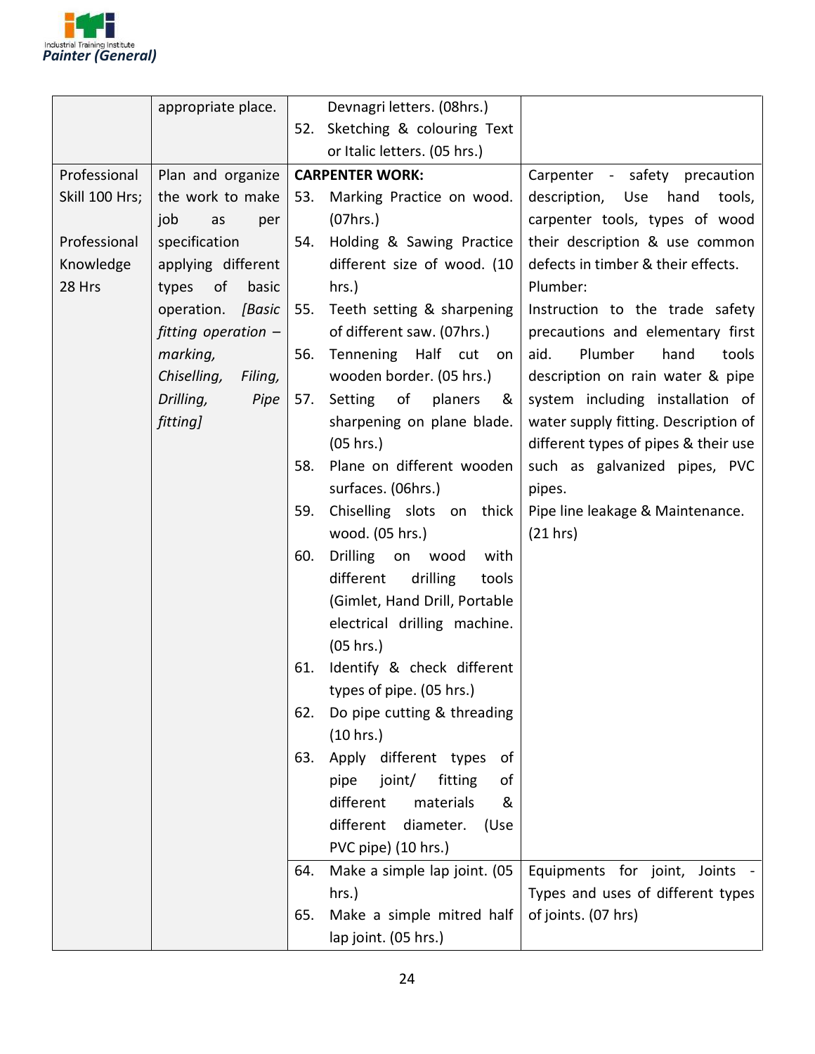| | | | |
|---|---|---|---|
| | appropriate place. | Devnagri letters. (08hrs.)<br>52. Sketching & colouring Text or Italic letters. (05 hrs.) | |
| Professional Skill 100 Hrs;<br><br>Professional Knowledge 28 Hrs | Plan and organize the work to make job as per specification applying different types of basic operation. *[Basic fitting operation – marking, Chiselling, Filing, Drilling, Pipe fitting]* | **CARPENTER WORK:**<br>53. Marking Practice on wood. (07hrs.)<br>54. Holding & Sawing Practice different size of wood. (10 hrs.)<br>55. Teeth setting & sharpening of different saw. (07hrs.)<br>56. Tennening Half cut on wooden border. (05 hrs.)<br>57. Setting of planers & sharpening on plane blade. (05 hrs.)<br>58. Plane on different wooden surfaces. (06hrs.)<br>59. Chiselling slots on thick wood. (05 hrs.)<br>60. Drilling on wood with different drilling tools (Gimlet, Hand Drill, Portable electrical drilling machine. (05 hrs.)<br>61. Identify & check different types of pipe. (05 hrs.)<br>62. Do pipe cutting & threading (10 hrs.)<br>63. Apply different types of pipe joint/ fitting of different materials & different diameter. (Use PVC pipe) (10 hrs.) | Carpenter - safety precaution description, Use hand tools, carpenter tools, types of wood their description & use common defects in timber & their effects.<br>Plumber:<br>Instruction to the trade safety precautions and elementary first aid. Plumber hand tools description on rain water & pipe system including installation of water supply fitting. Description of different types of pipes & their use such as galvanized pipes, PVC pipes.<br>Pipe line leakage & Maintenance. (21 hrs) |
| | | 64. Make a simple lap joint. (05 hrs.)<br>65. Make a simple mitred half lap joint. (05 hrs.) | Equipments for joint, Joints - Types and uses of different types of joints. (07 hrs) |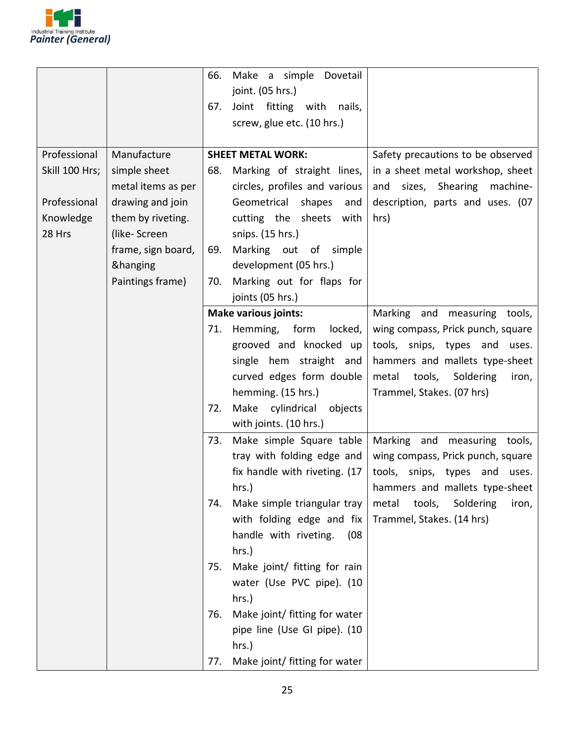| | | | |
|---|---|---|---|
| | | 66. Make a simple Dovetail joint. (05 hrs.)<br>67. Joint fitting with nails, screw, glue etc. (10 hrs.) | |
| Professional Skill 100 Hrs;<br><br>Professional Knowledge 28 Hrs | Manufacture simple sheet metal items as per drawing and join them by riveting. (like- Screen frame, sign board, &hanging Paintings frame) | **SHEET METAL WORK:**<br>68. Marking of straight lines, circles, profiles and various Geometrical shapes and cutting the sheets with snips. (15 hrs.)<br>69. Marking out of simple development (05 hrs.)<br>70. Marking out for flaps for joints (05 hrs.) | Safety precautions to be observed in a sheet metal workshop, sheet and sizes, Shearing machine-description, parts and uses. (07 hrs) |
| | | **Make various joints:**<br>71. Hemming, form locked, grooved and knocked up single hem straight and curved edges form double hemming. (15 hrs.)<br>72. Make cylindrical objects with joints. (10 hrs.) | Marking and measuring tools, wing compass, Prick punch, square tools, snips, types and uses. hammers and mallets type-sheet metal tools, Soldering iron, Trammel, Stakes. (07 hrs) |
| | | 73. Make simple Square table tray with folding edge and fix handle with riveting. (17 hrs.)<br>74. Make simple triangular tray with folding edge and fix handle with riveting. (08 hrs.)<br>75. Make joint/ fitting for rain water (Use PVC pipe). (10 hrs.)<br>76. Make joint/ fitting for water pipe line (Use GI pipe). (10 hrs.)<br>77. Make joint/ fitting for water | Marking and measuring tools, wing compass, Prick punch, square tools, snips, types and uses. hammers and mallets type-sheet metal tools, Soldering iron, Trammel, Stakes. (14 hrs) |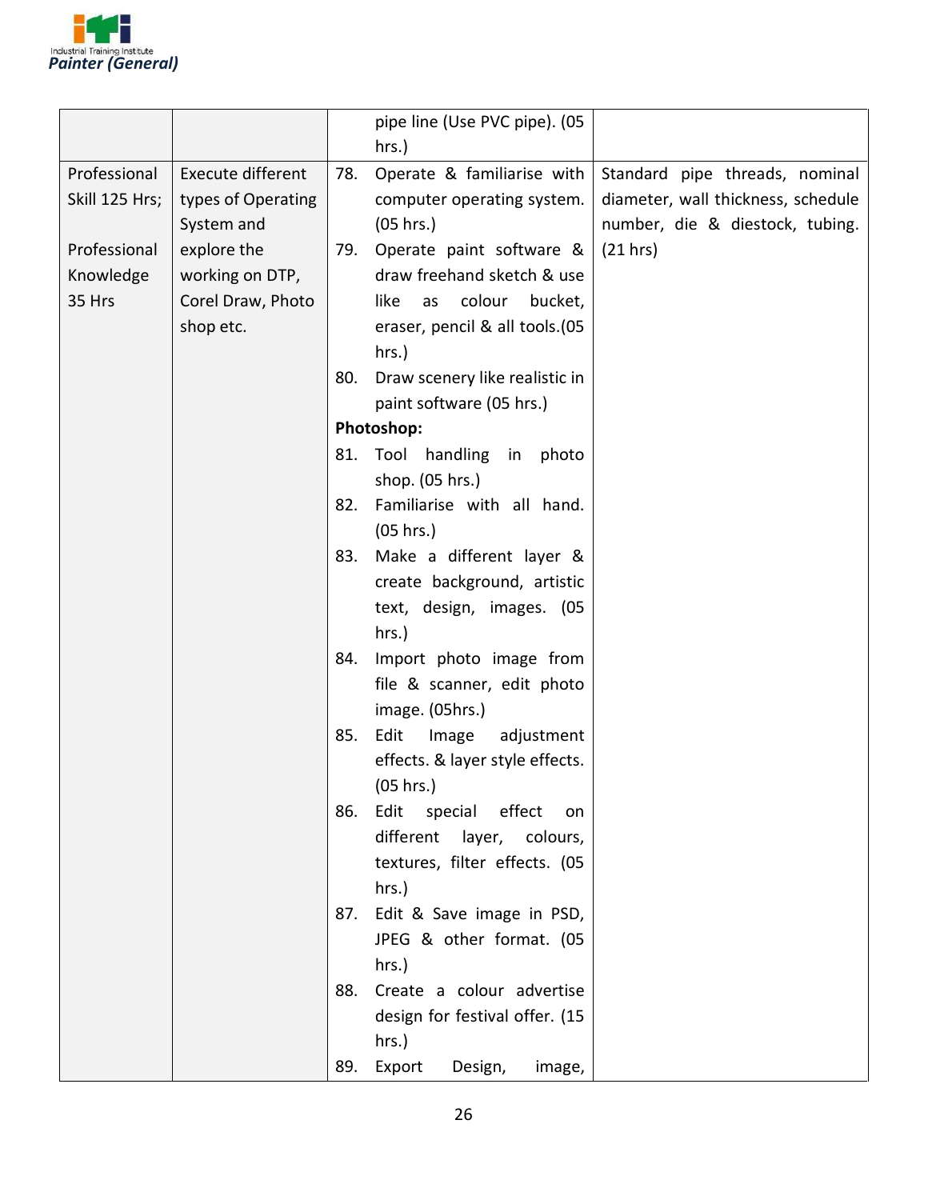| | | | |
|---|---|---|---|
| | | pipe line (Use PVC pipe). (05 hrs.) | |
| Professional Skill 125 Hrs;<br><br>Professional Knowledge 35 Hrs | Execute different types of Operating System and explore the working on DTP, Corel Draw, Photo shop etc. | 78. Operate & familiarise with computer operating system. (05 hrs.)<br>79. Operate paint software & draw freehand sketch & use like as colour bucket, eraser, pencil & all tools.(05 hrs.)<br>80. Draw scenery like realistic in paint software (05 hrs.)<br>**Photoshop:**<br>81. Tool handling in photo shop. (05 hrs.)<br>82. Familiarise with all hand. (05 hrs.)<br>83. Make a different layer & create background, artistic text, design, images. (05 hrs.)<br>84. Import photo image from file & scanner, edit photo image. (05hrs.)<br>85. Edit Image adjustment effects. & layer style effects. (05 hrs.)<br>86. Edit special effect on different layer, colours, textures, filter effects. (05 hrs.)<br>87. Edit & Save image in PSD, JPEG & other format. (05 hrs.)<br>88. Create a colour advertise design for festival offer. (15 hrs.)<br>89. Export Design, image, | Standard pipe threads, nominal diameter, wall thickness, schedule number, die & diestock, tubing. (21 hrs) |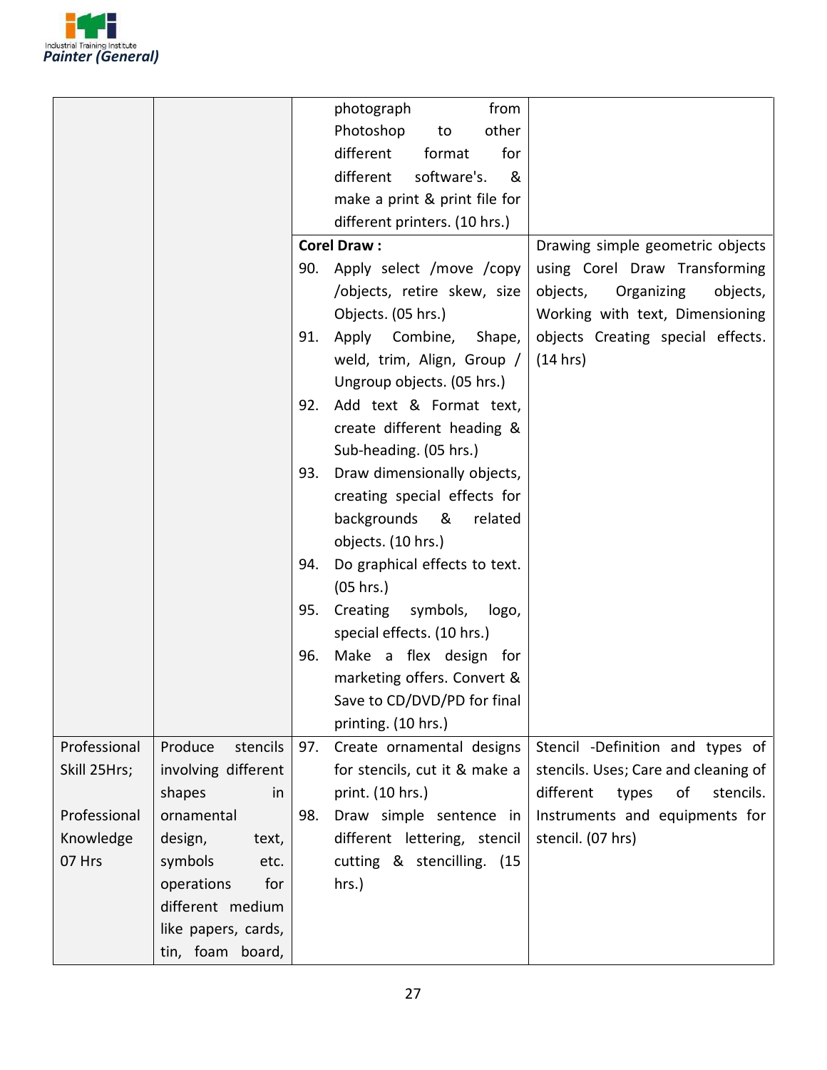| | | | |
|---|---|---|---|
| | | photograph from Photoshop to other different format for different software's. & make a print & print file for different printers. (10 hrs.) | |
| | | **Corel Draw :**<br>90. Apply select /move /copy /objects, retire skew, size Objects. (05 hrs.)<br>91. Apply Combine, Shape, weld, trim, Align, Group / Ungroup objects. (05 hrs.)<br>92. Add text & Format text, create different heading & Sub-heading. (05 hrs.)<br>93. Draw dimensionally objects, creating special effects for backgrounds & related objects. (10 hrs.)<br>94. Do graphical effects to text. (05 hrs.)<br>95. Creating symbols, logo, special effects. (10 hrs.)<br>96. Make a flex design for marketing offers. Convert & Save to CD/DVD/PD for final printing. (10 hrs.) | Drawing simple geometric objects using Corel Draw Transforming objects, Organizing objects, Working with text, Dimensioning objects Creating special effects. (14 hrs) |
| Professional Skill 25Hrs;<br><br>Professional Knowledge 07 Hrs | Produce stencils involving different shapes in ornamental design, text, symbols etc. operations for different medium like papers, cards, tin, foam board, | 97. Create ornamental designs for stencils, cut it & make a print. (10 hrs.)<br>98. Draw simple sentence in different lettering, stencil cutting & stencilling. (15 hrs.) | Stencil -Definition and types of stencils. Uses; Care and cleaning of different types of stencils. Instruments and equipments for stencil. (07 hrs) |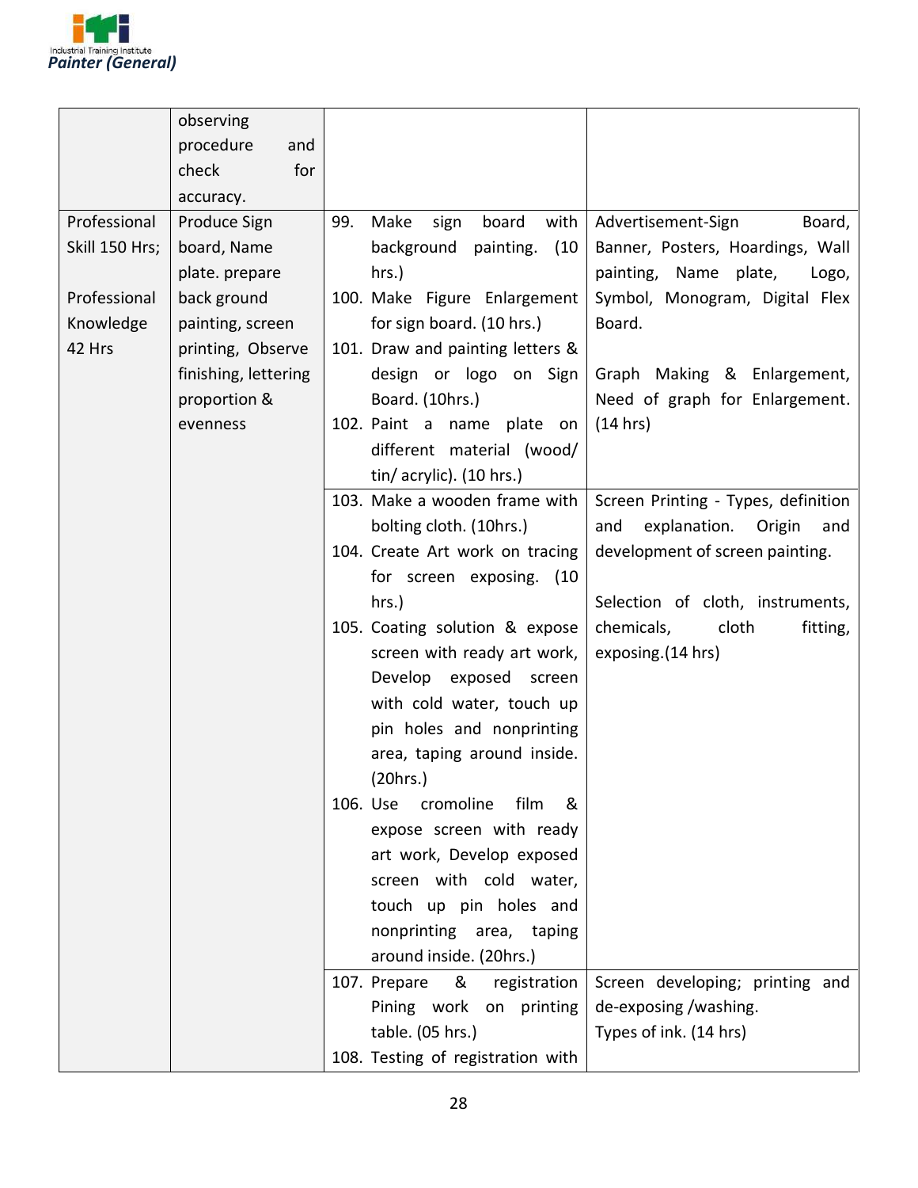| | | | |
|---|---|---|---|
| | observing procedure and check for accuracy. | | |
| Professional Skill 150 Hrs;<br><br>Professional Knowledge 42 Hrs | Produce Sign board, Name plate. prepare back ground painting, screen printing, Observe finishing, lettering proportion & evenness | 99. Make sign board with background painting. (10 hrs.)<br>100. Make Figure Enlargement for sign board. (10 hrs.)<br>101. Draw and painting letters & design or logo on Sign Board. (10hrs.)<br>102. Paint a name plate on different material (wood/ tin/ acrylic). (10 hrs.) | Advertisement-Sign Board, Banner, Posters, Hoardings, Wall painting, Name plate, Logo, Symbol, Monogram, Digital Flex Board.<br><br>Graph Making & Enlargement, Need of graph for Enlargement. (14 hrs) |
| | | 103. Make a wooden frame with bolting cloth. (10hrs.)<br>104. Create Art work on tracing for screen exposing. (10 hrs.)<br>105. Coating solution & expose screen with ready art work, Develop exposed screen with cold water, touch up pin holes and nonprinting area, taping around inside. (20hrs.)<br>106. Use cromoline film & expose screen with ready art work, Develop exposed screen with cold water, touch up pin holes and nonprinting area, taping around inside. (20hrs.) | Screen Printing - Types, definition and explanation. Origin and development of screen painting.<br><br>Selection of cloth, instruments, chemicals, cloth fitting, exposing.(14 hrs) |
| | | 107. Prepare & registration Pining work on printing table. (05 hrs.)<br>108. Testing of registration with | Screen developing; printing and de-exposing /washing.<br>Types of ink. (14 hrs) |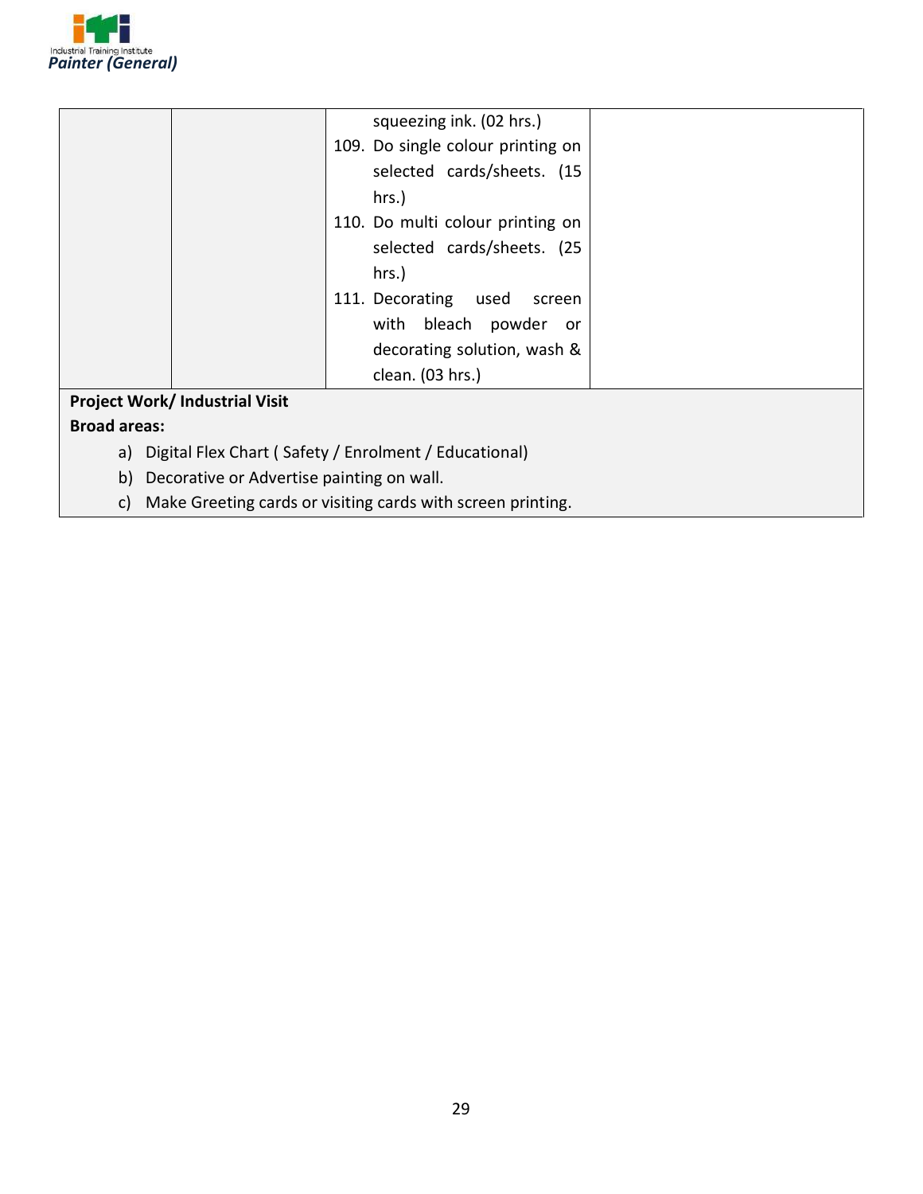| | | | |
|---|---|---|---|
| | | squeezing ink. (02 hrs.)<br>109. Do single colour printing on selected cards/sheets. (15 hrs.)<br>110. Do multi colour printing on selected cards/sheets. (25 hrs.)<br>111. Decorating used screen with bleach powder or decorating solution, wash & clean. (03 hrs.) | |

**Project Work/ Industrial Visit**

**Broad areas:**

a) Digital Flex Chart ( Safety / Enrolment / Educational)
b) Decorative or Advertise painting on wall.
c) Make Greeting cards or visiting cards with screen printing.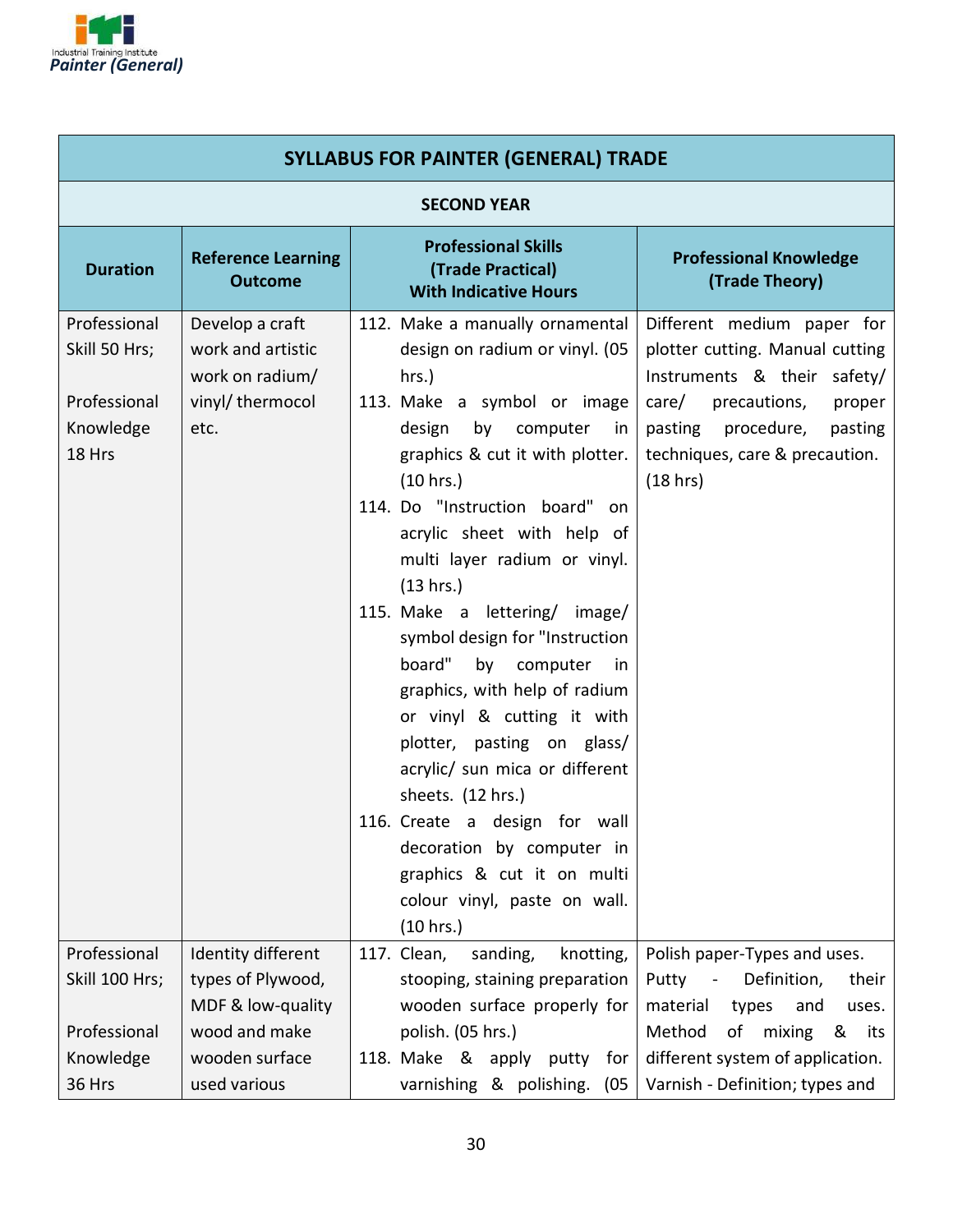| SYLLABUS FOR PAINTER (GENERAL) TRADE | | | |
|---|---|---|---|
| **SECOND YEAR** | | | |
| **Duration** | **Reference Learning Outcome** | **Professional Skills (Trade Practical) With Indicative Hours** | **Professional Knowledge (Trade Theory)** |
| Professional Skill 50 Hrs;<br><br>Professional Knowledge 18 Hrs | Develop a craft work and artistic work on radium/ vinyl/ thermocol etc. | 112. Make a manually ornamental design on radium or vinyl. (05 hrs.)<br>113. Make a symbol or image design by computer in graphics & cut it with plotter. (10 hrs.)<br>114. Do "Instruction board" on acrylic sheet with help of multi layer radium or vinyl. (13 hrs.)<br>115. Make a lettering/ image/ symbol design for "Instruction board" by computer in graphics, with help of radium or vinyl & cutting it with plotter, pasting on glass/ acrylic/ sun mica or different sheets. (12 hrs.)<br>116. Create a design for wall decoration by computer in graphics & cut it on multi colour vinyl, paste on wall. (10 hrs.) | Different medium paper for plotter cutting. Manual cutting Instruments & their safety/ care/ precautions, proper pasting procedure, pasting techniques, care & precaution. (18 hrs) |
| Professional Skill 100 Hrs;<br><br>Professional Knowledge 36 Hrs | Identity different types of Plywood, MDF & low-quality wood and make wooden surface used various | 117. Clean, sanding, knotting, stooping, staining preparation wooden surface properly for polish. (05 hrs.)<br>118. Make & apply putty for varnishing & polishing. (05 | Polish paper-Types and uses. Putty - Definition, their material types and uses. Method of mixing & its different system of application. Varnish - Definition; types and |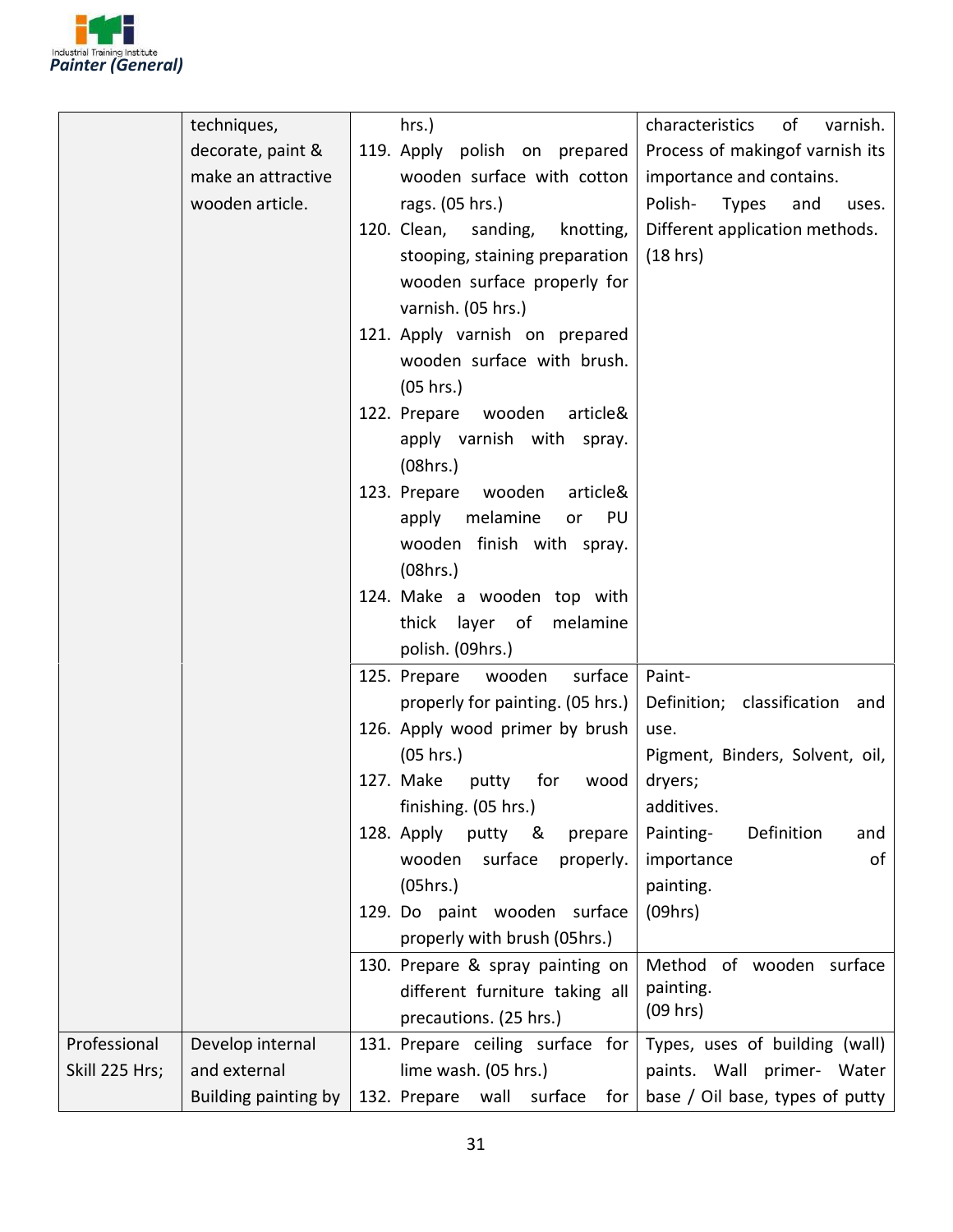| | | | |
|---|---|---|---|
| | techniques, decorate, paint & make an attractive wooden article. | hrs.)<br>119. Apply polish on prepared wooden surface with cotton rags. (05 hrs.)<br>120. Clean, sanding, knotting, stooping, staining preparation wooden surface properly for varnish. (05 hrs.)<br>121. Apply varnish on prepared wooden surface with brush. (05 hrs.)<br>122. Prepare wooden article& apply varnish with spray. (08hrs.)<br>123. Prepare wooden article& apply melamine or PU wooden finish with spray. (08hrs.)<br>124. Make a wooden top with thick layer of melamine polish. (09hrs.) | characteristics of varnish. Process of makingof varnish its importance and contains.<br>Polish- Types and uses. Different application methods.<br>(18 hrs) |
| | | 125. Prepare wooden surface properly for painting. (05 hrs.)<br>126. Apply wood primer by brush (05 hrs.)<br>127. Make putty for wood finishing. (05 hrs.)<br>128. Apply putty & prepare wooden surface properly. (05hrs.)<br>129. Do paint wooden surface properly with brush (05hrs.) | Paint-<br>Definition; classification and use.<br>Pigment, Binders, Solvent, oil, dryers;<br>additives.<br>Painting- Definition and importance of painting.<br>(09hrs) |
| | | 130. Prepare & spray painting on different furniture taking all precautions. (25 hrs.) | Method of wooden surface painting.<br>(09 hrs) |
| Professional Skill 225 Hrs; | Develop internal and external Building painting by | 131. Prepare ceiling surface for lime wash. (05 hrs.)<br>132. Prepare wall surface for | Types, uses of building (wall) paints. Wall primer- Water base / Oil base, types of putty |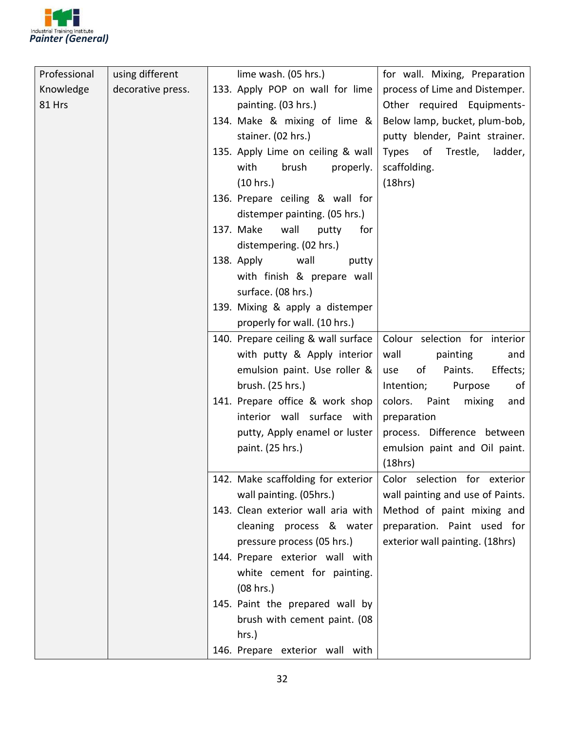| | | | |
|---|---|---|---|
| Professional Knowledge 81 Hrs | using different decorative press. | lime wash. (05 hrs.)<br>133. Apply POP on wall for lime painting. (03 hrs.)<br>134. Make & mixing of lime & stainer. (02 hrs.)<br>135. Apply Lime on ceiling & wall with brush properly. (10 hrs.)<br>136. Prepare ceiling & wall for distemper painting. (05 hrs.)<br>137. Make wall putty for distempering. (02 hrs.)<br>138. Apply wall putty with finish & prepare wall surface. (08 hrs.)<br>139. Mixing & apply a distemper properly for wall. (10 hrs.) | for wall. Mixing, Preparation process of Lime and Distemper. Other required Equipments- Below lamp, bucket, plum-bob, putty blender, Paint strainer. Types of Trestle, ladder, scaffolding.<br>(18hrs) |
| | | 140. Prepare ceiling & wall surface with putty & Apply interior emulsion paint. Use roller & brush. (25 hrs.)<br>141. Prepare office & work shop interior wall surface with putty, Apply enamel or luster paint. (25 hrs.) | Colour selection for interior wall painting and use of Paints. Effects; Intention; Purpose of colors. Paint mixing and preparation process. Difference between emulsion paint and Oil paint. (18hrs) |
| | | 142. Make scaffolding for exterior wall painting. (05hrs.)<br>143. Clean exterior wall aria with cleaning process & water pressure process (05 hrs.)<br>144. Prepare exterior wall with white cement for painting. (08 hrs.)<br>145. Paint the prepared wall by brush with cement paint. (08 hrs.)<br>146. Prepare exterior wall with | Color selection for exterior wall painting and use of Paints. Method of paint mixing and preparation. Paint used for exterior wall painting. (18hrs) |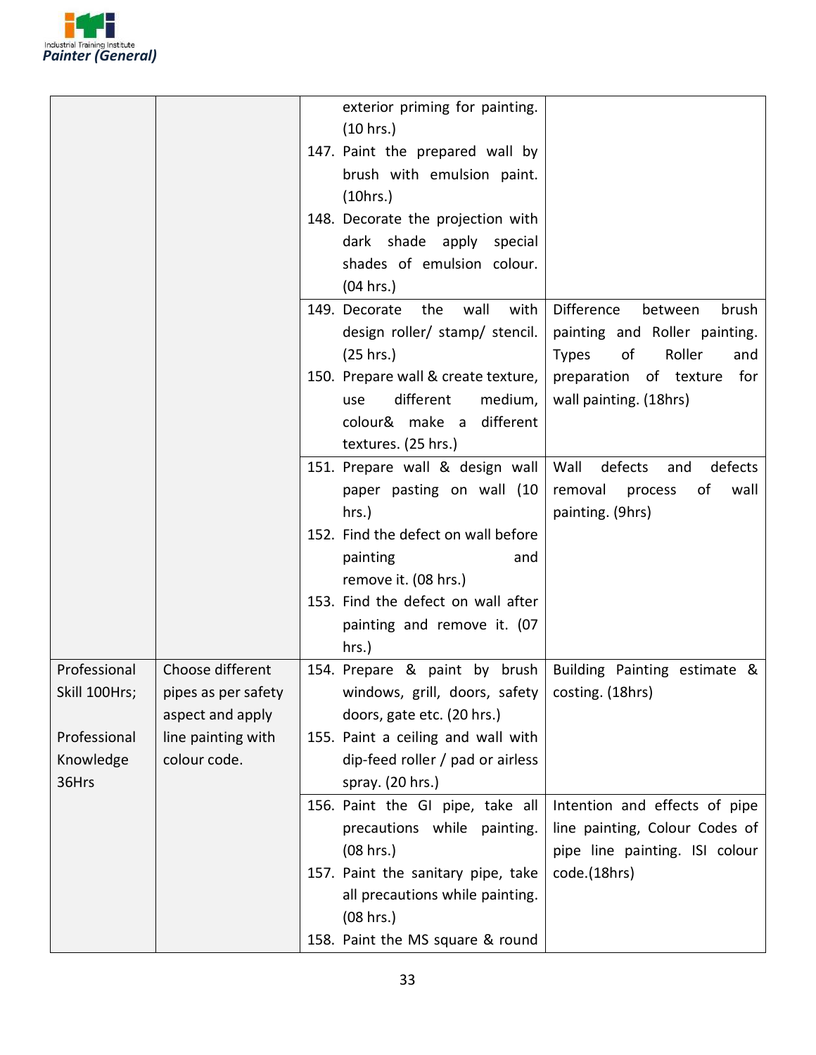| | | | |
|---|---|---|---|
| | | exterior priming for painting. (10 hrs.)<br>147. Paint the prepared wall by brush with emulsion paint. (10hrs.)<br>148. Decorate the projection with dark shade apply special shades of emulsion colour. (04 hrs.) | |
| | | 149. Decorate the wall with design roller/ stamp/ stencil. (25 hrs.)<br>150. Prepare wall & create texture, use different medium, colour& make a different textures. (25 hrs.) | Difference between brush painting and Roller painting. Types of Roller and preparation of texture for wall painting. (18hrs) |
| | | 151. Prepare wall & design wall paper pasting on wall (10 hrs.)<br>152. Find the defect on wall before painting and remove it. (08 hrs.)<br>153. Find the defect on wall after painting and remove it. (07 hrs.) | Wall defects and defects removal process of wall painting. (9hrs) |
| Professional Skill 100Hrs;<br><br>Professional Knowledge 36Hrs | Choose different pipes as per safety aspect and apply line painting with colour code. | 154. Prepare & paint by brush windows, grill, doors, safety doors, gate etc. (20 hrs.)<br>155. Paint a ceiling and wall with dip-feed roller / pad or airless spray. (20 hrs.) | Building Painting estimate & costing. (18hrs) |
| | | 156. Paint the GI pipe, take all precautions while painting. (08 hrs.)<br>157. Paint the sanitary pipe, take all precautions while painting. (08 hrs.)<br>158. Paint the MS square & round | Intention and effects of pipe line painting, Colour Codes of pipe line painting. ISI colour code.(18hrs) |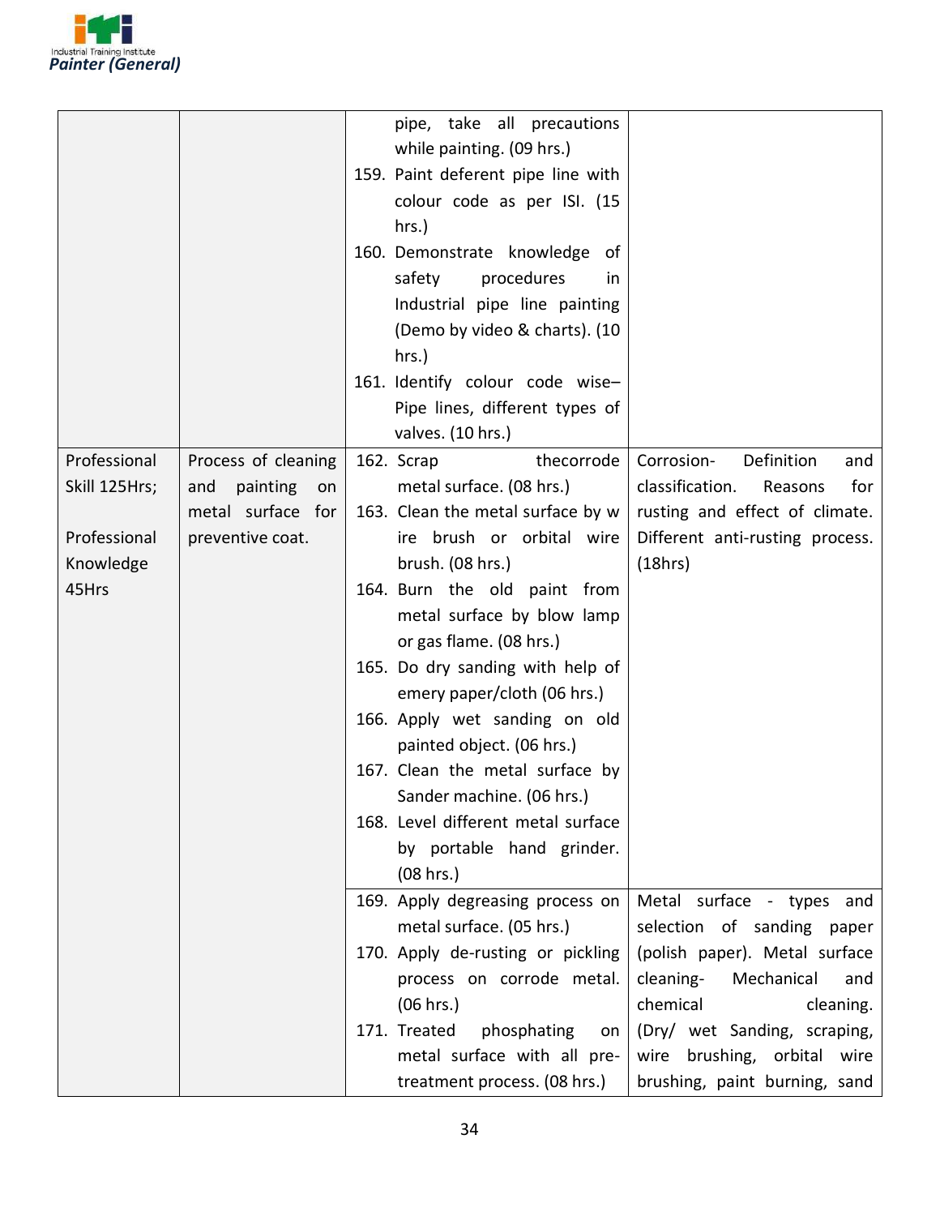| | | | |
|---|---|---|---|
| | | pipe, take all precautions while painting. (09 hrs.)<br>159. Paint deferent pipe line with colour code as per ISI. (15 hrs.)<br>160. Demonstrate knowledge of safety procedures in Industrial pipe line painting (Demo by video & charts). (10 hrs.)<br>161. Identify colour code wise– Pipe lines, different types of valves. (10 hrs.) | |
| Professional Skill 125Hrs;<br><br>Professional Knowledge 45Hrs | Process of cleaning and painting on metal surface for preventive coat. | 162. Scrap thecorrode metal surface. (08 hrs.)<br>163. Clean the metal surface by w ire brush or orbital wire brush. (08 hrs.)<br>164. Burn the old paint from metal surface by blow lamp or gas flame. (08 hrs.)<br>165. Do dry sanding with help of emery paper/cloth (06 hrs.)<br>166. Apply wet sanding on old painted object. (06 hrs.)<br>167. Clean the metal surface by Sander machine. (06 hrs.)<br>168. Level different metal surface by portable hand grinder. (08 hrs.) | Corrosion- Definition and classification. Reasons for rusting and effect of climate. Different anti-rusting process. (18hrs) |
| | | 169. Apply degreasing process on metal surface. (05 hrs.)<br>170. Apply de-rusting or pickling process on corrode metal. (06 hrs.)<br>171. Treated phosphating on metal surface with all pre-treatment process. (08 hrs.) | Metal surface - types and selection of sanding paper (polish paper). Metal surface cleaning- Mechanical and chemical cleaning. (Dry/ wet Sanding, scraping, wire brushing, orbital wire brushing, paint burning, sand |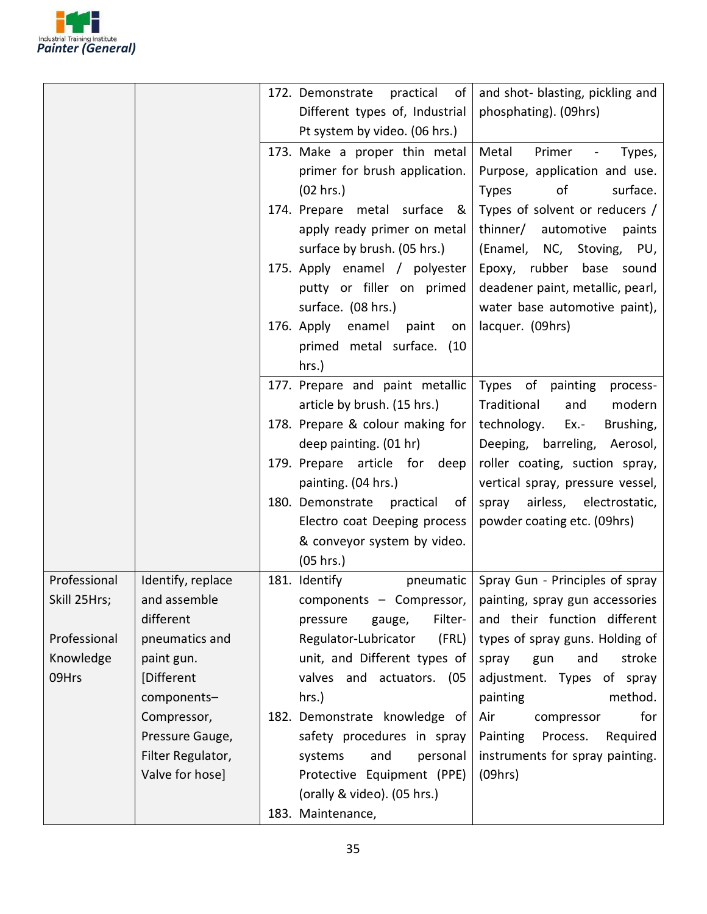| | | | |
|---|---|---|---|
| | | 172. Demonstrate practical of Different types of, Industrial Pt system by video. (06 hrs.) | and shot- blasting, pickling and phosphating). (09hrs) |
| | | 173. Make a proper thin metal primer for brush application. (02 hrs.)<br>174. Prepare metal surface & apply ready primer on metal surface by brush. (05 hrs.)<br>175. Apply enamel / polyester putty or filler on primed surface. (08 hrs.)<br>176. Apply enamel paint on primed metal surface. (10 hrs.) | Metal Primer - Types, Purpose, application and use. Types of surface. Types of solvent or reducers / thinner/ automotive paints (Enamel, NC, Stoving, PU, Epoxy, rubber base sound deadener paint, metallic, pearl, water base automotive paint), lacquer. (09hrs) |
| | | 177. Prepare and paint metallic article by brush. (15 hrs.)<br>178. Prepare & colour making for deep painting. (01 hr)<br>179. Prepare article for deep painting. (04 hrs.)<br>180. Demonstrate practical of Electro coat Deeping process & conveyor system by video. (05 hrs.) | Types of painting process- Traditional and modern technology. Ex.- Brushing, Deeping, barreling, Aerosol, roller coating, suction spray, vertical spray, pressure vessel, spray airless, electrostatic, powder coating etc. (09hrs) |
| Professional Skill 25Hrs;<br><br>Professional Knowledge 09Hrs | Identify, replace and assemble different pneumatics and paint gun. [Different components– Compressor, Pressure Gauge, Filter Regulator, Valve for hose] | 181. Identify pneumatic components – Compressor, pressure gauge, Filter-Regulator-Lubricator (FRL) unit, and Different types of valves and actuators. (05 hrs.)<br>182. Demonstrate knowledge of safety procedures in spray systems and personal Protective Equipment (PPE) (orally & video). (05 hrs.)<br>183. Maintenance, | Spray Gun - Principles of spray painting, spray gun accessories and their function different types of spray guns. Holding of spray gun and stroke adjustment. Types of spray painting method. Air compressor for Painting Process. Required instruments for spray painting. (09hrs) |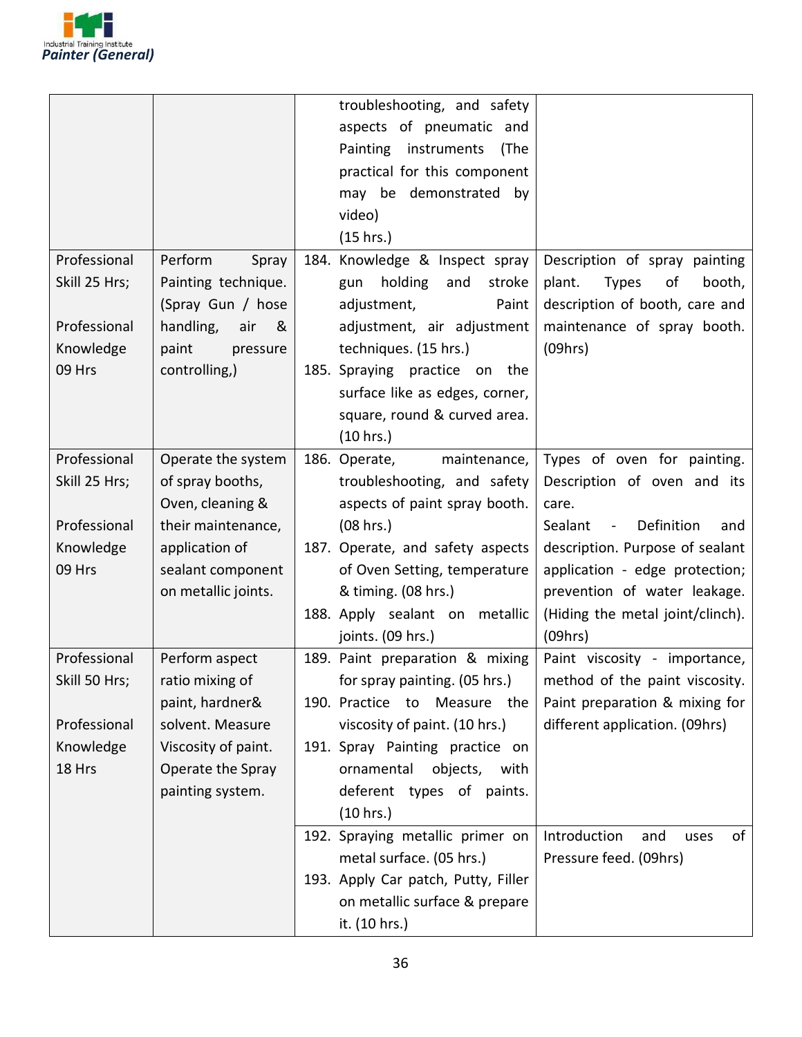| | | | |
|---|---|---|---|
| | | troubleshooting, and safety aspects of pneumatic and Painting instruments (The practical for this component may be demonstrated by video)<br>(15 hrs.) | |
| Professional Skill 25 Hrs;<br><br>Professional Knowledge 09 Hrs | Perform Spray Painting technique. (Spray Gun / hose handling, air & paint pressure controlling,) | 184. Knowledge & Inspect spray gun holding and stroke adjustment, Paint adjustment, air adjustment techniques. (15 hrs.)<br>185. Spraying practice on the surface like as edges, corner, square, round & curved area. (10 hrs.) | Description of spray painting plant. Types of booth, description of booth, care and maintenance of spray booth. (09hrs) |
| Professional Skill 25 Hrs;<br><br>Professional Knowledge 09 Hrs | Operate the system of spray booths, Oven, cleaning & their maintenance, application of sealant component on metallic joints. | 186. Operate, maintenance, troubleshooting, and safety aspects of paint spray booth. (08 hrs.)<br>187. Operate, and safety aspects of Oven Setting, temperature & timing. (08 hrs.)<br>188. Apply sealant on metallic joints. (09 hrs.) | Types of oven for painting. Description of oven and its care.<br>Sealant - Definition and description. Purpose of sealant application - edge protection; prevention of water leakage. (Hiding the metal joint/clinch). (09hrs) |
| Professional Skill 50 Hrs;<br><br>Professional Knowledge 18 Hrs | Perform aspect ratio mixing of paint, hardner& solvent. Measure Viscosity of paint. Operate the Spray painting system. | 189. Paint preparation & mixing for spray painting. (05 hrs.)<br>190. Practice to Measure the viscosity of paint. (10 hrs.)<br>191. Spray Painting practice on ornamental objects, with deferent types of paints. (10 hrs.) | Paint viscosity - importance, method of the paint viscosity. Paint preparation & mixing for different application. (09hrs) |
| | | 192. Spraying metallic primer on metal surface. (05 hrs.)<br>193. Apply Car patch, Putty, Filler on metallic surface & prepare it. (10 hrs.) | Introduction and uses of Pressure feed. (09hrs) |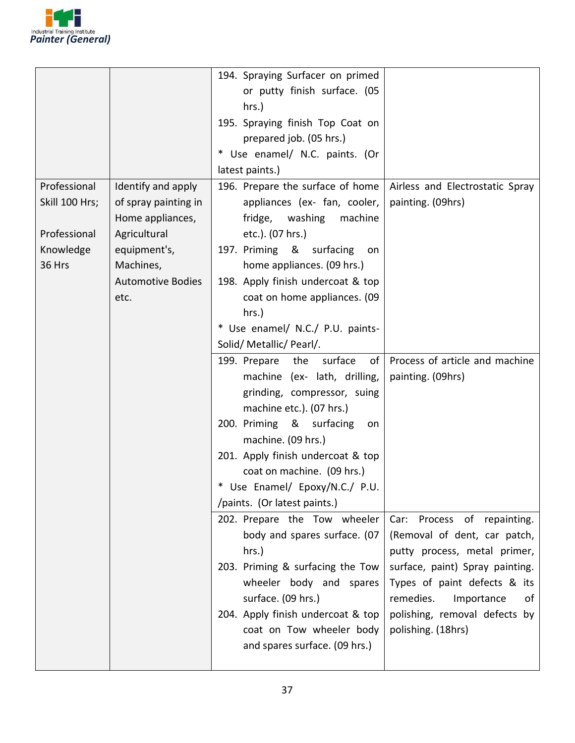| | | | |
|---|---|---|---|
| | | 194. Spraying Surfacer on primed or putty finish surface. (05 hrs.)<br>195. Spraying finish Top Coat on prepared job. (05 hrs.)<br>* Use enamel/ N.C. paints. (Or latest paints.) | |
| Professional Skill 100 Hrs;<br><br>Professional Knowledge 36 Hrs | Identify and apply of spray painting in Home appliances, Agricultural equipment's, Machines, Automotive Bodies etc. | 196. Prepare the surface of home appliances (ex- fan, cooler, fridge, washing machine etc.). (07 hrs.)<br>197. Priming & surfacing on home appliances. (09 hrs.)<br>198. Apply finish undercoat & top coat on home appliances. (09 hrs.)<br>* Use enamel/ N.C./ P.U. paints- Solid/ Metallic/ Pearl/. | Airless and Electrostatic Spray painting. (09hrs) |
| | | 199. Prepare the surface of machine (ex- lath, drilling, grinding, compressor, suing machine etc.). (07 hrs.)<br>200. Priming & surfacing on machine. (09 hrs.)<br>201. Apply finish undercoat & top coat on machine. (09 hrs.)<br>* Use Enamel/ Epoxy/N.C./ P.U. /paints. (Or latest paints.) | Process of article and machine painting. (09hrs) |
| | | 202. Prepare the Tow wheeler body and spares surface. (07 hrs.)<br>203. Priming & surfacing the Tow wheeler body and spares surface. (09 hrs.)<br>204. Apply finish undercoat & top coat on Tow wheeler body and spares surface. (09 hrs.) | Car: Process of repainting. (Removal of dent, car patch, putty process, metal primer, surface, paint) Spray painting. Types of paint defects & its remedies. Importance of polishing, removal defects by polishing. (18hrs) |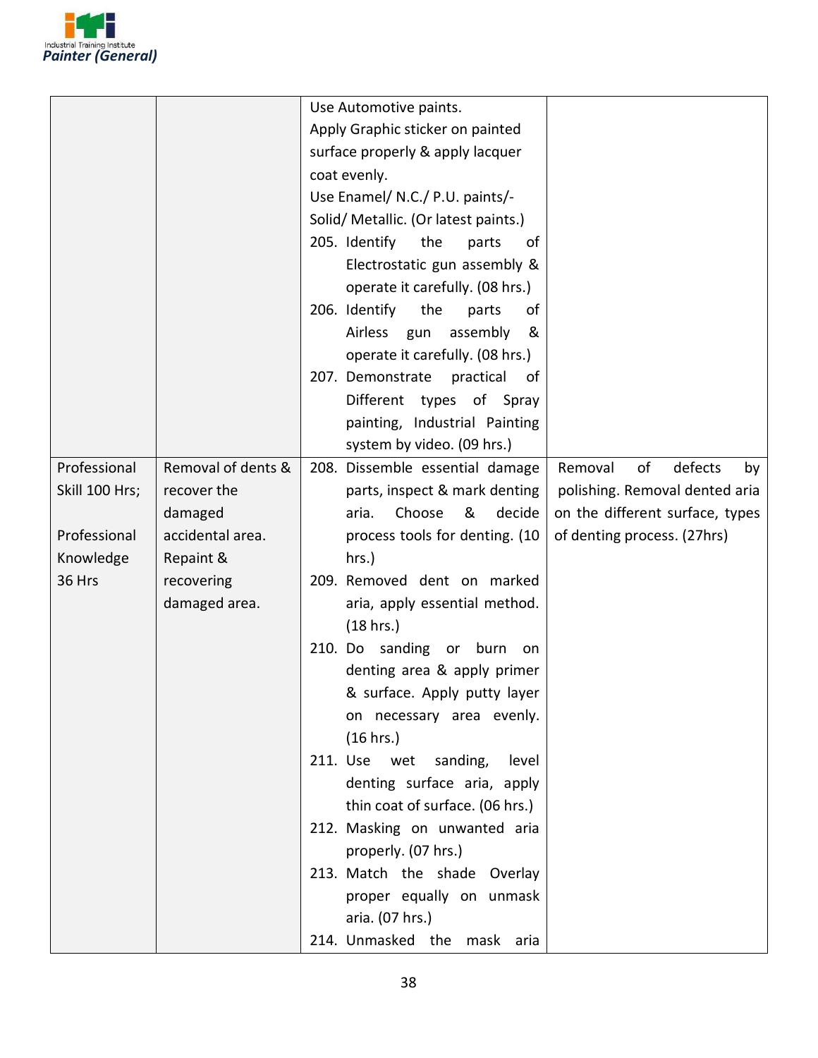| | | | |
|---|---|---|---|
| | | Use Automotive paints.<br>Apply Graphic sticker on painted surface properly & apply lacquer coat evenly.<br>Use Enamel/ N.C./ P.U. paints/- Solid/ Metallic. (Or latest paints.)<br>205. Identify the parts of Electrostatic gun assembly & operate it carefully. (08 hrs.)<br>206. Identify the parts of Airless gun assembly & operate it carefully. (08 hrs.)<br>207. Demonstrate practical of Different types of Spray painting, Industrial Painting system by video. (09 hrs.) | |
| Professional Skill 100 Hrs;<br><br>Professional Knowledge 36 Hrs | Removal of dents & recover the damaged accidental area. Repaint & recovering damaged area. | 208. Dissemble essential damage parts, inspect & mark denting aria. Choose & decide process tools for denting. (10 hrs.)<br>209. Removed dent on marked aria, apply essential method. (18 hrs.)<br>210. Do sanding or burn on denting area & apply primer & surface. Apply putty layer on necessary area evenly. (16 hrs.)<br>211. Use wet sanding, level denting surface aria, apply thin coat of surface. (06 hrs.)<br>212. Masking on unwanted aria properly. (07 hrs.)<br>213. Match the shade Overlay proper equally on unmask aria. (07 hrs.)<br>214. Unmasked the mask aria | Removal of defects by polishing. Removal dented aria on the different surface, types of denting process. (27hrs) |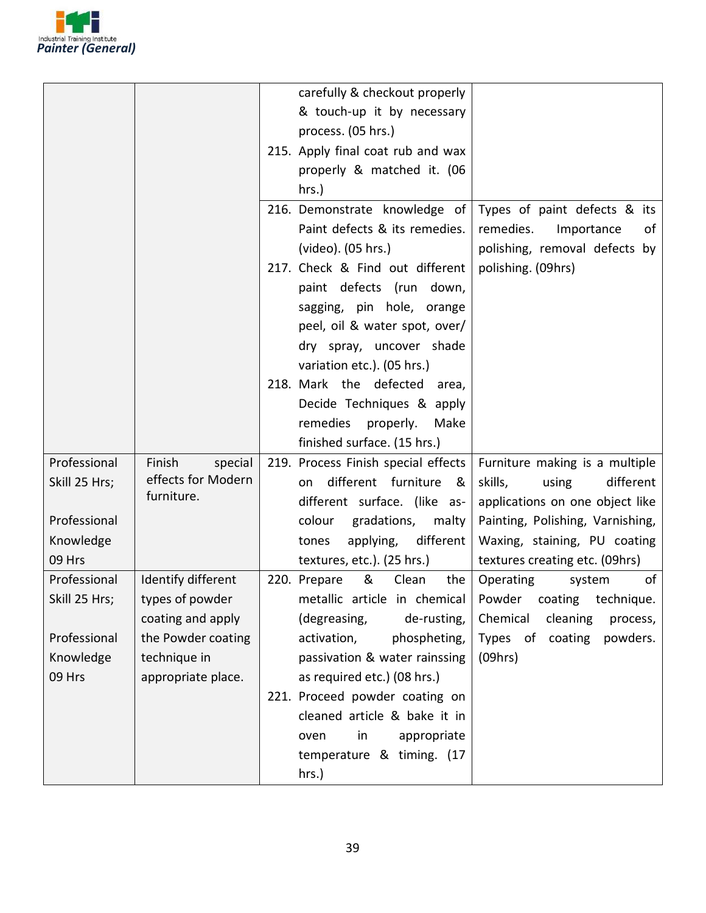| | | | |
|---|---|---|---|
| | | carefully & checkout properly & touch-up it by necessary process. (05 hrs.)<br>215. Apply final coat rub and wax properly & matched it. (06 hrs.) | |
| | | 216. Demonstrate knowledge of Paint defects & its remedies. (video). (05 hrs.)<br>217. Check & Find out different paint defects (run down, sagging, pin hole, orange peel, oil & water spot, over/ dry spray, uncover shade variation etc.). (05 hrs.)<br>218. Mark the defected area, Decide Techniques & apply remedies properly. Make finished surface. (15 hrs.) | Types of paint defects & its remedies. Importance of polishing, removal defects by polishing. (09hrs) |
| Professional Skill 25 Hrs;<br><br>Professional Knowledge 09 Hrs | Finish special effects for Modern furniture. | 219. Process Finish special effects on different furniture & different surface. (like as-colour gradations, malty tones applying, different textures, etc.). (25 hrs.) | Furniture making is a multiple skills, using different applications on one object like Painting, Polishing, Varnishing, Waxing, staining, PU coating textures creating etc. (09hrs) |
| Professional Skill 25 Hrs;<br><br>Professional Knowledge 09 Hrs | Identify different types of powder coating and apply the Powder coating technique in appropriate place. | 220. Prepare & Clean the metallic article in chemical (degreasing, de-rusting, activation, phospheting, passivation & water rainssing as required etc.) (08 hrs.)<br>221. Proceed powder coating on cleaned article & bake it in oven in appropriate temperature & timing. (17 hrs.) | Operating system of Powder coating technique. Chemical cleaning process, Types of coating powders. (09hrs) |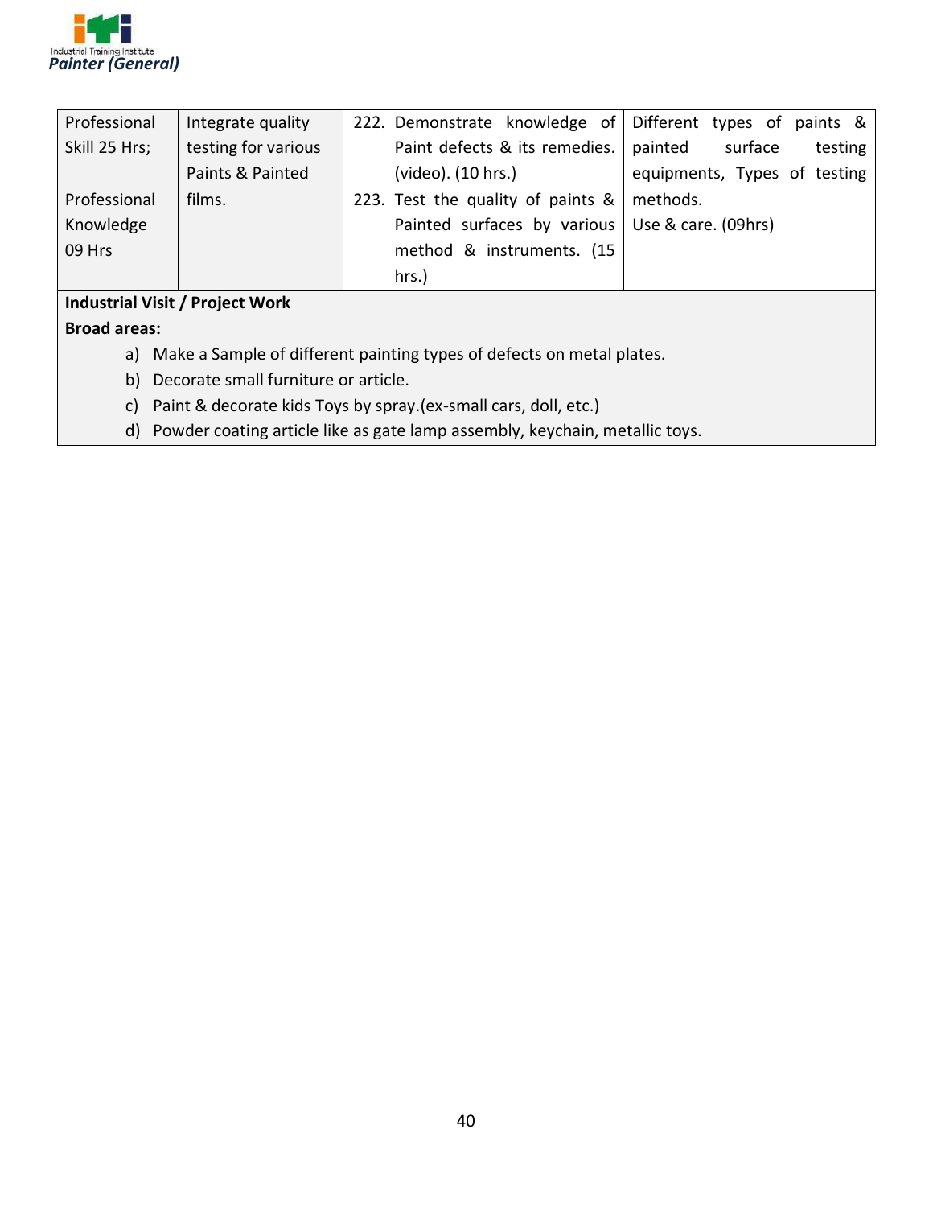| | | | |
|---|---|---|---|
| Professional Skill 25 Hrs;<br><br>Professional Knowledge 09 Hrs | Integrate quality testing for various Paints & Painted films. | 222. Demonstrate knowledge of Paint defects & its remedies. (video). (10 hrs.)<br>223. Test the quality of paints & Painted surfaces by various method & instruments. (15 hrs.) | Different types of paints & painted surface testing equipments, Types of testing methods.<br>Use & care. (09hrs) |

**Industrial Visit / Project Work**

**Broad areas:**

a) Make a Sample of different painting types of defects on metal plates.
b) Decorate small furniture or article.
c) Paint & decorate kids Toys by spray.(ex-small cars, doll, etc.)
d) Powder coating article like as gate lamp assembly, keychain, metallic toys.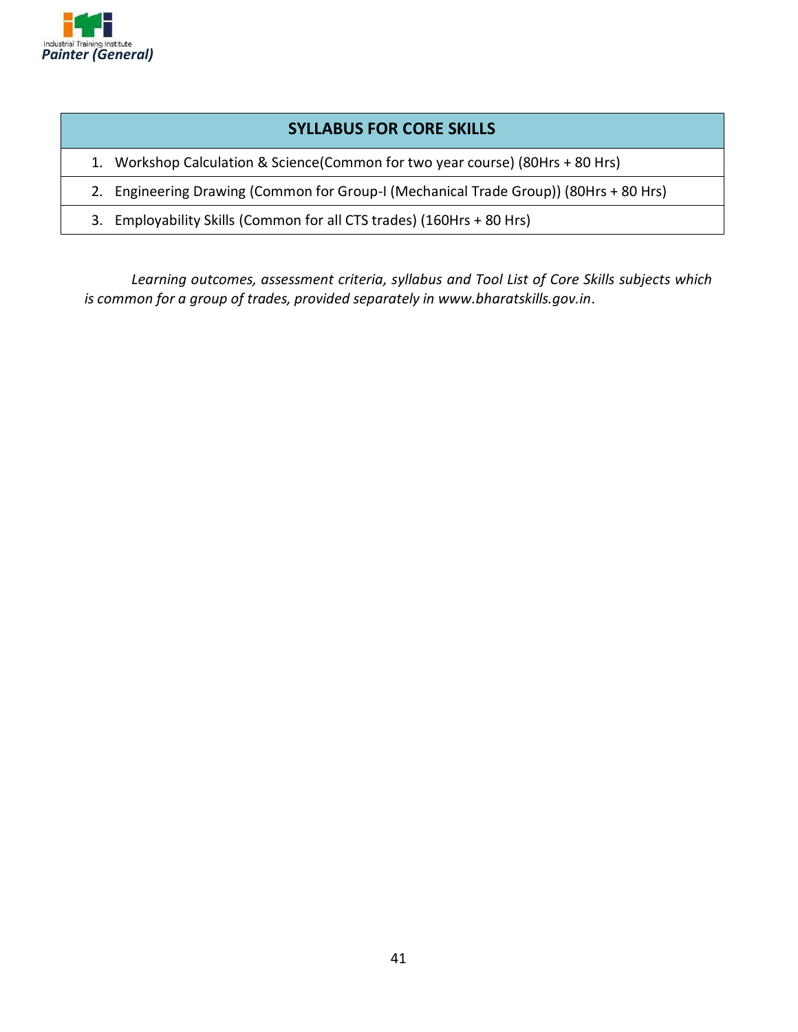| SYLLABUS FOR CORE SKILLS |
|---|
| 1. Workshop Calculation & Science(Common for two year course) (80Hrs + 80 Hrs) |
| 2. Engineering Drawing (Common for Group-I (Mechanical Trade Group)) (80Hrs + 80 Hrs) |
| 3. Employability Skills (Common for all CTS trades) (160Hrs + 80 Hrs) |

*Learning outcomes, assessment criteria, syllabus and Tool List of Core Skills subjects which is common for a group of trades, provided separately in www.bharatskills.gov.in.*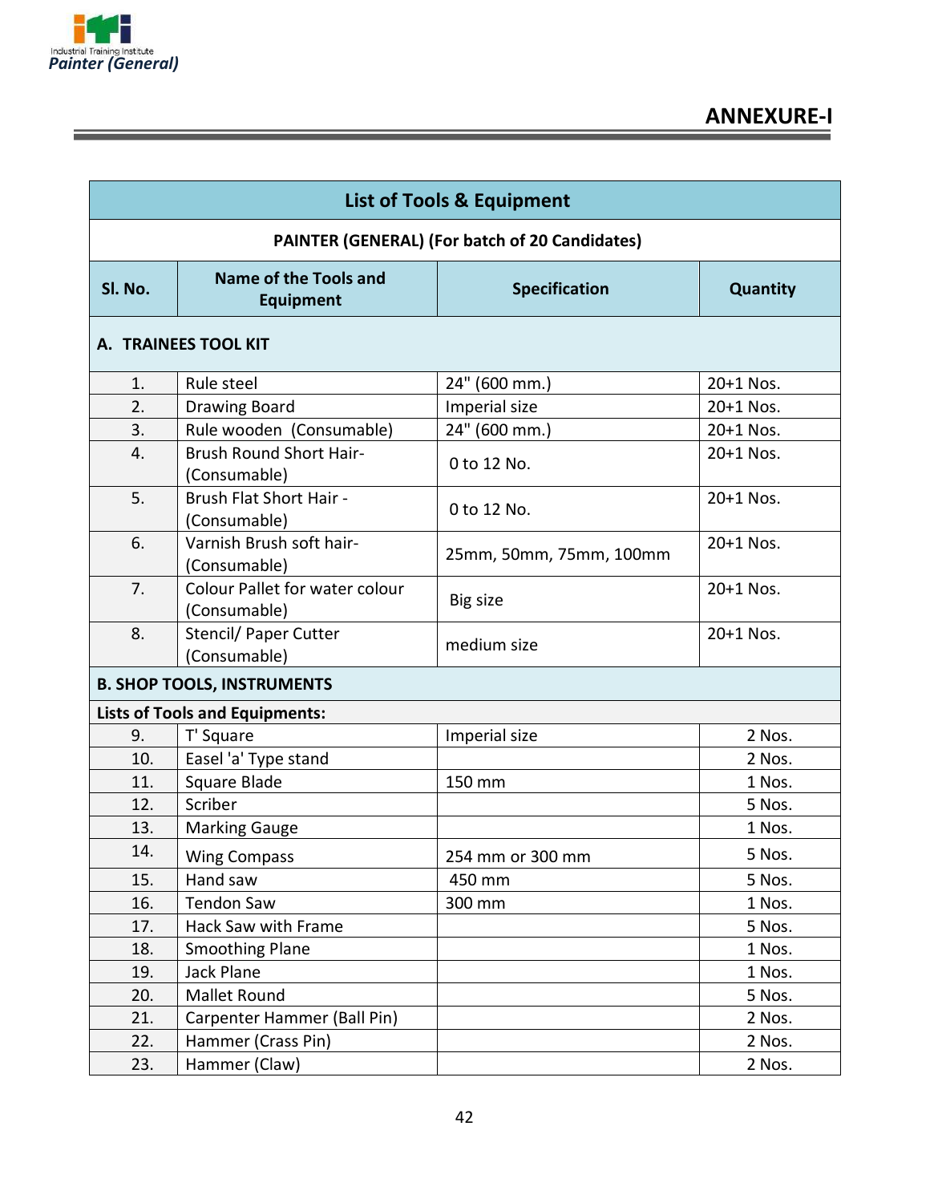## ANNEXURE-I

| List of Tools & Equipment | | | |
|---|---|---|---|
| **PAINTER (GENERAL) (For batch of 20 Candidates)** | | | |
| **Sl. No.** | **Name of the Tools and Equipment** | **Specification** | **Quantity** |
| **A. TRAINEES TOOL KIT** | | | |
| 1. | Rule steel | 24" (600 mm.) | 20+1 Nos. |
| 2. | Drawing Board | Imperial size | 20+1 Nos. |
| 3. | Rule wooden (Consumable) | 24" (600 mm.) | 20+1 Nos. |
| 4. | Brush Round Short Hair- (Consumable) | 0 to 12 No. | 20+1 Nos. |
| 5. | Brush Flat Short Hair - (Consumable) | 0 to 12 No. | 20+1 Nos. |
| 6. | Varnish Brush soft hair- (Consumable) | 25mm, 50mm, 75mm, 100mm | 20+1 Nos. |
| 7. | Colour Pallet for water colour (Consumable) | Big size | 20+1 Nos. |
| 8. | Stencil/ Paper Cutter (Consumable) | medium size | 20+1 Nos. |
| **B. SHOP TOOLS, INSTRUMENTS** | | | |
| **Lists of Tools and Equipments:** | | | |
| 9. | T' Square | Imperial size | 2 Nos. |
| 10. | Easel 'a' Type stand | | 2 Nos. |
| 11. | Square Blade | 150 mm | 1 Nos. |
| 12. | Scriber | | 5 Nos. |
| 13. | Marking Gauge | | 1 Nos. |
| 14. | Wing Compass | 254 mm or 300 mm | 5 Nos. |
| 15. | Hand saw | 450 mm | 5 Nos. |
| 16. | Tendon Saw | 300 mm | 1 Nos. |
| 17. | Hack Saw with Frame | | 5 Nos. |
| 18. | Smoothing Plane | | 1 Nos. |
| 19. | Jack Plane | | 1 Nos. |
| 20. | Mallet Round | | 5 Nos. |
| 21. | Carpenter Hammer (Ball Pin) | | 2 Nos. |
| 22. | Hammer (Crass Pin) | | 2 Nos. |
| 23. | Hammer (Claw) | | 2 Nos. |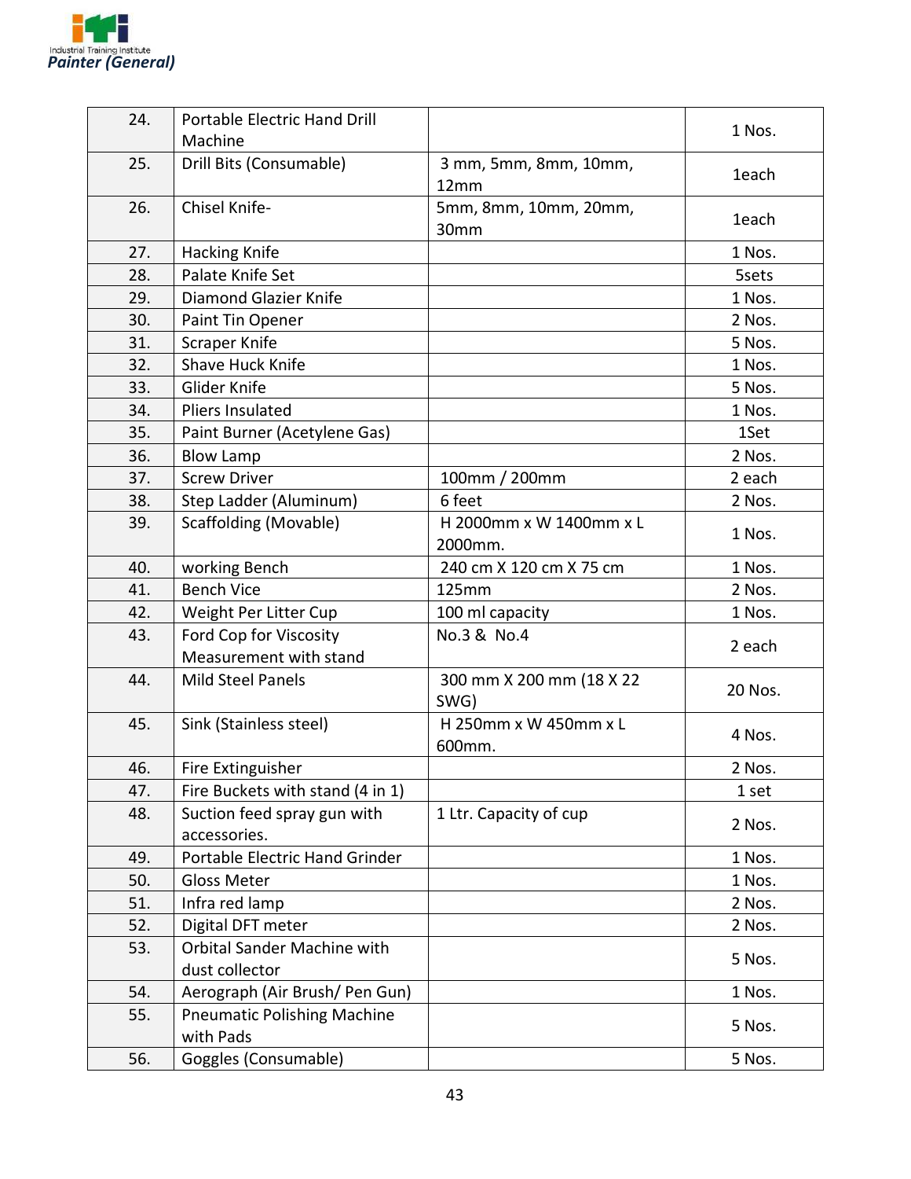| 24. | Portable Electric Hand Drill Machine | | 1 Nos. |
|---|---|---|---|
| 25. | Drill Bits (Consumable) | 3 mm, 5mm, 8mm, 10mm, 12mm | 1each |
| 26. | Chisel Knife- | 5mm, 8mm, 10mm, 20mm, 30mm | 1each |
| 27. | Hacking Knife | | 1 Nos. |
| 28. | Palate Knife Set | | 5sets |
| 29. | Diamond Glazier Knife | | 1 Nos. |
| 30. | Paint Tin Opener | | 2 Nos. |
| 31. | Scraper Knife | | 5 Nos. |
| 32. | Shave Huck Knife | | 1 Nos. |
| 33. | Glider Knife | | 5 Nos. |
| 34. | Pliers Insulated | | 1 Nos. |
| 35. | Paint Burner (Acetylene Gas) | | 1Set |
| 36. | Blow Lamp | | 2 Nos. |
| 37. | Screw Driver | 100mm / 200mm | 2 each |
| 38. | Step Ladder (Aluminum) | 6 feet | 2 Nos. |
| 39. | Scaffolding (Movable) | H 2000mm x W 1400mm x L 2000mm. | 1 Nos. |
| 40. | working Bench | 240 cm X 120 cm X 75 cm | 1 Nos. |
| 41. | Bench Vice | 125mm | 2 Nos. |
| 42. | Weight Per Litter Cup | 100 ml capacity | 1 Nos. |
| 43. | Ford Cop for Viscosity Measurement with stand | No.3 & No.4 | 2 each |
| 44. | Mild Steel Panels | 300 mm X 200 mm (18 X 22 SWG) | 20 Nos. |
| 45. | Sink (Stainless steel) | H 250mm x W 450mm x L 600mm. | 4 Nos. |
| 46. | Fire Extinguisher | | 2 Nos. |
| 47. | Fire Buckets with stand (4 in 1) | | 1 set |
| 48. | Suction feed spray gun with accessories. | 1 Ltr. Capacity of cup | 2 Nos. |
| 49. | Portable Electric Hand Grinder | | 1 Nos. |
| 50. | Gloss Meter | | 1 Nos. |
| 51. | Infra red lamp | | 2 Nos. |
| 52. | Digital DFT meter | | 2 Nos. |
| 53. | Orbital Sander Machine with dust collector | | 5 Nos. |
| 54. | Aerograph (Air Brush/ Pen Gun) | | 1 Nos. |
| 55. | Pneumatic Polishing Machine with Pads | | 5 Nos. |
| 56. | Goggles (Consumable) | | 5 Nos. |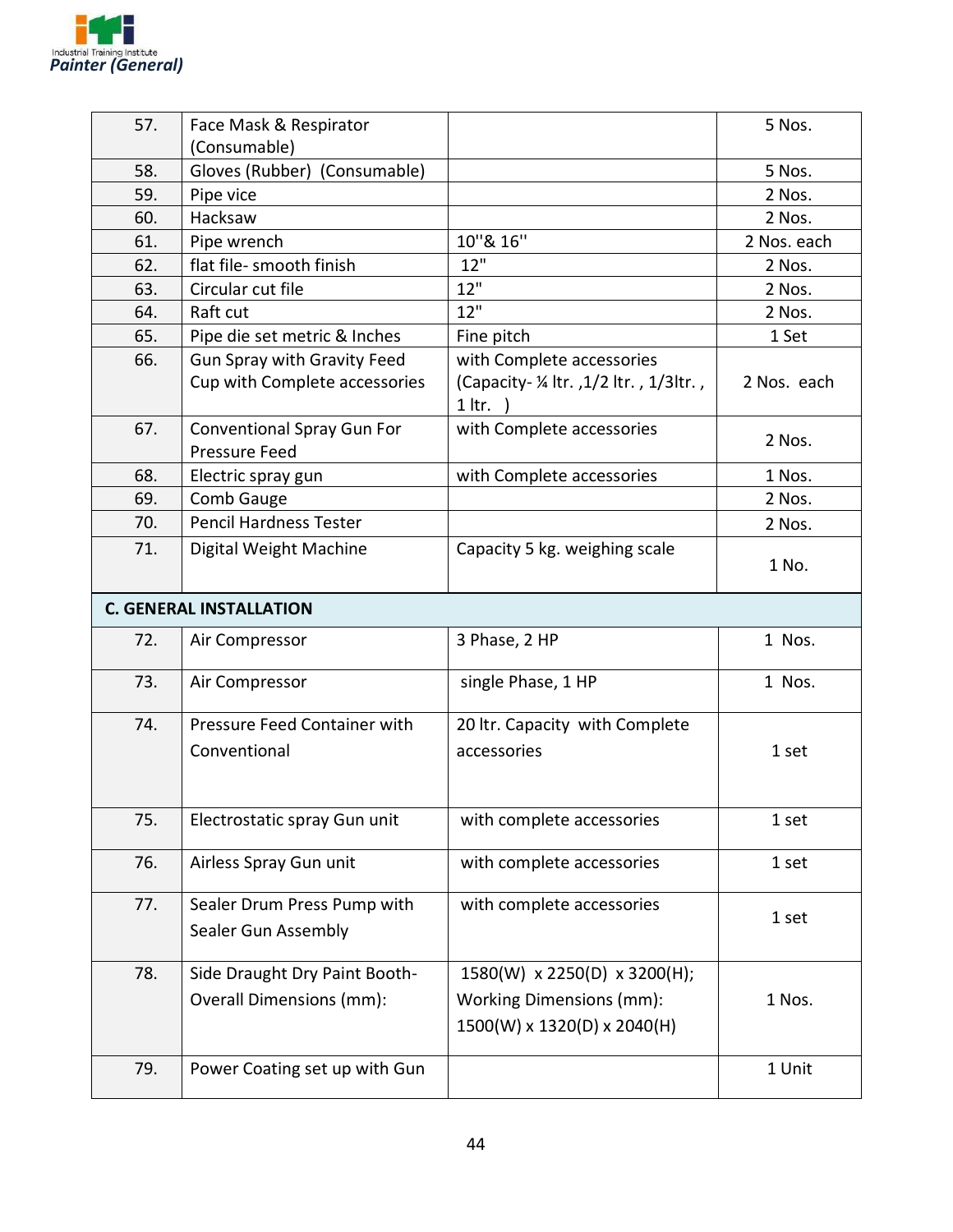| 57. | Face Mask & Respirator (Consumable) | | 5 Nos. |
|---|---|---|---|
| 58. | Gloves (Rubber) (Consumable) | | 5 Nos. |
| 59. | Pipe vice | | 2 Nos. |
| 60. | Hacksaw | | 2 Nos. |
| 61. | Pipe wrench | 10''& 16'' | 2 Nos. each |
| 62. | flat file- smooth finish | 12" | 2 Nos. |
| 63. | Circular cut file | 12" | 2 Nos. |
| 64. | Raft cut | 12" | 2 Nos. |
| 65. | Pipe die set metric & Inches | Fine pitch | 1 Set |
| 66. | Gun Spray with Gravity Feed Cup with Complete accessories | with Complete accessories (Capacity- ¼ ltr. ,1/2 ltr. , 1/3ltr. , 1 ltr. ) | 2 Nos. each |
| 67. | Conventional Spray Gun For Pressure Feed | with Complete accessories | 2 Nos. |
| 68. | Electric spray gun | with Complete accessories | 1 Nos. |
| 69. | Comb Gauge | | 2 Nos. |
| 70. | Pencil Hardness Tester | | 2 Nos. |
| 71. | Digital Weight Machine | Capacity 5 kg. weighing scale | 1 No. |
| **C. GENERAL INSTALLATION** | | | |
| 72. | Air Compressor | 3 Phase, 2 HP | 1 Nos. |
| 73. | Air Compressor | single Phase, 1 HP | 1 Nos. |
| 74. | Pressure Feed Container with Conventional | 20 ltr. Capacity with Complete accessories | 1 set |
| 75. | Electrostatic spray Gun unit | with complete accessories | 1 set |
| 76. | Airless Spray Gun unit | with complete accessories | 1 set |
| 77. | Sealer Drum Press Pump with Sealer Gun Assembly | with complete accessories | 1 set |
| 78. | Side Draught Dry Paint Booth- Overall Dimensions (mm): | 1580(W) x 2250(D) x 3200(H); Working Dimensions (mm): 1500(W) x 1320(D) x 2040(H) | 1 Nos. |
| 79. | Power Coating set up with Gun | | 1 Unit |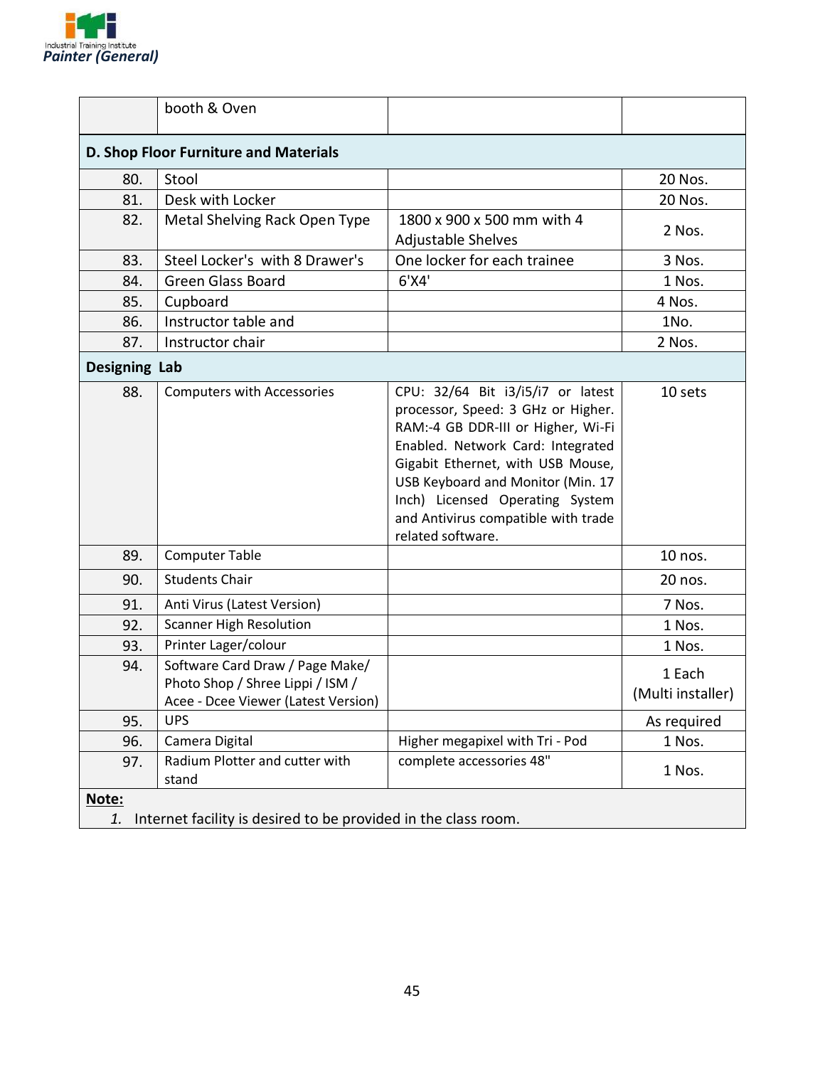|  |  |  |  |
|---|---|---|---|
|  | booth & Oven |  |  |
| **D. Shop Floor Furniture and Materials** | | | |
| 80. | Stool |  | 20 Nos. |
| 81. | Desk with Locker |  | 20 Nos. |
| 82. | Metal Shelving Rack Open Type | 1800 x 900 x 500 mm with 4 Adjustable Shelves | 2 Nos. |
| 83. | Steel Locker's with 8 Drawer's | One locker for each trainee | 3 Nos. |
| 84. | Green Glass Board | 6'X4' | 1 Nos. |
| 85. | Cupboard |  | 4 Nos. |
| 86. | Instructor table and |  | 1No. |
| 87. | Instructor chair |  | 2 Nos. |
| **Designing Lab** | | | |
| 88. | Computers with Accessories | CPU: 32/64 Bit i3/i5/i7 or latest processor, Speed: 3 GHz or Higher. RAM:-4 GB DDR-III or Higher, Wi-Fi Enabled. Network Card: Integrated Gigabit Ethernet, with USB Mouse, USB Keyboard and Monitor (Min. 17 Inch) Licensed Operating System and Antivirus compatible with trade related software. | 10 sets |
| 89. | Computer Table |  | 10 nos. |
| 90. | Students Chair |  | 20 nos. |
| 91. | Anti Virus (Latest Version) |  | 7 Nos. |
| 92. | Scanner High Resolution |  | 1 Nos. |
| 93. | Printer Lager/colour |  | 1 Nos. |
| 94. | Software Card Draw / Page Make/ Photo Shop / Shree Lippi / ISM / Acee - Dcee Viewer (Latest Version) |  | 1 Each (Multi installer) |
| 95. | UPS |  | As required |
| 96. | Camera Digital | Higher megapixel with Tri - Pod | 1 Nos. |
| 97. | Radium Plotter and cutter with stand | complete accessories 48" | 1 Nos. |

**Note:**

1. Internet facility is desired to be provided in the class room.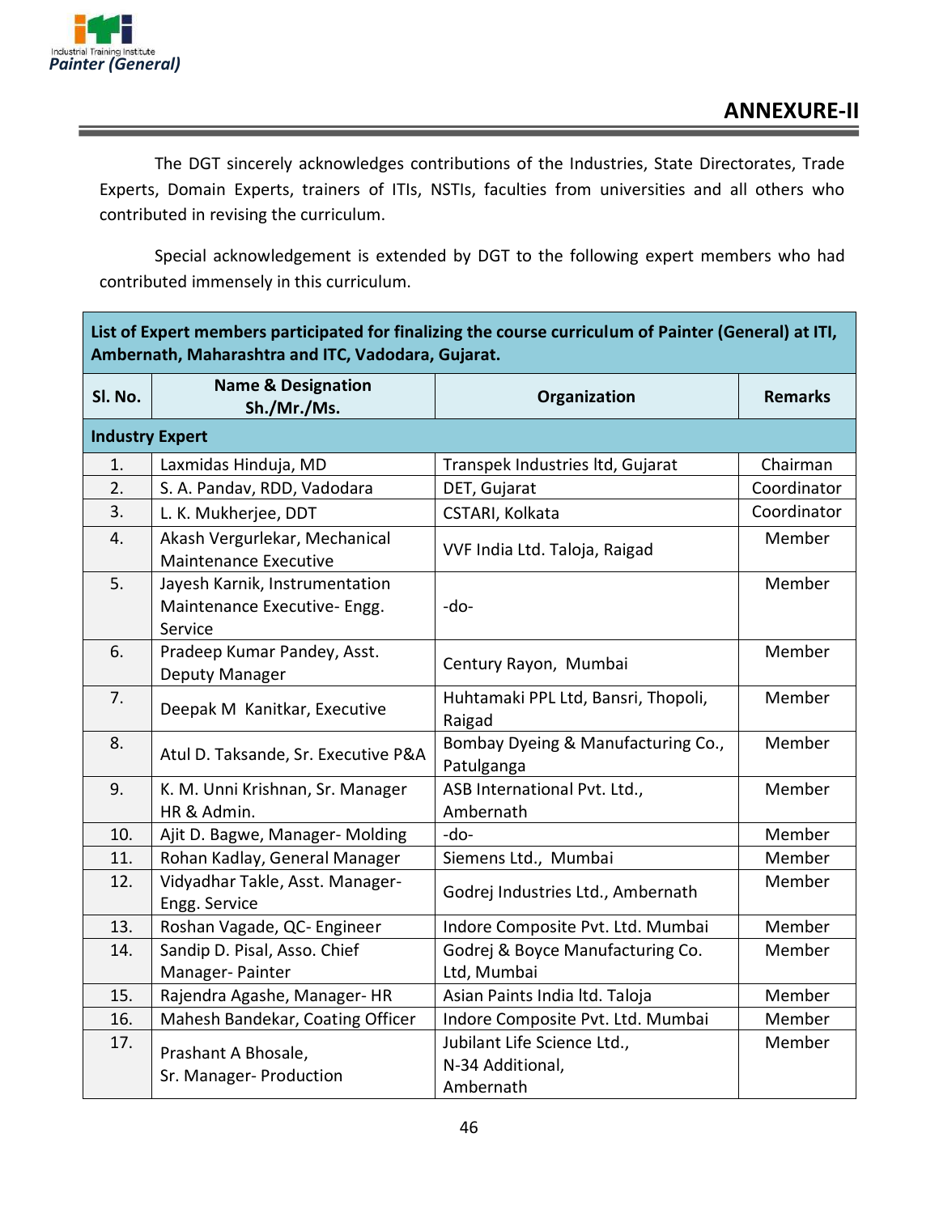## ANNEXURE-II

The DGT sincerely acknowledges contributions of the Industries, State Directorates, Trade Experts, Domain Experts, trainers of ITIs, NSTIs, faculties from universities and all others who contributed in revising the curriculum.

Special acknowledgement is extended by DGT to the following expert members who had contributed immensely in this curriculum.

| List of Expert members participated for finalizing the course curriculum of Painter (General) at ITI, Ambernath, Maharashtra and ITC, Vadodara, Gujarat. | | | |
|---|---|---|---|
| **Sl. No.** | **Name & Designation Sh./Mr./Ms.** | **Organization** | **Remarks** |
| **Industry Expert** | | | |
| 1. | Laxmidas Hinduja, MD | Transpek Industries ltd, Gujarat | Chairman |
| 2. | S. A. Pandav, RDD, Vadodara | DET, Gujarat | Coordinator |
| 3. | L. K. Mukherjee, DDT | CSTARI, Kolkata | Coordinator |
| 4. | Akash Vergurlekar, Mechanical Maintenance Executive | VVF India Ltd. Taloja, Raigad | Member |
| 5. | Jayesh Karnik, Instrumentation Maintenance Executive- Engg. Service | -do- | Member |
| 6. | Pradeep Kumar Pandey, Asst. Deputy Manager | Century Rayon, Mumbai | Member |
| 7. | Deepak M Kanitkar, Executive | Huhtamaki PPL Ltd, Bansri, Thopoli, Raigad | Member |
| 8. | Atul D. Taksande, Sr. Executive P&A | Bombay Dyeing & Manufacturing Co., Patulganga | Member |
| 9. | K. M. Unni Krishnan, Sr. Manager HR & Admin. | ASB International Pvt. Ltd., Ambernath | Member |
| 10. | Ajit D. Bagwe, Manager- Molding | -do- | Member |
| 11. | Rohan Kadlay, General Manager | Siemens Ltd., Mumbai | Member |
| 12. | Vidyadhar Takle, Asst. Manager- Engg. Service | Godrej Industries Ltd., Ambernath | Member |
| 13. | Roshan Vagade, QC- Engineer | Indore Composite Pvt. Ltd. Mumbai | Member |
| 14. | Sandip D. Pisal, Asso. Chief Manager- Painter | Godrej & Boyce Manufacturing Co. Ltd, Mumbai | Member |
| 15. | Rajendra Agashe, Manager- HR | Asian Paints India ltd. Taloja | Member |
| 16. | Mahesh Bandekar, Coating Officer | Indore Composite Pvt. Ltd. Mumbai | Member |
| 17. | Prashant A Bhosale, Sr. Manager- Production | Jubilant Life Science Ltd., N-34 Additional, Ambernath | Member |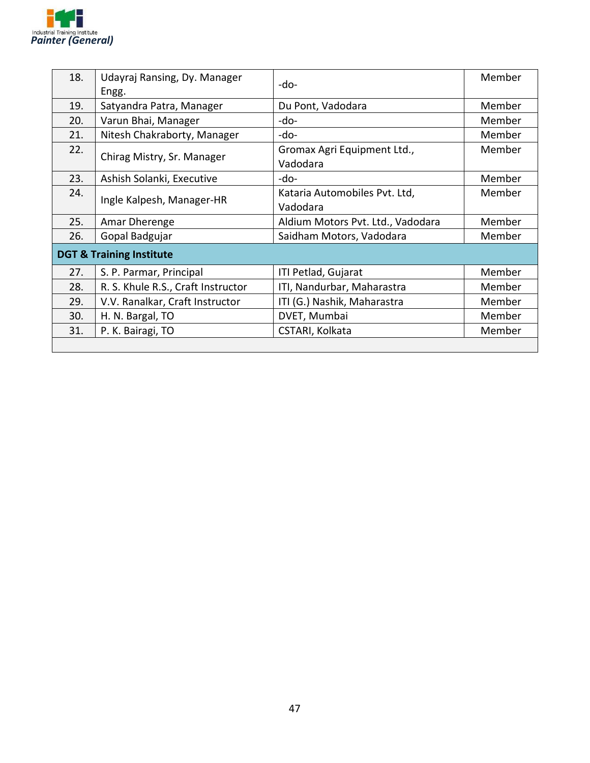| | | | |
|---|---|---|---|
| 18. | Udayraj Ransing, Dy. Manager Engg. | -do- | Member |
| 19. | Satyandra Patra, Manager | Du Pont, Vadodara | Member |
| 20. | Varun Bhai, Manager | -do- | Member |
| 21. | Nitesh Chakraborty, Manager | -do- | Member |
| 22. | Chirag Mistry, Sr. Manager | Gromax Agri Equipment Ltd., Vadodara | Member |
| 23. | Ashish Solanki, Executive | -do- | Member |
| 24. | Ingle Kalpesh, Manager-HR | Kataria Automobiles Pvt. Ltd, Vadodara | Member |
| 25. | Amar Dherenge | Aldium Motors Pvt. Ltd., Vadodara | Member |
| 26. | Gopal Badgujar | Saidham Motors, Vadodara | Member |
| **DGT & Training Institute** | | | |
| 27. | S. P. Parmar, Principal | ITI Petlad, Gujarat | Member |
| 28. | R. S. Khule R.S., Craft Instructor | ITI, Nandurbar, Maharastra | Member |
| 29. | V.V. Ranalkar, Craft Instructor | ITI (G.) Nashik, Maharastra | Member |
| 30. | H. N. Bargal, TO | DVET, Mumbai | Member |
| 31. | P. K. Bairagi, TO | CSTARI, Kolkata | Member |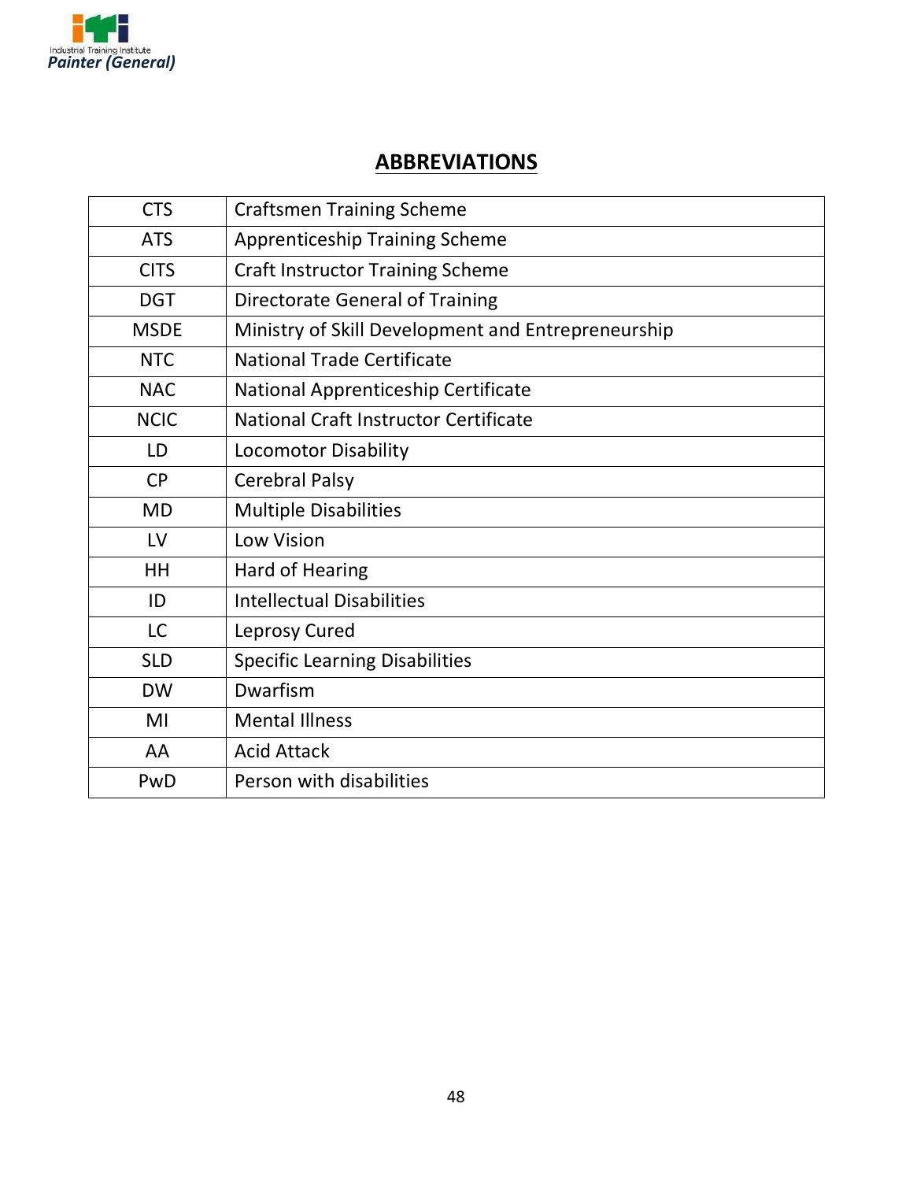## ABBREVIATIONS

| | |
|---|---|
| CTS | Craftsmen Training Scheme |
| ATS | Apprenticeship Training Scheme |
| CITS | Craft Instructor Training Scheme |
| DGT | Directorate General of Training |
| MSDE | Ministry of Skill Development and Entrepreneurship |
| NTC | National Trade Certificate |
| NAC | National Apprenticeship Certificate |
| NCIC | National Craft Instructor Certificate |
| LD | Locomotor Disability |
| CP | Cerebral Palsy |
| MD | Multiple Disabilities |
| LV | Low Vision |
| HH | Hard of Hearing |
| ID | Intellectual Disabilities |
| LC | Leprosy Cured |
| SLD | Specific Learning Disabilities |
| DW | Dwarfism |
| MI | Mental Illness |
| AA | Acid Attack |
| PwD | Person with disabilities |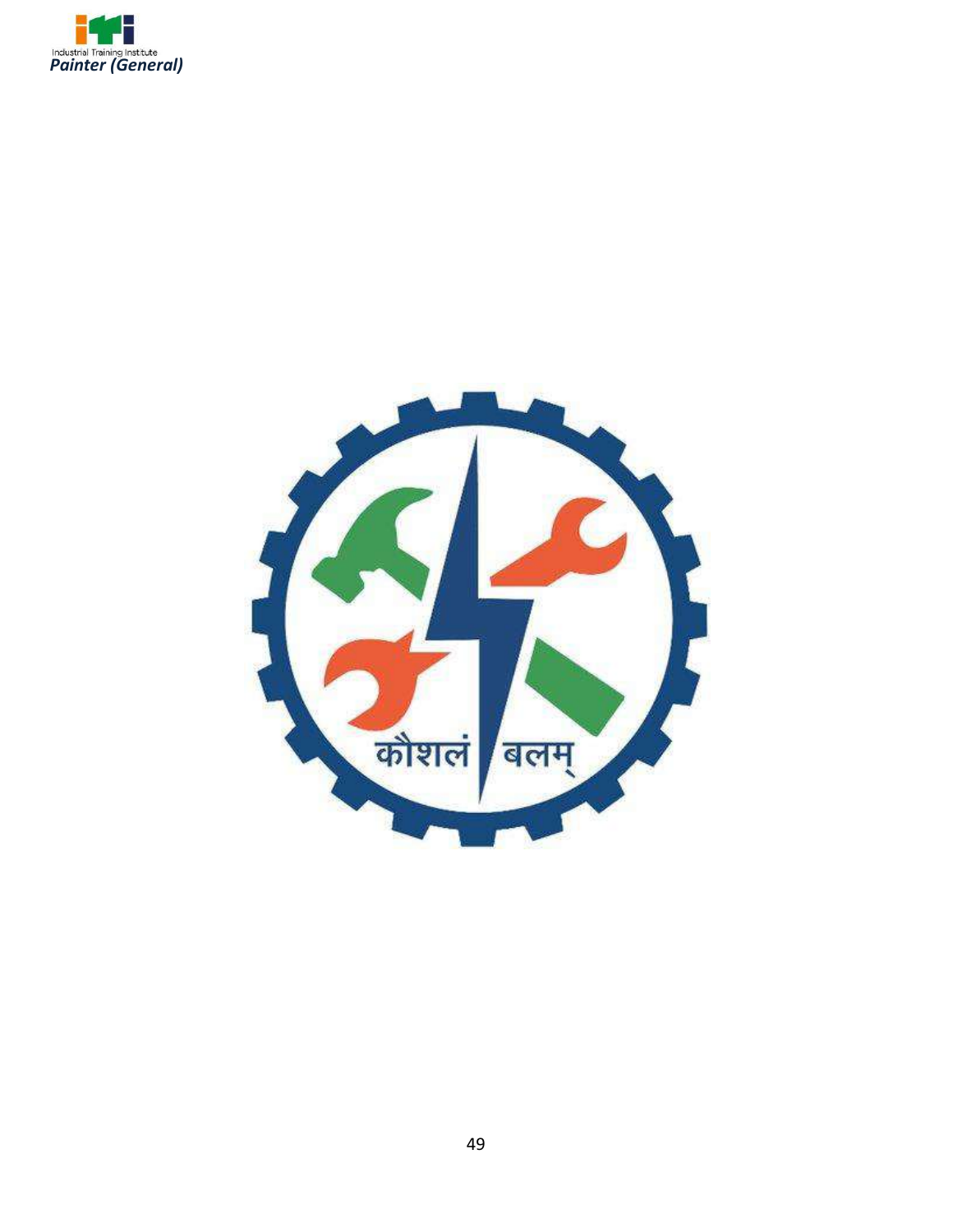कौशलं बलम्